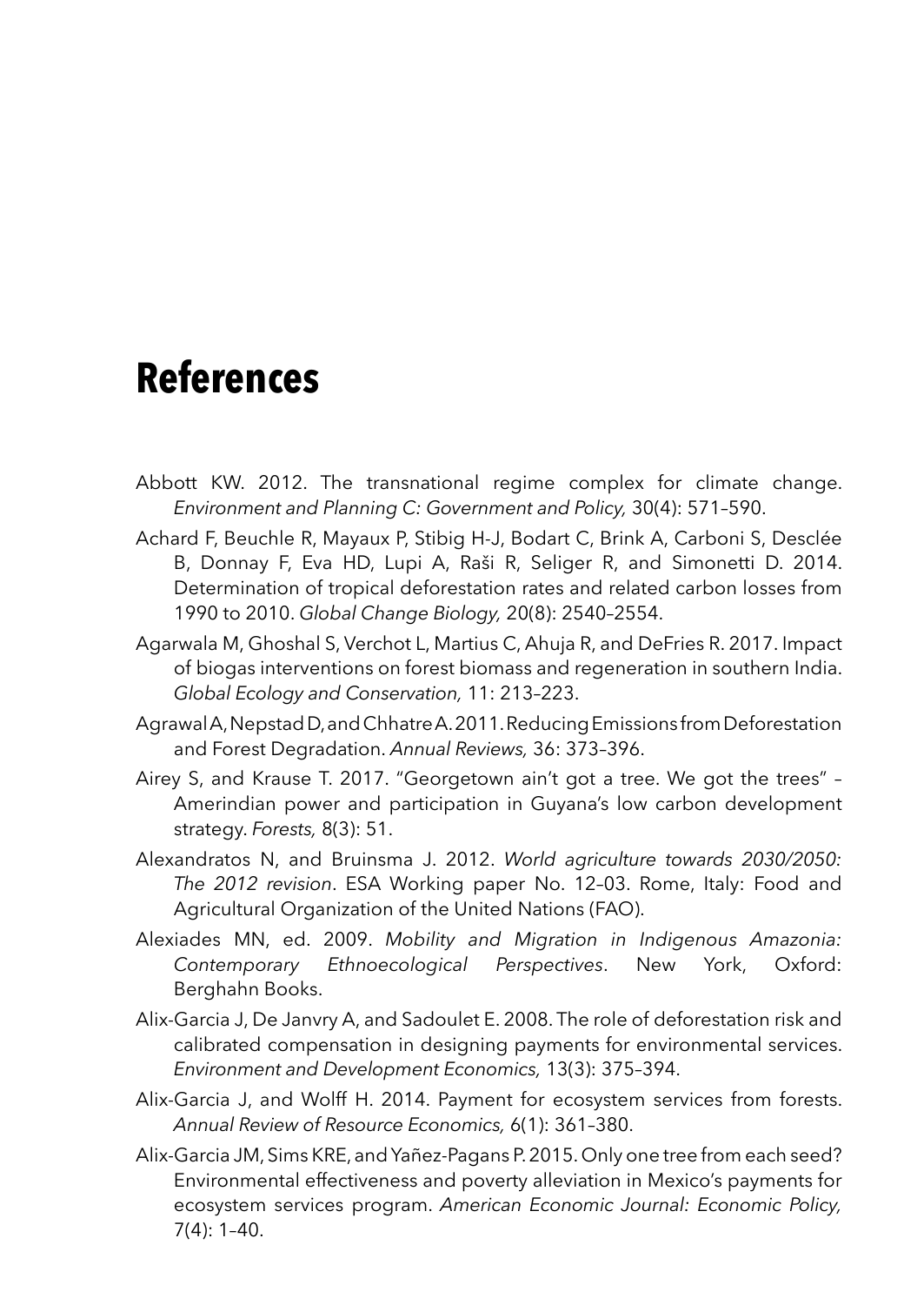# References

Abbott KW. 2012. The transnational regime complex for climate change. *Environment and Planning C: Government and Policy,* 30(4): 571–590.

Achard F, Beuchle R, Mayaux P, Stibig H-J, Bodart C, Brink A, Carboni S, Desclée B, Donnay F, Eva HD, Lupi A, Raši R, Seliger R, and Simonetti D. 2014. Determination of tropical deforestation rates and related carbon losses from 1990 to 2010. *Global Change Biology,* 20(8): 2540–2554.

Agarwala M, Ghoshal S, Verchot L, Martius C, Ahuja R, and DeFries R. 2017. Impact of biogas interventions on forest biomass and regeneration in southern India. *Global Ecology and Conservation,* 11: 213–223.

Agrawal A, Nepstad D, and Chhatre A. 2011. Reducing Emissions from Deforestation and Forest Degradation. *Annual Reviews,* 36: 373–396.

Airey S, and Krause T. 2017. "Georgetown ain't got a tree. We got the trees" – Amerindian power and participation in Guyana's low carbon development strategy. *Forests,* 8(3): 51.

Alexandratos N, and Bruinsma J. 2012. *World agriculture towards 2030/2050: The 2012 revision*. ESA Working paper No. 12–03. Rome, Italy: Food and Agricultural Organization of the United Nations (FAO).

Alexiades MN, ed. 2009. *Mobility and Migration in Indigenous Amazonia: Contemporary Ethnoecological Perspectives*. New York, Oxford: Berghahn Books.

Alix-Garcia J, De Janvry A, and Sadoulet E. 2008. The role of deforestation risk and calibrated compensation in designing payments for environmental services. *Environment and Development Economics,* 13(3): 375–394.

Alix-Garcia J, and Wolff H. 2014. Payment for ecosystem services from forests. *Annual Review of Resource Economics,* 6(1): 361–380.

Alix-Garcia JM, Sims KRE, and Yañez-Pagans P. 2015. Only one tree from each seed? Environmental effectiveness and poverty alleviation in Mexico's payments for ecosystem services program. *American Economic Journal: Economic Policy,* 7(4): 1–40.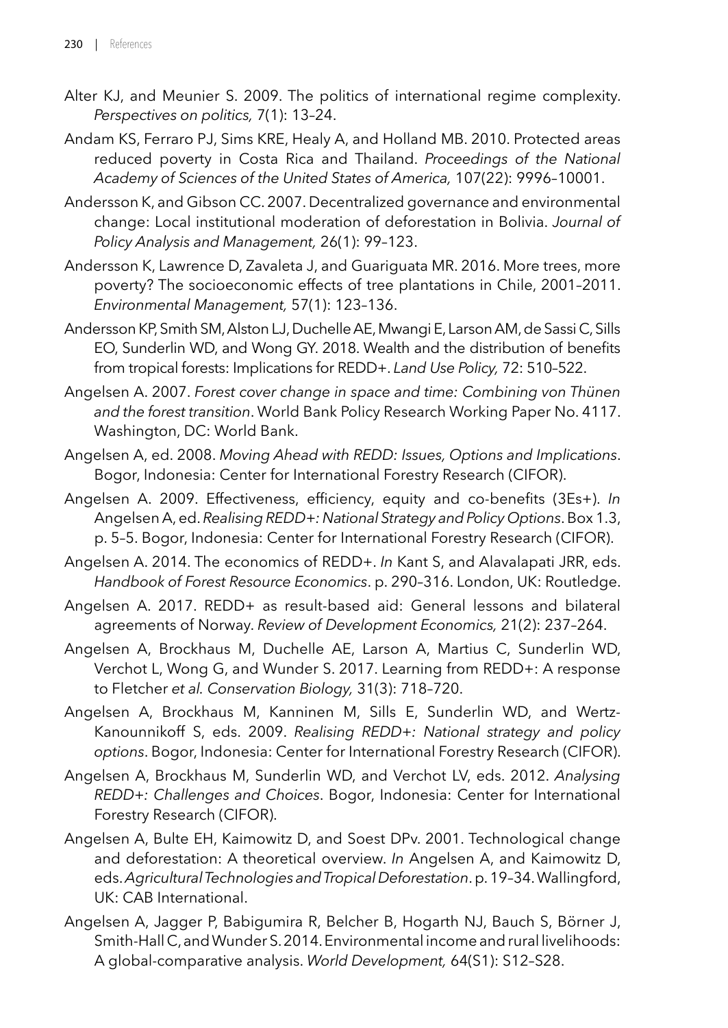Alter KJ, and Meunier S. 2009. The politics of international regime complexity. *Perspectives on politics,* 7(1): 13–24.

Andam KS, Ferraro PJ, Sims KRE, Healy A, and Holland MB. 2010. Protected areas reduced poverty in Costa Rica and Thailand. *Proceedings of the National Academy of Sciences of the United States of America,* 107(22): 9996–10001.

Andersson K, and Gibson CC. 2007. Decentralized governance and environmental change: Local institutional moderation of deforestation in Bolivia. *Journal of Policy Analysis and Management,* 26(1): 99–123.

Andersson K, Lawrence D, Zavaleta J, and Guariguata MR. 2016. More trees, more poverty? The socioeconomic effects of tree plantations in Chile, 2001–2011. *Environmental Management,* 57(1): 123–136.

Andersson KP, Smith SM, Alston LJ, Duchelle AE, Mwangi E, Larson AM, de Sassi C, Sills EO, Sunderlin WD, and Wong GY. 2018. Wealth and the distribution of benefits from tropical forests: Implications for REDD+. *Land Use Policy,* 72: 510–522.

Angelsen A. 2007. *Forest cover change in space and time: Combining von Thünen and the forest transition*. World Bank Policy Research Working Paper No. 4117. Washington, DC: World Bank.

Angelsen A, ed. 2008. *Moving Ahead with REDD: Issues, Options and Implications*. Bogor, Indonesia: Center for International Forestry Research (CIFOR).

Angelsen A. 2009. Effectiveness, efficiency, equity and co-benefits (3Es+). *In* Angelsen A, ed. *Realising REDD+: National Strategy and Policy Options*. Box 1.3, p. 5–5. Bogor, Indonesia: Center for International Forestry Research (CIFOR).

Angelsen A. 2014. The economics of REDD+. *In* Kant S, and Alavalapati JRR, eds. *Handbook of Forest Resource Economics*. p. 290–316. London, UK: Routledge.

Angelsen A. 2017. REDD+ as result-based aid: General lessons and bilateral agreements of Norway. *Review of Development Economics,* 21(2): 237–264.

Angelsen A, Brockhaus M, Duchelle AE, Larson A, Martius C, Sunderlin WD, Verchot L, Wong G, and Wunder S. 2017. Learning from REDD+: A response to Fletcher *et al. Conservation Biology,* 31(3): 718–720.

Angelsen A, Brockhaus M, Kanninen M, Sills E, Sunderlin WD, and Wertz-Kanounnikoff S, eds. 2009. *Realising REDD+: National strategy and policy options*. Bogor, Indonesia: Center for International Forestry Research (CIFOR).

Angelsen A, Brockhaus M, Sunderlin WD, and Verchot LV, eds. 2012. *Analysing REDD+: Challenges and Choices*. Bogor, Indonesia: Center for International Forestry Research (CIFOR).

Angelsen A, Bulte EH, Kaimowitz D, and Soest DPv. 2001. Technological change and deforestation: A theoretical overview. *In* Angelsen A, and Kaimowitz D, eds. *Agricultural Technologies and Tropical Deforestation*. p. 19–34. Wallingford, UK: CAB International.

Angelsen A, Jagger P, Babigumira R, Belcher B, Hogarth NJ, Bauch S, Börner J, Smith-Hall C, and Wunder S. 2014. Environmental income and rural livelihoods: A global-comparative analysis. *World Development,* 64(S1): S12–S28.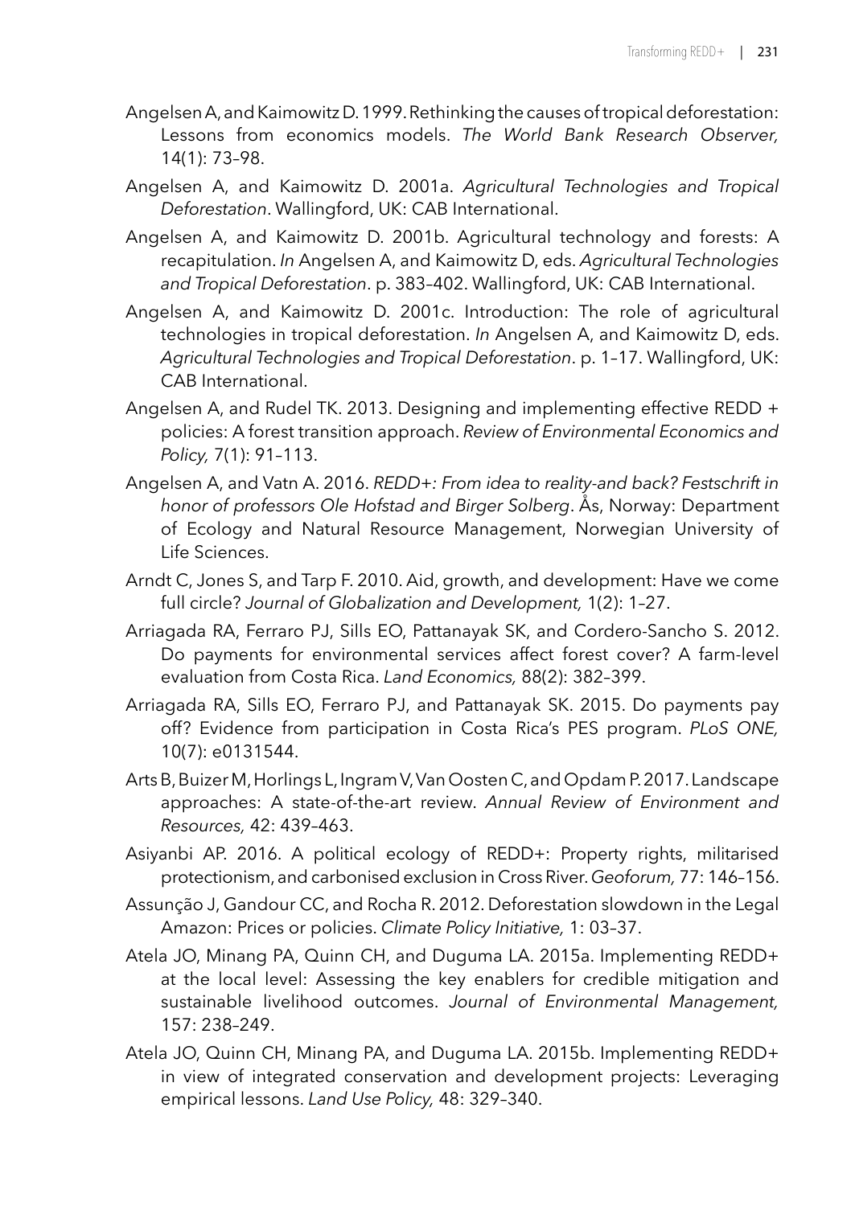Angelsen A, and Kaimowitz D. 1999. Rethinking the causes of tropical deforestation: Lessons from economics models. *The World Bank Research Observer,* 14(1): 73–98.

Angelsen A, and Kaimowitz D. 2001a. *Agricultural Technologies and Tropical Deforestation*. Wallingford, UK: CAB International.

Angelsen A, and Kaimowitz D. 2001b. Agricultural technology and forests: A recapitulation. *In* Angelsen A, and Kaimowitz D, eds. *Agricultural Technologies and Tropical Deforestation*. p. 383–402. Wallingford, UK: CAB International.

Angelsen A, and Kaimowitz D. 2001c. Introduction: The role of agricultural technologies in tropical deforestation. *In* Angelsen A, and Kaimowitz D, eds. *Agricultural Technologies and Tropical Deforestation*. p. 1–17. Wallingford, UK: CAB International.

Angelsen A, and Rudel TK. 2013. Designing and implementing effective REDD + policies: A forest transition approach. *Review of Environmental Economics and Policy,* 7(1): 91–113.

Angelsen A, and Vatn A. 2016. *REDD+: From idea to reality-and back? Festschrift in honor of professors Ole Hofstad and Birger Solberg*. Ås, Norway: Department of Ecology and Natural Resource Management, Norwegian University of Life Sciences.

Arndt C, Jones S, and Tarp F. 2010. Aid, growth, and development: Have we come full circle? *Journal of Globalization and Development,* 1(2): 1–27.

Arriagada RA, Ferraro PJ, Sills EO, Pattanayak SK, and Cordero-Sancho S. 2012. Do payments for environmental services affect forest cover? A farm-level evaluation from Costa Rica. *Land Economics,* 88(2): 382–399.

Arriagada RA, Sills EO, Ferraro PJ, and Pattanayak SK. 2015. Do payments pay off? Evidence from participation in Costa Rica's PES program. *PLoS ONE,* 10(7): e0131544.

Arts B, Buizer M, Horlings L, Ingram V, Van Oosten C, and Opdam P. 2017. Landscape approaches: A state-of-the-art review. *Annual Review of Environment and Resources,* 42: 439–463.

Asiyanbi AP. 2016. A political ecology of REDD+: Property rights, militarised protectionism, and carbonised exclusion in Cross River. *Geoforum,* 77: 146–156.

Assunção J, Gandour CC, and Rocha R. 2012. Deforestation slowdown in the Legal Amazon: Prices or policies. *Climate Policy Initiative,* 1: 03–37.

Atela JO, Minang PA, Quinn CH, and Duguma LA. 2015a. Implementing REDD+ at the local level: Assessing the key enablers for credible mitigation and sustainable livelihood outcomes. *Journal of Environmental Management,* 157: 238–249.

Atela JO, Quinn CH, Minang PA, and Duguma LA. 2015b. Implementing REDD+ in view of integrated conservation and development projects: Leveraging empirical lessons. *Land Use Policy,* 48: 329–340.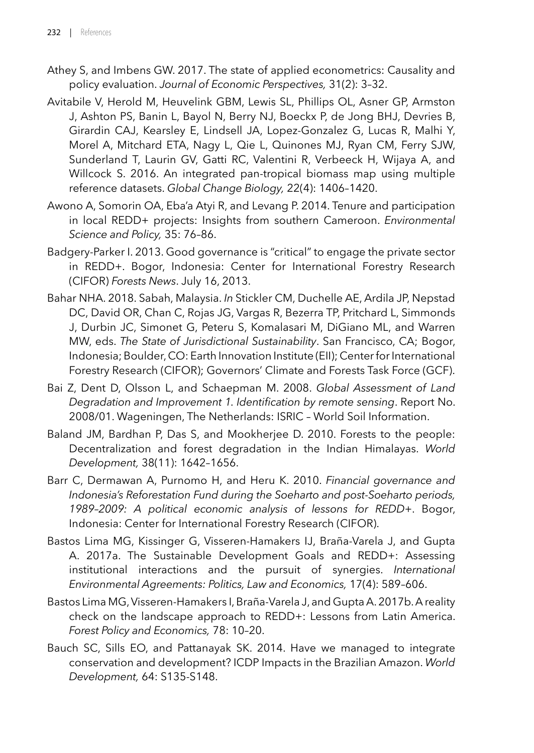Athey S, and Imbens GW. 2017. The state of applied econometrics: Causality and policy evaluation. *Journal of Economic Perspectives,* 31(2): 3–32.

Avitabile V, Herold M, Heuvelink GBM, Lewis SL, Phillips OL, Asner GP, Armston J, Ashton PS, Banin L, Bayol N, Berry NJ, Boeckx P, de Jong BHJ, Devries B, Girardin CAJ, Kearsley E, Lindsell JA, Lopez-Gonzalez G, Lucas R, Malhi Y, Morel A, Mitchard ETA, Nagy L, Qie L, Quinones MJ, Ryan CM, Ferry SJW, Sunderland T, Laurin GV, Gatti RC, Valentini R, Verbeeck H, Wijaya A, and Willcock S. 2016. An integrated pan-tropical biomass map using multiple reference datasets. *Global Change Biology,* 22(4): 1406–1420.

Awono A, Somorin OA, Eba'a Atyi R, and Levang P. 2014. Tenure and participation in local REDD+ projects: Insights from southern Cameroon. *Environmental Science and Policy,* 35: 76–86.

Badgery-Parker I. 2013. Good governance is "critical" to engage the private sector in REDD+. Bogor, Indonesia: Center for International Forestry Research (CIFOR) *Forests News*. July 16, 2013.

Bahar NHA. 2018. Sabah, Malaysia. *In* Stickler CM, Duchelle AE, Ardila JP, Nepstad DC, David OR, Chan C, Rojas JG, Vargas R, Bezerra TP, Pritchard L, Simmonds J, Durbin JC, Simonet G, Peteru S, Komalasari M, DiGiano ML, and Warren MW, eds. *The State of Jurisdictional Sustainability*. San Francisco, CA; Bogor, Indonesia; Boulder, CO: Earth Innovation Institute (EII); Center for International Forestry Research (CIFOR); Governors' Climate and Forests Task Force (GCF).

Bai Z, Dent D, Olsson L, and Schaepman M. 2008. *Global Assessment of Land Degradation and Improvement 1. Identification by remote sensing*. Report No. 2008/01. Wageningen, The Netherlands: ISRIC – World Soil Information.

Baland JM, Bardhan P, Das S, and Mookherjee D. 2010. Forests to the people: Decentralization and forest degradation in the Indian Himalayas. *World Development,* 38(11): 1642–1656.

Barr C, Dermawan A, Purnomo H, and Heru K. 2010. *Financial governance and Indonesia's Reforestation Fund during the Soeharto and post-Soeharto periods, 1989–2009: A political economic analysis of lessons for REDD+*. Bogor, Indonesia: Center for International Forestry Research (CIFOR).

Bastos Lima MG, Kissinger G, Visseren-Hamakers IJ, Braña-Varela J, and Gupta A. 2017a. The Sustainable Development Goals and REDD+: Assessing institutional interactions and the pursuit of synergies. *International Environmental Agreements: Politics, Law and Economics,* 17(4): 589–606.

Bastos Lima MG, Visseren-Hamakers I, Braña-Varela J, and Gupta A. 2017b. A reality check on the landscape approach to REDD+: Lessons from Latin America. *Forest Policy and Economics,* 78: 10–20.

Bauch SC, Sills EO, and Pattanayak SK. 2014. Have we managed to integrate conservation and development? ICDP Impacts in the Brazilian Amazon. *World Development,* 64: S135-S148.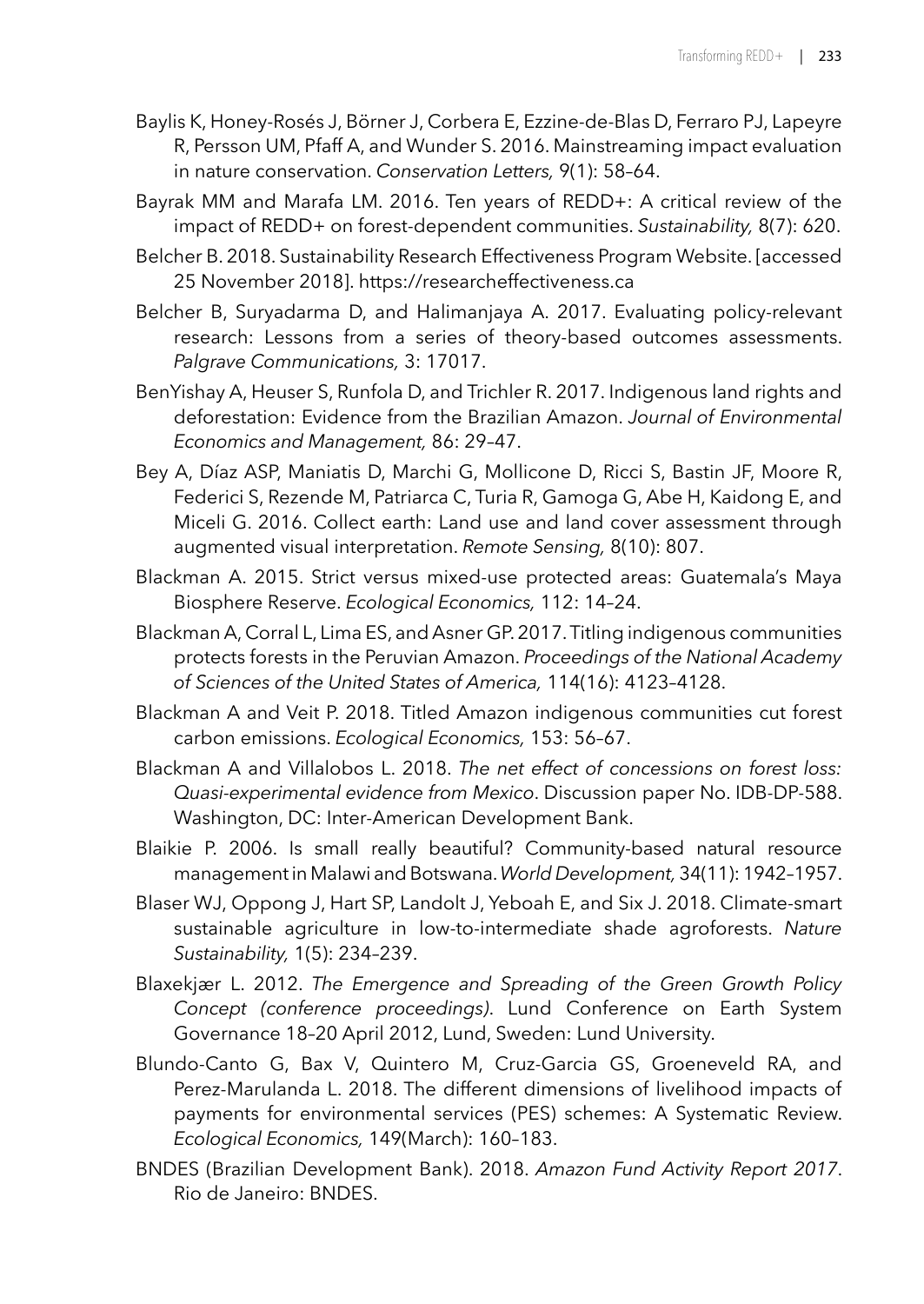Baylis K, Honey-Rosés J, Börner J, Corbera E, Ezzine-de-Blas D, Ferraro PJ, Lapeyre R, Persson UM, Pfaff A, and Wunder S. 2016. Mainstreaming impact evaluation in nature conservation. *Conservation Letters,* 9(1): 58–64.

Bayrak MM and Marafa LM. 2016. Ten years of REDD+: A critical review of the impact of REDD+ on forest-dependent communities. *Sustainability,* 8(7): 620.

Belcher B. 2018. Sustainability Research Effectiveness Program Website. [accessed 25 November 2018]. https://researcheffectiveness.ca

Belcher B, Suryadarma D, and Halimanjaya A. 2017. Evaluating policy-relevant research: Lessons from a series of theory-based outcomes assessments. *Palgrave Communications,* 3: 17017.

BenYishay A, Heuser S, Runfola D, and Trichler R. 2017. Indigenous land rights and deforestation: Evidence from the Brazilian Amazon. *Journal of Environmental Economics and Management,* 86: 29–47.

Bey A, Díaz ASP, Maniatis D, Marchi G, Mollicone D, Ricci S, Bastin JF, Moore R, Federici S, Rezende M, Patriarca C, Turia R, Gamoga G, Abe H, Kaidong E, and Miceli G. 2016. Collect earth: Land use and land cover assessment through augmented visual interpretation. *Remote Sensing,* 8(10): 807.

Blackman A. 2015. Strict versus mixed-use protected areas: Guatemala's Maya Biosphere Reserve. *Ecological Economics,* 112: 14–24.

Blackman A, Corral L, Lima ES, and Asner GP. 2017. Titling indigenous communities protects forests in the Peruvian Amazon. *Proceedings of the National Academy of Sciences of the United States of America,* 114(16): 4123–4128.

Blackman A and Veit P. 2018. Titled Amazon indigenous communities cut forest carbon emissions. *Ecological Economics,* 153: 56–67.

Blackman A and Villalobos L. 2018. *The net effect of concessions on forest loss: Quasi-experimental evidence from Mexico*. Discussion paper No. IDB-DP-588. Washington, DC: Inter-American Development Bank.

Blaikie P. 2006. Is small really beautiful? Community-based natural resource management in Malawi and Botswana. *World Development,* 34(11): 1942–1957.

Blaser WJ, Oppong J, Hart SP, Landolt J, Yeboah E, and Six J. 2018. Climate-smart sustainable agriculture in low-to-intermediate shade agroforests. *Nature Sustainability,* 1(5): 234–239.

Blaxekjær L. 2012. *The Emergence and Spreading of the Green Growth Policy Concept (conference proceedings)*. Lund Conference on Earth System Governance 18–20 April 2012, Lund, Sweden: Lund University.

Blundo-Canto G, Bax V, Quintero M, Cruz-Garcia GS, Groeneveld RA, and Perez-Marulanda L. 2018. The different dimensions of livelihood impacts of payments for environmental services (PES) schemes: A Systematic Review. *Ecological Economics,* 149(March): 160–183.

BNDES (Brazilian Development Bank). 2018. *Amazon Fund Activity Report 2017*. Rio de Janeiro: BNDES.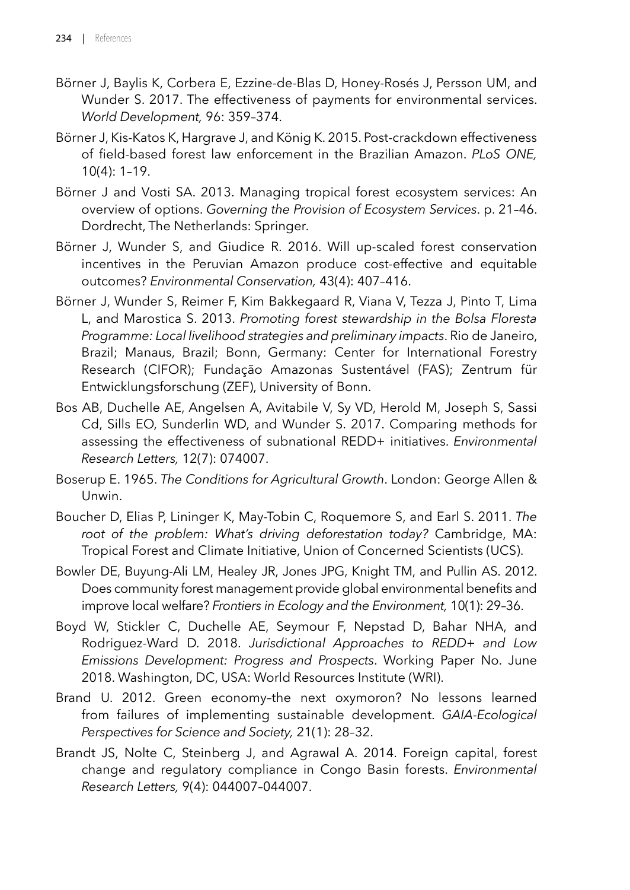Börner J, Baylis K, Corbera E, Ezzine-de-Blas D, Honey-Rosés J, Persson UM, and Wunder S. 2017. The effectiveness of payments for environmental services. *World Development,* 96: 359–374.

Börner J, Kis-Katos K, Hargrave J, and König K. 2015. Post-crackdown effectiveness of field-based forest law enforcement in the Brazilian Amazon. *PLoS ONE,* 10(4): 1–19.

Börner J and Vosti SA. 2013. Managing tropical forest ecosystem services: An overview of options. *Governing the Provision of Ecosystem Services*. p. 21–46. Dordrecht, The Netherlands: Springer.

Börner J, Wunder S, and Giudice R. 2016. Will up-scaled forest conservation incentives in the Peruvian Amazon produce cost-effective and equitable outcomes? *Environmental Conservation,* 43(4): 407–416.

Börner J, Wunder S, Reimer F, Kim Bakkegaard R, Viana V, Tezza J, Pinto T, Lima L, and Marostica S. 2013. *Promoting forest stewardship in the Bolsa Floresta Programme: Local livelihood strategies and preliminary impacts*. Rio de Janeiro, Brazil; Manaus, Brazil; Bonn, Germany: Center for International Forestry Research (CIFOR); Fundação Amazonas Sustentável (FAS); Zentrum für Entwicklungsforschung (ZEF), University of Bonn.

Bos AB, Duchelle AE, Angelsen A, Avitabile V, Sy VD, Herold M, Joseph S, Sassi Cd, Sills EO, Sunderlin WD, and Wunder S. 2017. Comparing methods for assessing the effectiveness of subnational REDD+ initiatives. *Environmental Research Letters,* 12(7): 074007.

Boserup E. 1965. *The Conditions for Agricultural Growth*. London: George Allen & Unwin.

Boucher D, Elias P, Lininger K, May-Tobin C, Roquemore S, and Earl S. 2011. *The root of the problem: What's driving deforestation today?* Cambridge, MA: Tropical Forest and Climate Initiative, Union of Concerned Scientists (UCS).

Bowler DE, Buyung-Ali LM, Healey JR, Jones JPG, Knight TM, and Pullin AS. 2012. Does community forest management provide global environmental benefits and improve local welfare? *Frontiers in Ecology and the Environment,* 10(1): 29–36.

Boyd W, Stickler C, Duchelle AE, Seymour F, Nepstad D, Bahar NHA, and Rodriguez-Ward D. 2018. *Jurisdictional Approaches to REDD+ and Low Emissions Development: Progress and Prospects*. Working Paper No. June 2018. Washington, DC, USA: World Resources Institute (WRI).

Brand U. 2012. Green economy–the next oxymoron? No lessons learned from failures of implementing sustainable development. *GAIA-Ecological Perspectives for Science and Society,* 21(1): 28–32.

Brandt JS, Nolte C, Steinberg J, and Agrawal A. 2014. Foreign capital, forest change and regulatory compliance in Congo Basin forests. *Environmental Research Letters,* 9(4): 044007–044007.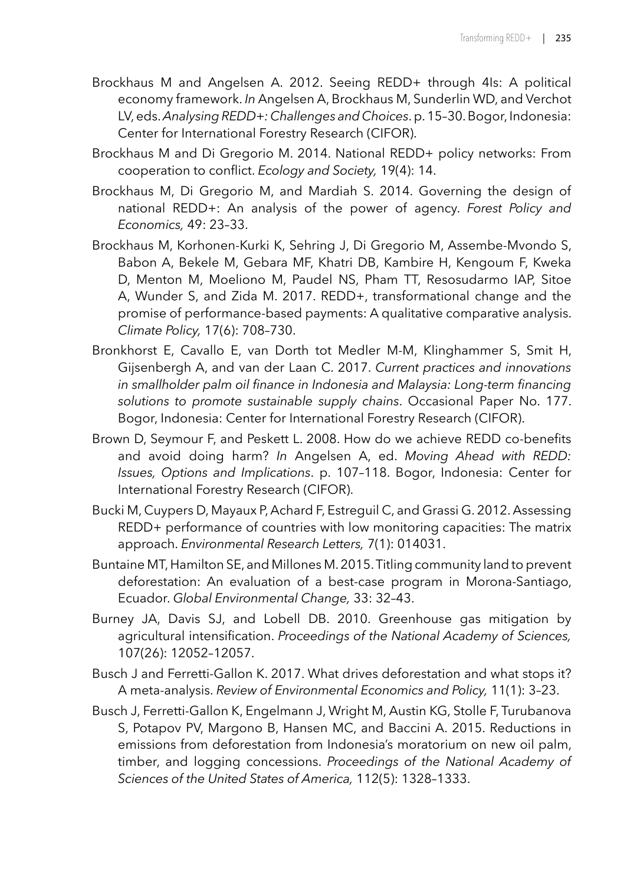Brockhaus M and Angelsen A. 2012. Seeing REDD+ through 4Is: A political economy framework. *In* Angelsen A, Brockhaus M, Sunderlin WD, and Verchot LV, eds. *Analysing REDD+: Challenges and Choices*. p. 15–30. Bogor, Indonesia: Center for International Forestry Research (CIFOR).

Brockhaus M and Di Gregorio M. 2014. National REDD+ policy networks: From cooperation to conflict. *Ecology and Society,* 19(4): 14.

Brockhaus M, Di Gregorio M, and Mardiah S. 2014. Governing the design of national REDD+: An analysis of the power of agency. *Forest Policy and Economics,* 49: 23–33.

Brockhaus M, Korhonen-Kurki K, Sehring J, Di Gregorio M, Assembe-Mvondo S, Babon A, Bekele M, Gebara MF, Khatri DB, Kambire H, Kengoum F, Kweka D, Menton M, Moeliono M, Paudel NS, Pham TT, Resosudarmo IAP, Sitoe A, Wunder S, and Zida M. 2017. REDD+, transformational change and the promise of performance-based payments: A qualitative comparative analysis. *Climate Policy,* 17(6): 708–730.

Bronkhorst E, Cavallo E, van Dorth tot Medler M-M, Klinghammer S, Smit H, Gijsenbergh A, and van der Laan C. 2017. *Current practices and innovations in smallholder palm oil finance in Indonesia and Malaysia: Long-term financing solutions to promote sustainable supply chains*. Occasional Paper No. 177. Bogor, Indonesia: Center for International Forestry Research (CIFOR).

Brown D, Seymour F, and Peskett L. 2008. How do we achieve REDD co-benefits and avoid doing harm? *In* Angelsen A, ed. *Moving Ahead with REDD: Issues, Options and Implications*. p. 107–118. Bogor, Indonesia: Center for International Forestry Research (CIFOR).

Bucki M, Cuypers D, Mayaux P, Achard F, Estreguil C, and Grassi G. 2012. Assessing REDD+ performance of countries with low monitoring capacities: The matrix approach. *Environmental Research Letters,* 7(1): 014031.

Buntaine MT, Hamilton SE, and Millones M. 2015. Titling community land to prevent deforestation: An evaluation of a best-case program in Morona-Santiago, Ecuador. *Global Environmental Change,* 33: 32–43.

Burney JA, Davis SJ, and Lobell DB. 2010. Greenhouse gas mitigation by agricultural intensification. *Proceedings of the National Academy of Sciences,* 107(26): 12052–12057.

Busch J and Ferretti-Gallon K. 2017. What drives deforestation and what stops it? A meta-analysis. *Review of Environmental Economics and Policy,* 11(1): 3–23.

Busch J, Ferretti-Gallon K, Engelmann J, Wright M, Austin KG, Stolle F, Turubanova S, Potapov PV, Margono B, Hansen MC, and Baccini A. 2015. Reductions in emissions from deforestation from Indonesia's moratorium on new oil palm, timber, and logging concessions. *Proceedings of the National Academy of Sciences of the United States of America,* 112(5): 1328–1333.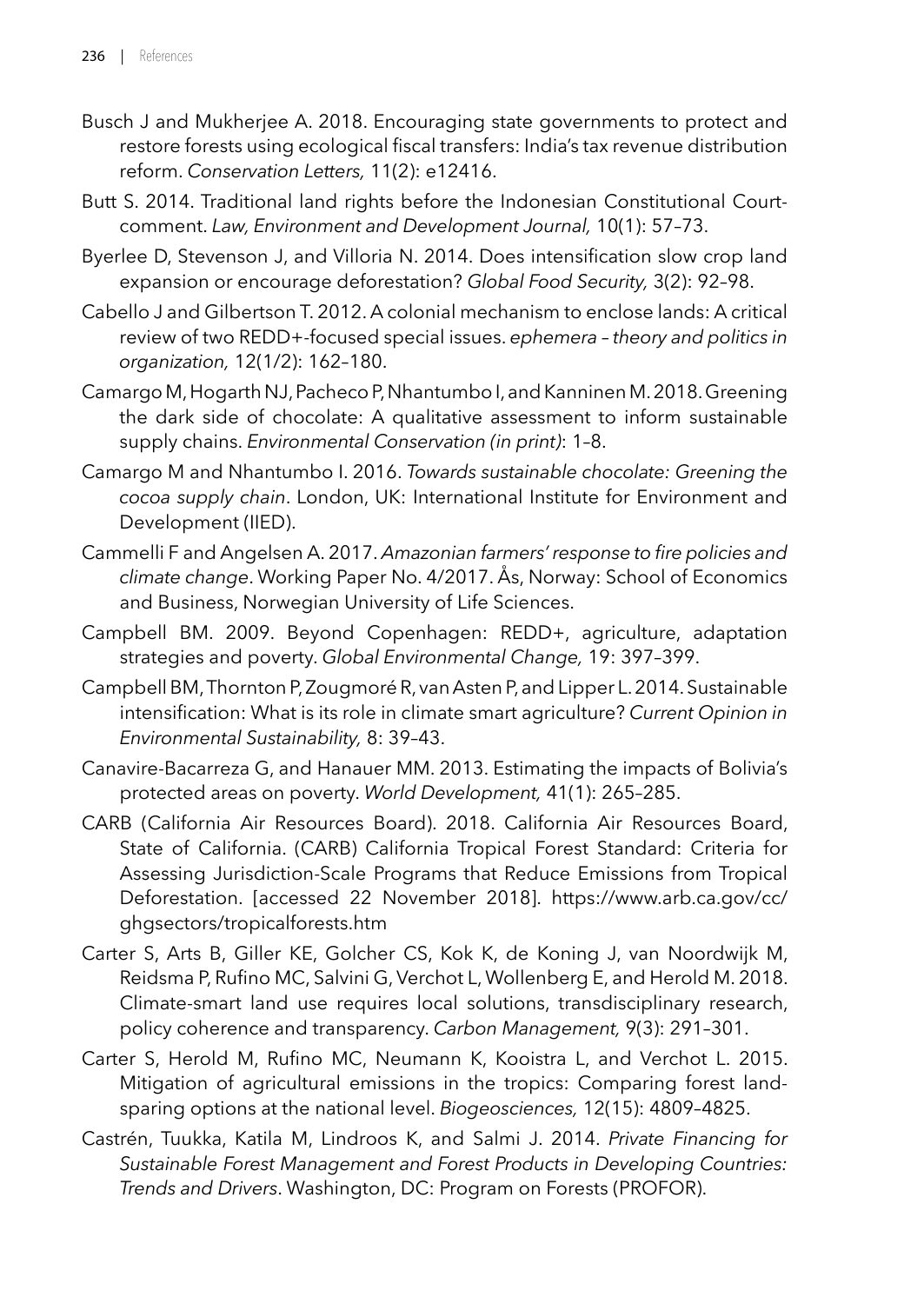Busch J and Mukherjee A. 2018. Encouraging state governments to protect and restore forests using ecological fiscal transfers: India's tax revenue distribution reform. *Conservation Letters,* 11(2): e12416.

Butt S. 2014. Traditional land rights before the Indonesian Constitutional Court-comment. *Law, Environment and Development Journal,* 10(1): 57–73.

Byerlee D, Stevenson J, and Villoria N. 2014. Does intensification slow crop land expansion or encourage deforestation? *Global Food Security,* 3(2): 92–98.

Cabello J and Gilbertson T. 2012. A colonial mechanism to enclose lands: A critical review of two REDD+-focused special issues. *ephemera – theory and politics in organization,* 12(1/2): 162–180.

Camargo M, Hogarth NJ, Pacheco P, Nhantumbo I, and Kanninen M. 2018. Greening the dark side of chocolate: A qualitative assessment to inform sustainable supply chains. *Environmental Conservation (in print)*: 1–8.

Camargo M and Nhantumbo I. 2016. *Towards sustainable chocolate: Greening the cocoa supply chain*. London, UK: International Institute for Environment and Development (IIED).

Cammelli F and Angelsen A. 2017. *Amazonian farmers' response to fire policies and climate change*. Working Paper No. 4/2017. Ås, Norway: School of Economics and Business, Norwegian University of Life Sciences.

Campbell BM. 2009. Beyond Copenhagen: REDD+, agriculture, adaptation strategies and poverty. *Global Environmental Change,* 19: 397–399.

Campbell BM, Thornton P, Zougmoré R, van Asten P, and Lipper L. 2014. Sustainable intensification: What is its role in climate smart agriculture? *Current Opinion in Environmental Sustainability,* 8: 39–43.

Canavire-Bacarreza G, and Hanauer MM. 2013. Estimating the impacts of Bolivia's protected areas on poverty. *World Development,* 41(1): 265–285.

CARB (California Air Resources Board). 2018. California Air Resources Board, State of California. (CARB) California Tropical Forest Standard: Criteria for Assessing Jurisdiction-Scale Programs that Reduce Emissions from Tropical Deforestation. [accessed 22 November 2018]. https://www.arb.ca.gov/cc/ghgsectors/tropicalforests.htm

Carter S, Arts B, Giller KE, Golcher CS, Kok K, de Koning J, van Noordwijk M, Reidsma P, Rufino MC, Salvini G, Verchot L, Wollenberg E, and Herold M. 2018. Climate-smart land use requires local solutions, transdisciplinary research, policy coherence and transparency. *Carbon Management,* 9(3): 291–301.

Carter S, Herold M, Rufino MC, Neumann K, Kooistra L, and Verchot L. 2015. Mitigation of agricultural emissions in the tropics: Comparing forest land-sparing options at the national level. *Biogeosciences,* 12(15): 4809–4825.

Castrén, Tuukka, Katila M, Lindroos K, and Salmi J. 2014. *Private Financing for Sustainable Forest Management and Forest Products in Developing Countries: Trends and Drivers*. Washington, DC: Program on Forests (PROFOR).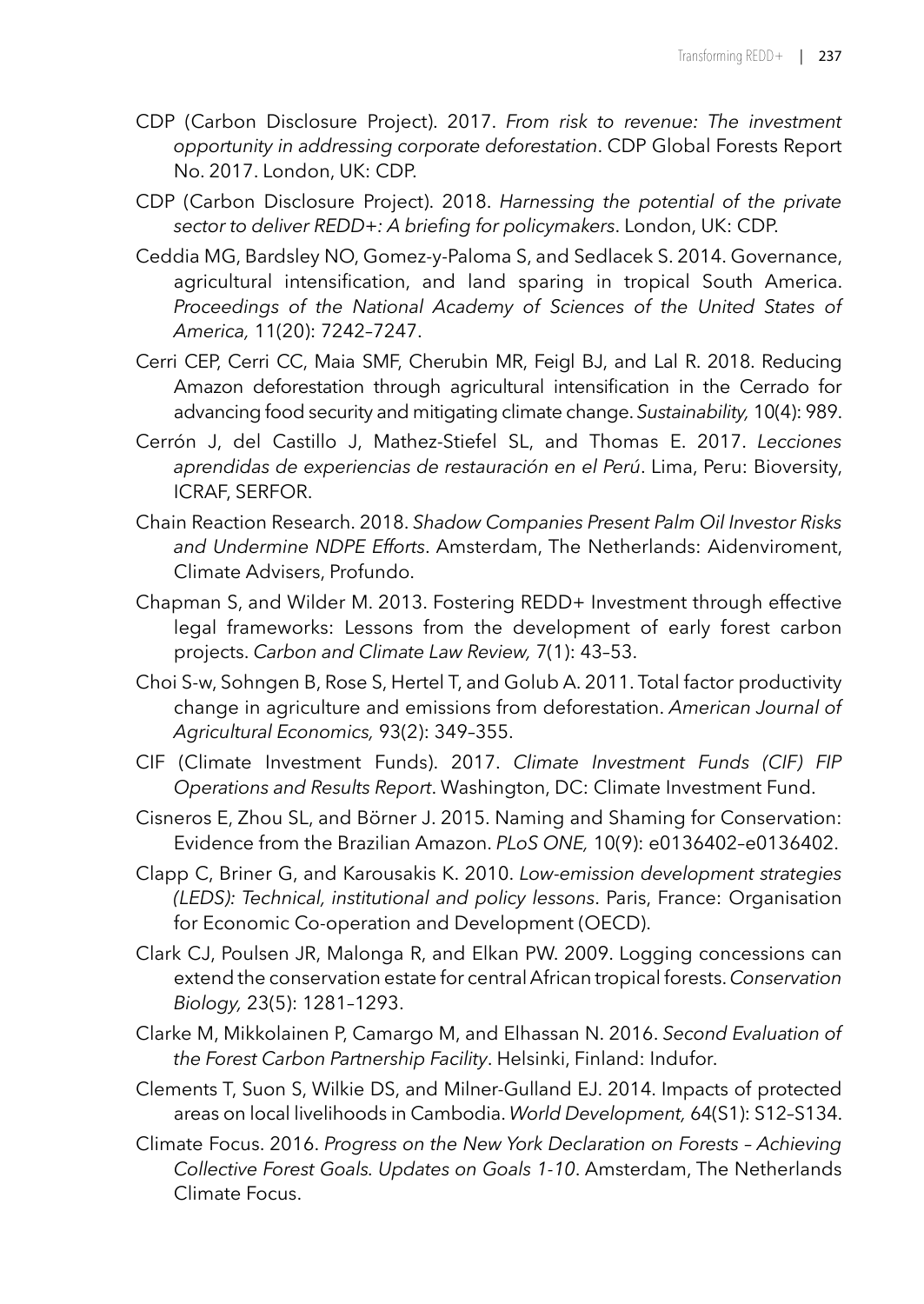CDP (Carbon Disclosure Project). 2017. *From risk to revenue: The investment opportunity in addressing corporate deforestation*. CDP Global Forests Report No. 2017. London, UK: CDP.

CDP (Carbon Disclosure Project). 2018. *Harnessing the potential of the private sector to deliver REDD+: A briefing for policymakers*. London, UK: CDP.

Ceddia MG, Bardsley NO, Gomez-y-Paloma S, and Sedlacek S. 2014. Governance, agricultural intensification, and land sparing in tropical South America. *Proceedings of the National Academy of Sciences of the United States of America,* 11(20): 7242–7247.

Cerri CEP, Cerri CC, Maia SMF, Cherubin MR, Feigl BJ, and Lal R. 2018. Reducing Amazon deforestation through agricultural intensification in the Cerrado for advancing food security and mitigating climate change. *Sustainability,* 10(4): 989.

Cerrón J, del Castillo J, Mathez-Stiefel SL, and Thomas E. 2017. *Lecciones aprendidas de experiencias de restauración en el Perú*. Lima, Peru: Bioversity, ICRAF, SERFOR.

Chain Reaction Research. 2018. *Shadow Companies Present Palm Oil Investor Risks and Undermine NDPE Efforts*. Amsterdam, The Netherlands: Aidenviroment, Climate Advisers, Profundo.

Chapman S, and Wilder M. 2013. Fostering REDD+ Investment through effective legal frameworks: Lessons from the development of early forest carbon projects. *Carbon and Climate Law Review,* 7(1): 43–53.

Choi S-w, Sohngen B, Rose S, Hertel T, and Golub A. 2011. Total factor productivity change in agriculture and emissions from deforestation. *American Journal of Agricultural Economics,* 93(2): 349–355.

CIF (Climate Investment Funds). 2017. *Climate Investment Funds (CIF) FIP Operations and Results Report*. Washington, DC: Climate Investment Fund.

Cisneros E, Zhou SL, and Börner J. 2015. Naming and Shaming for Conservation: Evidence from the Brazilian Amazon. *PLoS ONE,* 10(9): e0136402–e0136402.

Clapp C, Briner G, and Karousakis K. 2010. *Low-emission development strategies (LEDS): Technical, institutional and policy lessons*. Paris, France: Organisation for Economic Co-operation and Development (OECD).

Clark CJ, Poulsen JR, Malonga R, and Elkan PW. 2009. Logging concessions can extend the conservation estate for central African tropical forests. *Conservation Biology,* 23(5): 1281–1293.

Clarke M, Mikkolainen P, Camargo M, and Elhassan N. 2016. *Second Evaluation of the Forest Carbon Partnership Facility*. Helsinki, Finland: Indufor.

Clements T, Suon S, Wilkie DS, and Milner-Gulland EJ. 2014. Impacts of protected areas on local livelihoods in Cambodia. *World Development,* 64(S1): S12–S134.

Climate Focus. 2016. *Progress on the New York Declaration on Forests – Achieving Collective Forest Goals. Updates on Goals 1-10*. Amsterdam, The Netherlands Climate Focus.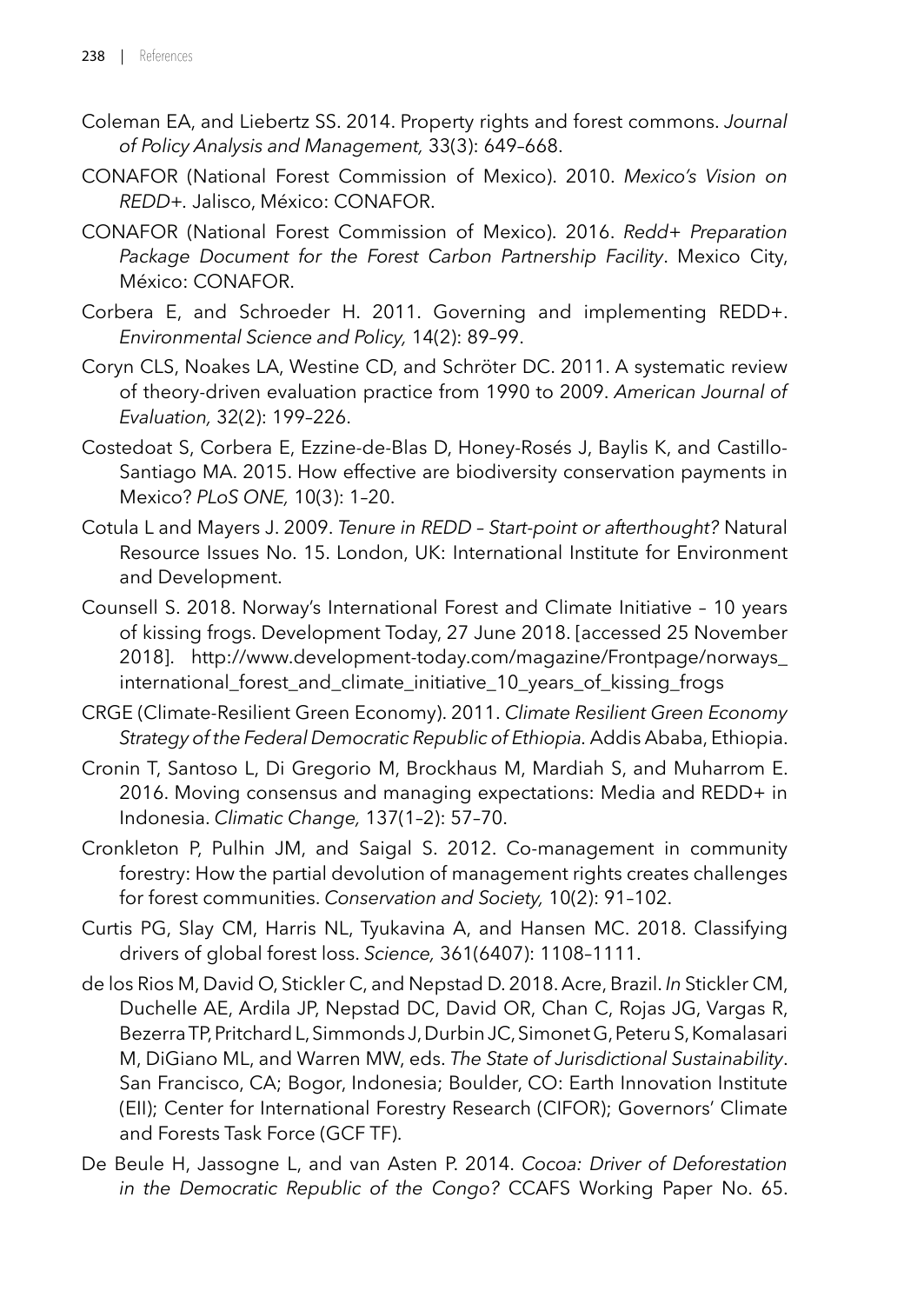Coleman EA, and Liebertz SS. 2014. Property rights and forest commons. *Journal of Policy Analysis and Management,* 33(3): 649–668.

CONAFOR (National Forest Commission of Mexico). 2010. *Mexico's Vision on REDD+*. Jalisco, México: CONAFOR.

CONAFOR (National Forest Commission of Mexico). 2016. *Redd+ Preparation Package Document for the Forest Carbon Partnership Facility*. Mexico City, México: CONAFOR.

Corbera E, and Schroeder H. 2011. Governing and implementing REDD+. *Environmental Science and Policy,* 14(2): 89–99.

Coryn CLS, Noakes LA, Westine CD, and Schröter DC. 2011. A systematic review of theory-driven evaluation practice from 1990 to 2009. *American Journal of Evaluation,* 32(2): 199–226.

Costedoat S, Corbera E, Ezzine-de-Blas D, Honey-Rosés J, Baylis K, and Castillo-Santiago MA. 2015. How effective are biodiversity conservation payments in Mexico? *PLoS ONE,* 10(3): 1–20.

Cotula L and Mayers J. 2009. *Tenure in REDD – Start-point or afterthought?* Natural Resource Issues No. 15. London, UK: International Institute for Environment and Development.

Counsell S. 2018. Norway's International Forest and Climate Initiative – 10 years of kissing frogs. Development Today, 27 June 2018. [accessed 25 November 2018]. http://www.development-today.com/magazine/Frontpage/norways_international_forest_and_climate_initiative_10_years_of_kissing_frogs

CRGE (Climate-Resilient Green Economy). 2011. *Climate Resilient Green Economy Strategy of the Federal Democratic Republic of Ethiopia*. Addis Ababa, Ethiopia.

Cronin T, Santoso L, Di Gregorio M, Brockhaus M, Mardiah S, and Muharrom E. 2016. Moving consensus and managing expectations: Media and REDD+ in Indonesia. *Climatic Change,* 137(1–2): 57–70.

Cronkleton P, Pulhin JM, and Saigal S. 2012. Co-management in community forestry: How the partial devolution of management rights creates challenges for forest communities. *Conservation and Society,* 10(2): 91–102.

Curtis PG, Slay CM, Harris NL, Tyukavina A, and Hansen MC. 2018. Classifying drivers of global forest loss. *Science,* 361(6407): 1108–1111.

de los Rios M, David O, Stickler C, and Nepstad D. 2018. Acre, Brazil. *In* Stickler CM, Duchelle AE, Ardila JP, Nepstad DC, David OR, Chan C, Rojas JG, Vargas R, Bezerra TP, Pritchard L, Simmonds J, Durbin JC, Simonet G, Peteru S, Komalasari M, DiGiano ML, and Warren MW, eds. *The State of Jurisdictional Sustainability*. San Francisco, CA; Bogor, Indonesia; Boulder, CO: Earth Innovation Institute (EII); Center for International Forestry Research (CIFOR); Governors' Climate and Forests Task Force (GCF TF).

De Beule H, Jassogne L, and van Asten P. 2014. *Cocoa: Driver of Deforestation in the Democratic Republic of the Congo?* CCAFS Working Paper No. 65.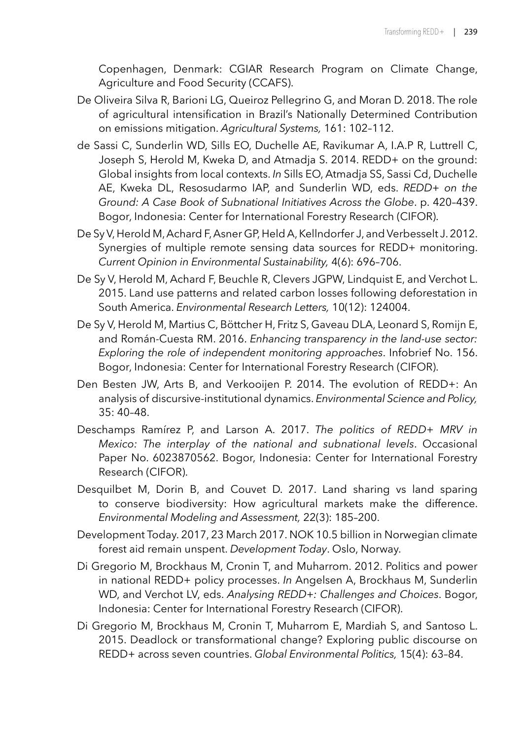Copenhagen, Denmark: CGIAR Research Program on Climate Change, Agriculture and Food Security (CCAFS).

De Oliveira Silva R, Barioni LG, Queiroz Pellegrino G, and Moran D. 2018. The role of agricultural intensification in Brazil's Nationally Determined Contribution on emissions mitigation. *Agricultural Systems,* 161: 102–112.

de Sassi C, Sunderlin WD, Sills EO, Duchelle AE, Ravikumar A, I.A.P R, Luttrell C, Joseph S, Herold M, Kweka D, and Atmadja S. 2014. REDD+ on the ground: Global insights from local contexts. *In* Sills EO, Atmadja SS, Sassi Cd, Duchelle AE, Kweka DL, Resosudarmo IAP, and Sunderlin WD, eds. *REDD+ on the Ground: A Case Book of Subnational Initiatives Across the Globe*. p. 420–439. Bogor, Indonesia: Center for International Forestry Research (CIFOR).

De Sy V, Herold M, Achard F, Asner GP, Held A, Kellndorfer J, and Verbesselt J. 2012. Synergies of multiple remote sensing data sources for REDD+ monitoring. *Current Opinion in Environmental Sustainability,* 4(6): 696–706.

De Sy V, Herold M, Achard F, Beuchle R, Clevers JGPW, Lindquist E, and Verchot L. 2015. Land use patterns and related carbon losses following deforestation in South America. *Environmental Research Letters,* 10(12): 124004.

De Sy V, Herold M, Martius C, Böttcher H, Fritz S, Gaveau DLA, Leonard S, Romijn E, and Román-Cuesta RM. 2016. *Enhancing transparency in the land-use sector: Exploring the role of independent monitoring approaches*. Infobrief No. 156. Bogor, Indonesia: Center for International Forestry Research (CIFOR).

Den Besten JW, Arts B, and Verkooijen P. 2014. The evolution of REDD+: An analysis of discursive-institutional dynamics. *Environmental Science and Policy,* 35: 40–48.

Deschamps Ramírez P, and Larson A. 2017. *The politics of REDD+ MRV in Mexico: The interplay of the national and subnational levels*. Occasional Paper No. 6023870562. Bogor, Indonesia: Center for International Forestry Research (CIFOR).

Desquilbet M, Dorin B, and Couvet D. 2017. Land sharing vs land sparing to conserve biodiversity: How agricultural markets make the difference. *Environmental Modeling and Assessment,* 22(3): 185–200.

Development Today. 2017, 23 March 2017. NOK 10.5 billion in Norwegian climate forest aid remain unspent. *Development Today*. Oslo, Norway.

Di Gregorio M, Brockhaus M, Cronin T, and Muharrom. 2012. Politics and power in national REDD+ policy processes. *In* Angelsen A, Brockhaus M, Sunderlin WD, and Verchot LV, eds. *Analysing REDD+: Challenges and Choices*. Bogor, Indonesia: Center for International Forestry Research (CIFOR).

Di Gregorio M, Brockhaus M, Cronin T, Muharrom E, Mardiah S, and Santoso L. 2015. Deadlock or transformational change? Exploring public discourse on REDD+ across seven countries. *Global Environmental Politics,* 15(4): 63–84.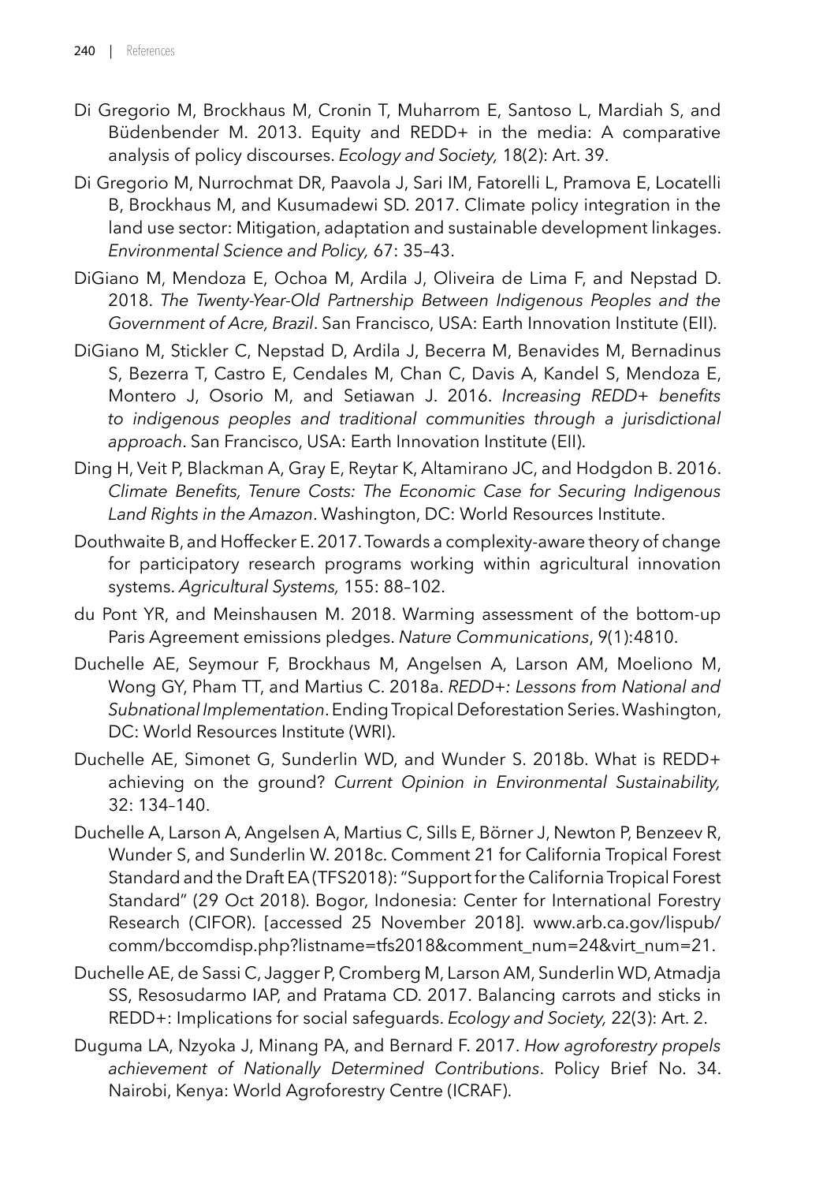Di Gregorio M, Brockhaus M, Cronin T, Muharrom E, Santoso L, Mardiah S, and Büdenbender M. 2013. Equity and REDD+ in the media: A comparative analysis of policy discourses. *Ecology and Society,* 18(2): Art. 39.

Di Gregorio M, Nurrochmat DR, Paavola J, Sari IM, Fatorelli L, Pramova E, Locatelli B, Brockhaus M, and Kusumadewi SD. 2017. Climate policy integration in the land use sector: Mitigation, adaptation and sustainable development linkages. *Environmental Science and Policy,* 67: 35–43.

DiGiano M, Mendoza E, Ochoa M, Ardila J, Oliveira de Lima F, and Nepstad D. 2018. *The Twenty-Year-Old Partnership Between Indigenous Peoples and the Government of Acre, Brazil*. San Francisco, USA: Earth Innovation Institute (EII).

DiGiano M, Stickler C, Nepstad D, Ardila J, Becerra M, Benavides M, Bernadinus S, Bezerra T, Castro E, Cendales M, Chan C, Davis A, Kandel S, Mendoza E, Montero J, Osorio M, and Setiawan J. 2016. *Increasing REDD+ benefits to indigenous peoples and traditional communities through a jurisdictional approach*. San Francisco, USA: Earth Innovation Institute (EII).

Ding H, Veit P, Blackman A, Gray E, Reytar K, Altamirano JC, and Hodgdon B. 2016. *Climate Benefits, Tenure Costs: The Economic Case for Securing Indigenous Land Rights in the Amazon*. Washington, DC: World Resources Institute.

Douthwaite B, and Hoffecker E. 2017. Towards a complexity-aware theory of change for participatory research programs working within agricultural innovation systems. *Agricultural Systems,* 155: 88–102.

du Pont YR, and Meinshausen M. 2018. Warming assessment of the bottom-up Paris Agreement emissions pledges. *Nature Communications*, 9(1):4810.

Duchelle AE, Seymour F, Brockhaus M, Angelsen A, Larson AM, Moeliono M, Wong GY, Pham TT, and Martius C. 2018a. *REDD+: Lessons from National and Subnational Implementation*. Ending Tropical Deforestation Series. Washington, DC: World Resources Institute (WRI).

Duchelle AE, Simonet G, Sunderlin WD, and Wunder S. 2018b. What is REDD+ achieving on the ground? *Current Opinion in Environmental Sustainability,* 32: 134–140.

Duchelle A, Larson A, Angelsen A, Martius C, Sills E, Börner J, Newton P, Benzeev R, Wunder S, and Sunderlin W. 2018c. Comment 21 for California Tropical Forest Standard and the Draft EA (TFS2018): "Support for the California Tropical Forest Standard" (29 Oct 2018). Bogor, Indonesia: Center for International Forestry Research (CIFOR). [accessed 25 November 2018]. www.arb.ca.gov/lispub/comm/bccomdisp.php?listname=tfs2018&comment_num=24&virt_num=21.

Duchelle AE, de Sassi C, Jagger P, Cromberg M, Larson AM, Sunderlin WD, Atmadja SS, Resosudarmo IAP, and Pratama CD. 2017. Balancing carrots and sticks in REDD+: Implications for social safeguards. *Ecology and Society,* 22(3): Art. 2.

Duguma LA, Nzyoka J, Minang PA, and Bernard F. 2017. *How agroforestry propels achievement of Nationally Determined Contributions*. Policy Brief No. 34. Nairobi, Kenya: World Agroforestry Centre (ICRAF).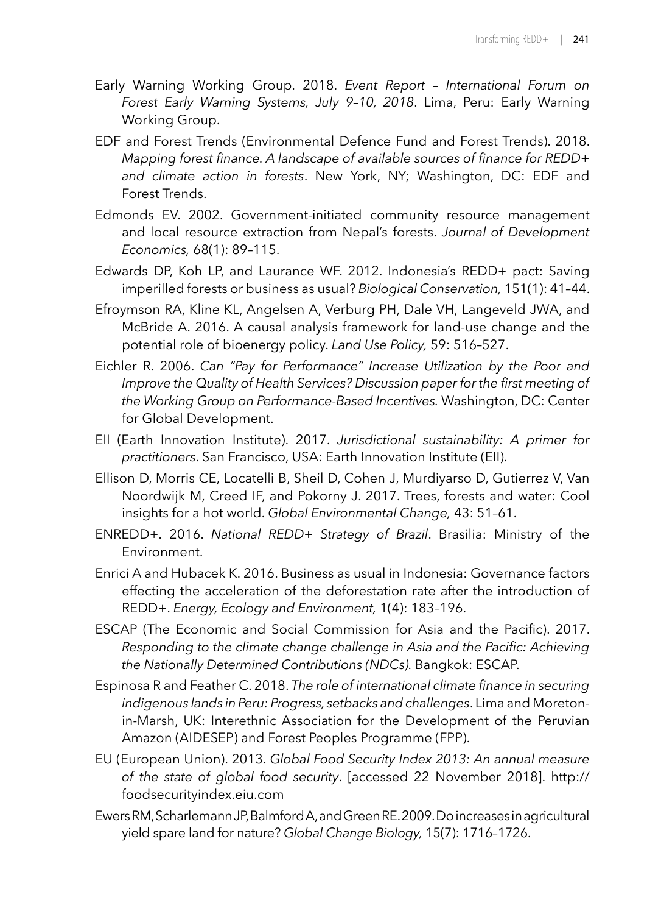Early Warning Working Group. 2018. *Event Report – International Forum on Forest Early Warning Systems, July 9–10, 2018*. Lima, Peru: Early Warning Working Group.

EDF and Forest Trends (Environmental Defence Fund and Forest Trends). 2018. *Mapping forest finance. A landscape of available sources of finance for REDD+ and climate action in forests*. New York, NY; Washington, DC: EDF and Forest Trends.

Edmonds EV. 2002. Government-initiated community resource management and local resource extraction from Nepal's forests. *Journal of Development Economics,* 68(1): 89–115.

Edwards DP, Koh LP, and Laurance WF. 2012. Indonesia's REDD+ pact: Saving imperilled forests or business as usual? *Biological Conservation,* 151(1): 41–44.

Efroymson RA, Kline KL, Angelsen A, Verburg PH, Dale VH, Langeveld JWA, and McBride A. 2016. A causal analysis framework for land-use change and the potential role of bioenergy policy. *Land Use Policy,* 59: 516–527.

Eichler R. 2006. *Can "Pay for Performance" Increase Utilization by the Poor and Improve the Quality of Health Services? Discussion paper for the first meeting of the Working Group on Performance-Based Incentives*. Washington, DC: Center for Global Development.

EII (Earth Innovation Institute). 2017. *Jurisdictional sustainability: A primer for practitioners*. San Francisco, USA: Earth Innovation Institute (EII).

Ellison D, Morris CE, Locatelli B, Sheil D, Cohen J, Murdiyarso D, Gutierrez V, Van Noordwijk M, Creed IF, and Pokorny J. 2017. Trees, forests and water: Cool insights for a hot world. *Global Environmental Change,* 43: 51–61.

ENREDD+. 2016. *National REDD+ Strategy of Brazil*. Brasilia: Ministry of the Environment.

Enrici A and Hubacek K. 2016. Business as usual in Indonesia: Governance factors effecting the acceleration of the deforestation rate after the introduction of REDD+. *Energy, Ecology and Environment,* 1(4): 183–196.

ESCAP (The Economic and Social Commission for Asia and the Pacific). 2017. *Responding to the climate change challenge in Asia and the Pacific: Achieving the Nationally Determined Contributions (NDCs)*. Bangkok: ESCAP.

Espinosa R and Feather C. 2018. *The role of international climate finance in securing indigenous lands in Peru: Progress, setbacks and challenges*. Lima and Moreton-in-Marsh, UK: Interethnic Association for the Development of the Peruvian Amazon (AIDESEP) and Forest Peoples Programme (FPP).

EU (European Union). 2013. *Global Food Security Index 2013: An annual measure of the state of global food security*. [accessed 22 November 2018]. http://foodsecurityindex.eiu.com

Ewers RM, Scharlemann JP, Balmford A, and Green RE. 2009. Do increases in agricultural yield spare land for nature? *Global Change Biology,* 15(7): 1716–1726.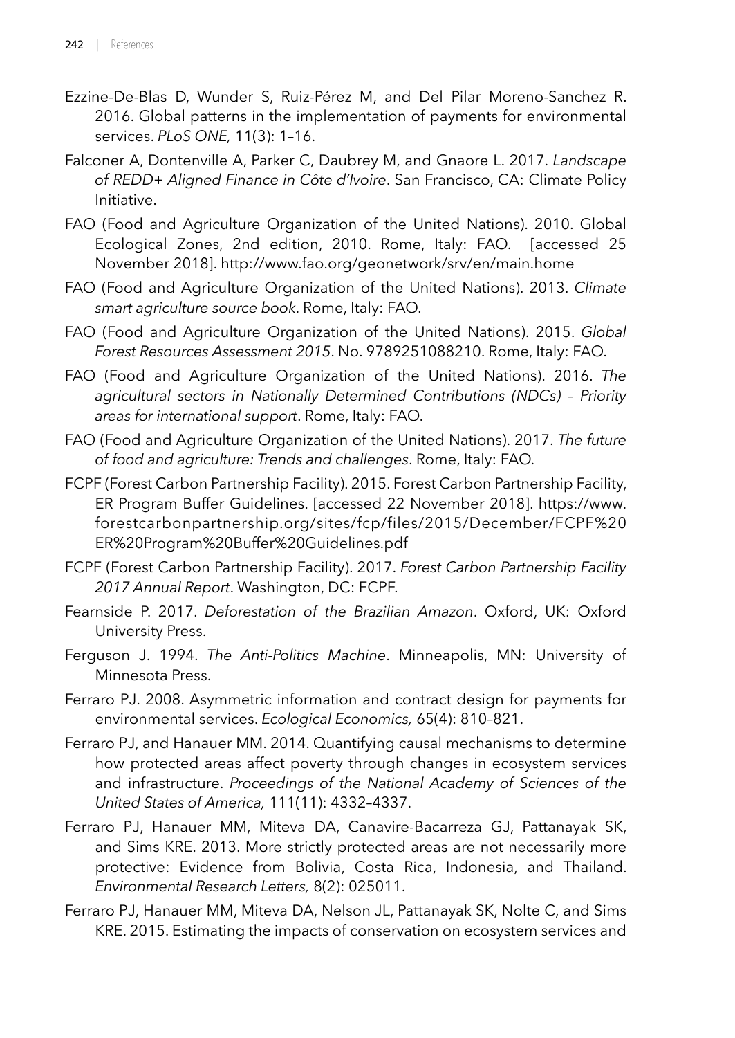Ezzine-De-Blas D, Wunder S, Ruiz-Pérez M, and Del Pilar Moreno-Sanchez R. 2016. Global patterns in the implementation of payments for environmental services. *PLoS ONE,* 11(3): 1–16.

Falconer A, Dontenville A, Parker C, Daubrey M, and Gnaore L. 2017. *Landscape of REDD+ Aligned Finance in Côte d'Ivoire*. San Francisco, CA: Climate Policy Initiative.

FAO (Food and Agriculture Organization of the United Nations). 2010. Global Ecological Zones, 2nd edition, 2010. Rome, Italy: FAO. [accessed 25 November 2018]. http://www.fao.org/geonetwork/srv/en/main.home

FAO (Food and Agriculture Organization of the United Nations). 2013. *Climate smart agriculture source book*. Rome, Italy: FAO.

FAO (Food and Agriculture Organization of the United Nations). 2015. *Global Forest Resources Assessment 2015*. No. 9789251088210. Rome, Italy: FAO.

FAO (Food and Agriculture Organization of the United Nations). 2016. *The agricultural sectors in Nationally Determined Contributions (NDCs) – Priority areas for international support*. Rome, Italy: FAO.

FAO (Food and Agriculture Organization of the United Nations). 2017. *The future of food and agriculture: Trends and challenges*. Rome, Italy: FAO.

FCPF (Forest Carbon Partnership Facility). 2015. Forest Carbon Partnership Facility, ER Program Buffer Guidelines. [accessed 22 November 2018]. https://www.forestcarbonpartnership.org/sites/fcp/files/2015/December/FCPF%20ER%20Program%20Buffer%20Guidelines.pdf

FCPF (Forest Carbon Partnership Facility). 2017. *Forest Carbon Partnership Facility 2017 Annual Report*. Washington, DC: FCPF.

Fearnside P. 2017. *Deforestation of the Brazilian Amazon*. Oxford, UK: Oxford University Press.

Ferguson J. 1994. *The Anti-Politics Machine*. Minneapolis, MN: University of Minnesota Press.

Ferraro PJ. 2008. Asymmetric information and contract design for payments for environmental services. *Ecological Economics,* 65(4): 810–821.

Ferraro PJ, and Hanauer MM. 2014. Quantifying causal mechanisms to determine how protected areas affect poverty through changes in ecosystem services and infrastructure. *Proceedings of the National Academy of Sciences of the United States of America,* 111(11): 4332–4337.

Ferraro PJ, Hanauer MM, Miteva DA, Canavire-Bacarreza GJ, Pattanayak SK, and Sims KRE. 2013. More strictly protected areas are not necessarily more protective: Evidence from Bolivia, Costa Rica, Indonesia, and Thailand. *Environmental Research Letters,* 8(2): 025011.

Ferraro PJ, Hanauer MM, Miteva DA, Nelson JL, Pattanayak SK, Nolte C, and Sims KRE. 2015. Estimating the impacts of conservation on ecosystem services and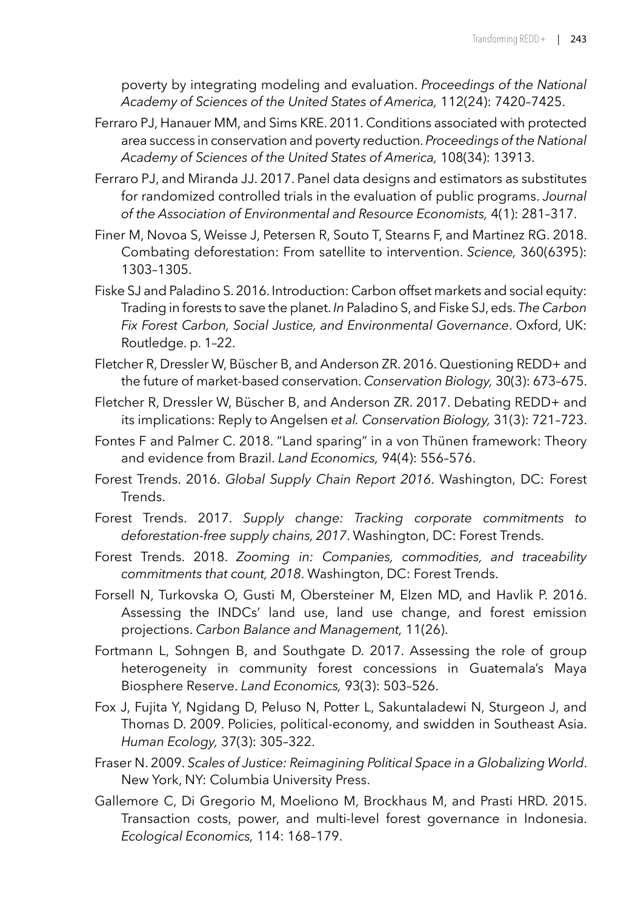poverty by integrating modeling and evaluation. *Proceedings of the National Academy of Sciences of the United States of America,* 112(24): 7420–7425.

Ferraro PJ, Hanauer MM, and Sims KRE. 2011. Conditions associated with protected area success in conservation and poverty reduction. *Proceedings of the National Academy of Sciences of the United States of America,* 108(34): 13913.

Ferraro PJ, and Miranda JJ. 2017. Panel data designs and estimators as substitutes for randomized controlled trials in the evaluation of public programs. *Journal of the Association of Environmental and Resource Economists,* 4(1): 281–317.

Finer M, Novoa S, Weisse J, Petersen R, Souto T, Stearns F, and Martinez RG. 2018. Combating deforestation: From satellite to intervention. *Science,* 360(6395): 1303–1305.

Fiske SJ and Paladino S. 2016. Introduction: Carbon offset markets and social equity: Trading in forests to save the planet. *In* Paladino S, and Fiske SJ, eds. *The Carbon Fix Forest Carbon, Social Justice, and Environmental Governance*. Oxford, UK: Routledge. p. 1–22.

Fletcher R, Dressler W, Büscher B, and Anderson ZR. 2016. Questioning REDD+ and the future of market-based conservation. *Conservation Biology,* 30(3): 673–675.

Fletcher R, Dressler W, Büscher B, and Anderson ZR. 2017. Debating REDD+ and its implications: Reply to Angelsen *et al. Conservation Biology,* 31(3): 721–723.

Fontes F and Palmer C. 2018. "Land sparing" in a von Thünen framework: Theory and evidence from Brazil. *Land Economics,* 94(4): 556–576.

Forest Trends. 2016. *Global Supply Chain Report 2016*. Washington, DC: Forest Trends.

Forest Trends. 2017. *Supply change: Tracking corporate commitments to deforestation-free supply chains, 2017*. Washington, DC: Forest Trends.

Forest Trends. 2018. *Zooming in: Companies, commodities, and traceability commitments that count, 2018*. Washington, DC: Forest Trends.

Forsell N, Turkovska O, Gusti M, Obersteiner M, Elzen MD, and Havlik P. 2016. Assessing the INDCs' land use, land use change, and forest emission projections. *Carbon Balance and Management,* 11(26).

Fortmann L, Sohngen B, and Southgate D. 2017. Assessing the role of group heterogeneity in community forest concessions in Guatemala's Maya Biosphere Reserve. *Land Economics,* 93(3): 503–526.

Fox J, Fujita Y, Ngidang D, Peluso N, Potter L, Sakuntaladewi N, Sturgeon J, and Thomas D. 2009. Policies, political-economy, and swidden in Southeast Asia. *Human Ecology,* 37(3): 305–322.

Fraser N. 2009. *Scales of Justice: Reimagining Political Space in a Globalizing World*. New York, NY: Columbia University Press.

Gallemore C, Di Gregorio M, Moeliono M, Brockhaus M, and Prasti HRD. 2015. Transaction costs, power, and multi-level forest governance in Indonesia. *Ecological Economics,* 114: 168–179.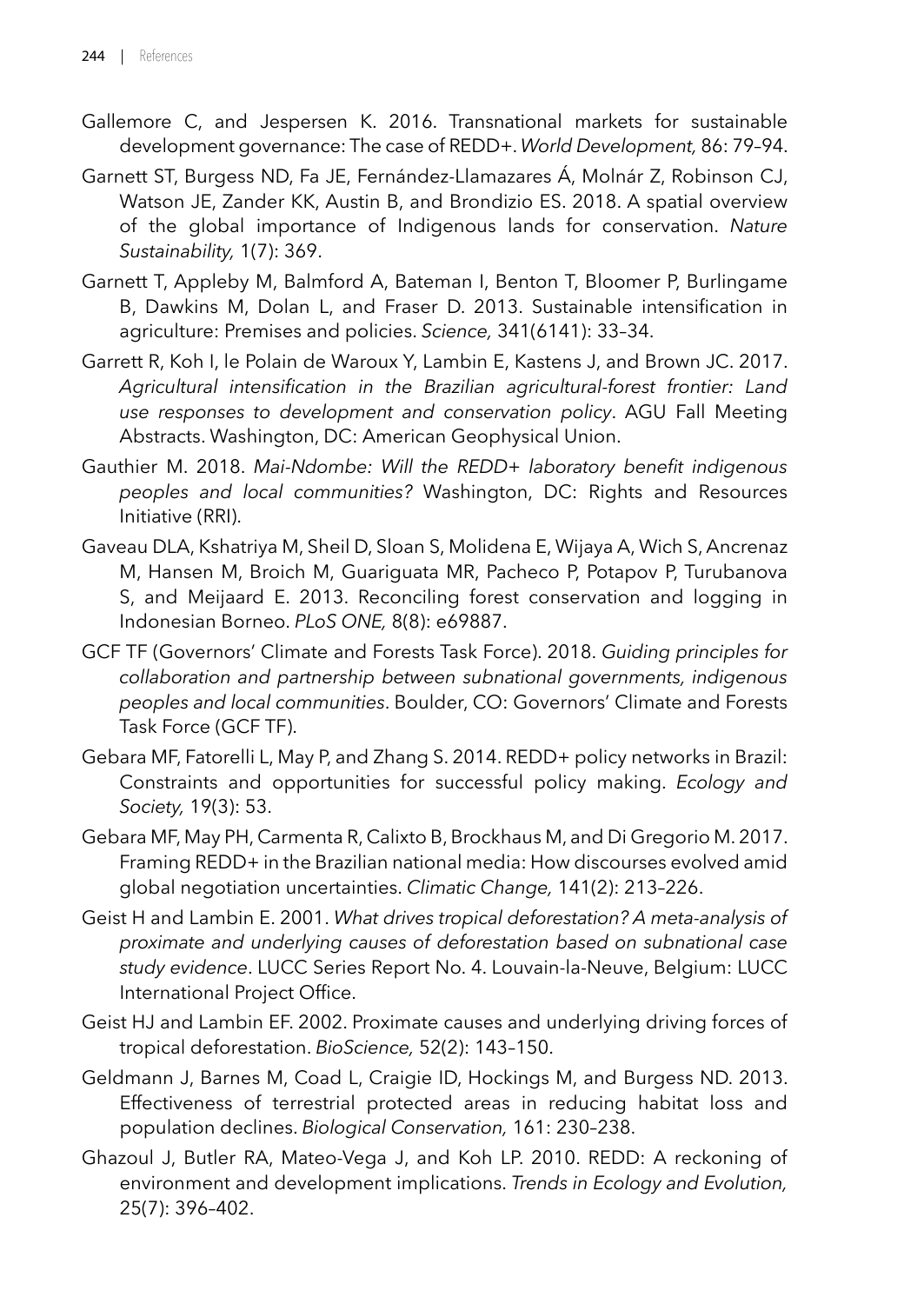Gallemore C, and Jespersen K. 2016. Transnational markets for sustainable development governance: The case of REDD+. *World Development,* 86: 79–94.

Garnett ST, Burgess ND, Fa JE, Fernández-Llamazares Á, Molnár Z, Robinson CJ, Watson JE, Zander KK, Austin B, and Brondizio ES. 2018. A spatial overview of the global importance of Indigenous lands for conservation. *Nature Sustainability,* 1(7): 369.

Garnett T, Appleby M, Balmford A, Bateman I, Benton T, Bloomer P, Burlingame B, Dawkins M, Dolan L, and Fraser D. 2013. Sustainable intensification in agriculture: Premises and policies. *Science,* 341(6141): 33–34.

Garrett R, Koh I, le Polain de Waroux Y, Lambin E, Kastens J, and Brown JC. 2017. *Agricultural intensification in the Brazilian agricultural-forest frontier: Land use responses to development and conservation policy*. AGU Fall Meeting Abstracts. Washington, DC: American Geophysical Union.

Gauthier M. 2018. *Mai-Ndombe: Will the REDD+ laboratory benefit indigenous peoples and local communities?* Washington, DC: Rights and Resources Initiative (RRI).

Gaveau DLA, Kshatriya M, Sheil D, Sloan S, Molidena E, Wijaya A, Wich S, Ancrenaz M, Hansen M, Broich M, Guariguata MR, Pacheco P, Potapov P, Turubanova S, and Meijaard E. 2013. Reconciling forest conservation and logging in Indonesian Borneo. *PLoS ONE,* 8(8): e69887.

GCF TF (Governors' Climate and Forests Task Force). 2018. *Guiding principles for collaboration and partnership between subnational governments, indigenous peoples and local communities*. Boulder, CO: Governors' Climate and Forests Task Force (GCF TF).

Gebara MF, Fatorelli L, May P, and Zhang S. 2014. REDD+ policy networks in Brazil: Constraints and opportunities for successful policy making. *Ecology and Society,* 19(3): 53.

Gebara MF, May PH, Carmenta R, Calixto B, Brockhaus M, and Di Gregorio M. 2017. Framing REDD+ in the Brazilian national media: How discourses evolved amid global negotiation uncertainties. *Climatic Change,* 141(2): 213–226.

Geist H and Lambin E. 2001. *What drives tropical deforestation? A meta-analysis of proximate and underlying causes of deforestation based on subnational case study evidence*. LUCC Series Report No. 4. Louvain-la-Neuve, Belgium: LUCC International Project Office.

Geist HJ and Lambin EF. 2002. Proximate causes and underlying driving forces of tropical deforestation. *BioScience,* 52(2): 143–150.

Geldmann J, Barnes M, Coad L, Craigie ID, Hockings M, and Burgess ND. 2013. Effectiveness of terrestrial protected areas in reducing habitat loss and population declines. *Biological Conservation,* 161: 230–238.

Ghazoul J, Butler RA, Mateo-Vega J, and Koh LP. 2010. REDD: A reckoning of environment and development implications. *Trends in Ecology and Evolution,* 25(7): 396–402.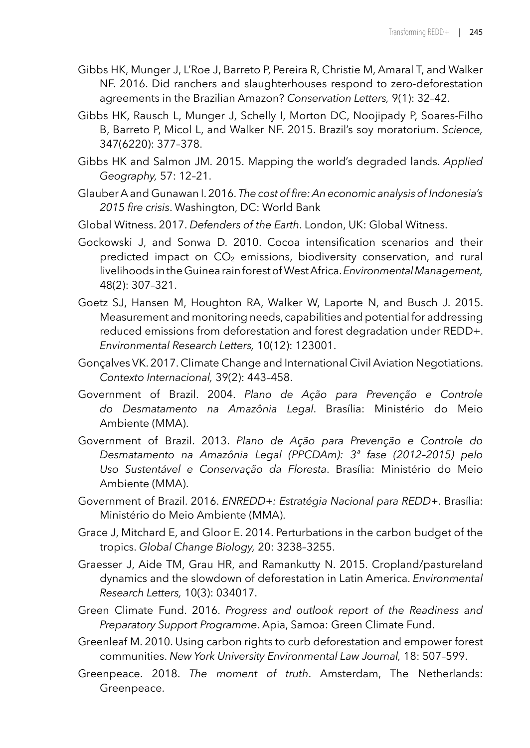Gibbs HK, Munger J, L'Roe J, Barreto P, Pereira R, Christie M, Amaral T, and Walker NF. 2016. Did ranchers and slaughterhouses respond to zero-deforestation agreements in the Brazilian Amazon? *Conservation Letters,* 9(1): 32–42.

Gibbs HK, Rausch L, Munger J, Schelly I, Morton DC, Noojipady P, Soares-Filho B, Barreto P, Micol L, and Walker NF. 2015. Brazil's soy moratorium. *Science,* 347(6220): 377–378.

Gibbs HK and Salmon JM. 2015. Mapping the world's degraded lands. *Applied Geography,* 57: 12–21.

Glauber A and Gunawan I. 2016. *The cost of fire: An economic analysis of Indonesia's 2015 fire crisis*. Washington, DC: World Bank

Global Witness. 2017. *Defenders of the Earth*. London, UK: Global Witness.

Gockowski J, and Sonwa D. 2010. Cocoa intensification scenarios and their predicted impact on $CO_2$ emissions, biodiversity conservation, and rural livelihoods in the Guinea rain forest of West Africa. *Environmental Management,* 48(2): 307–321.

Goetz SJ, Hansen M, Houghton RA, Walker W, Laporte N, and Busch J. 2015. Measurement and monitoring needs, capabilities and potential for addressing reduced emissions from deforestation and forest degradation under REDD+. *Environmental Research Letters,* 10(12): 123001.

Gonçalves VK. 2017. Climate Change and International Civil Aviation Negotiations. *Contexto Internacional,* 39(2): 443–458.

Government of Brazil. 2004. *Plano de Ação para Prevenção e Controle do Desmatamento na Amazônia Legal*. Brasília: Ministério do Meio Ambiente (MMA).

Government of Brazil. 2013. *Plano de Ação para Prevenção e Controle do Desmatamento na Amazônia Legal (PPCDAm): 3ª fase (2012–2015) pelo Uso Sustentável e Conservação da Floresta*. Brasília: Ministério do Meio Ambiente (MMA).

Government of Brazil. 2016. *ENREDD+: Estratégia Nacional para REDD+*. Brasília: Ministério do Meio Ambiente (MMA).

Grace J, Mitchard E, and Gloor E. 2014. Perturbations in the carbon budget of the tropics. *Global Change Biology,* 20: 3238–3255.

Graesser J, Aide TM, Grau HR, and Ramankutty N. 2015. Cropland/pastureland dynamics and the slowdown of deforestation in Latin America. *Environmental Research Letters,* 10(3): 034017.

Green Climate Fund. 2016. *Progress and outlook report of the Readiness and Preparatory Support Programme*. Apia, Samoa: Green Climate Fund.

Greenleaf M. 2010. Using carbon rights to curb deforestation and empower forest communities. *New York University Environmental Law Journal,* 18: 507–599.

Greenpeace. 2018. *The moment of truth*. Amsterdam, The Netherlands: Greenpeace.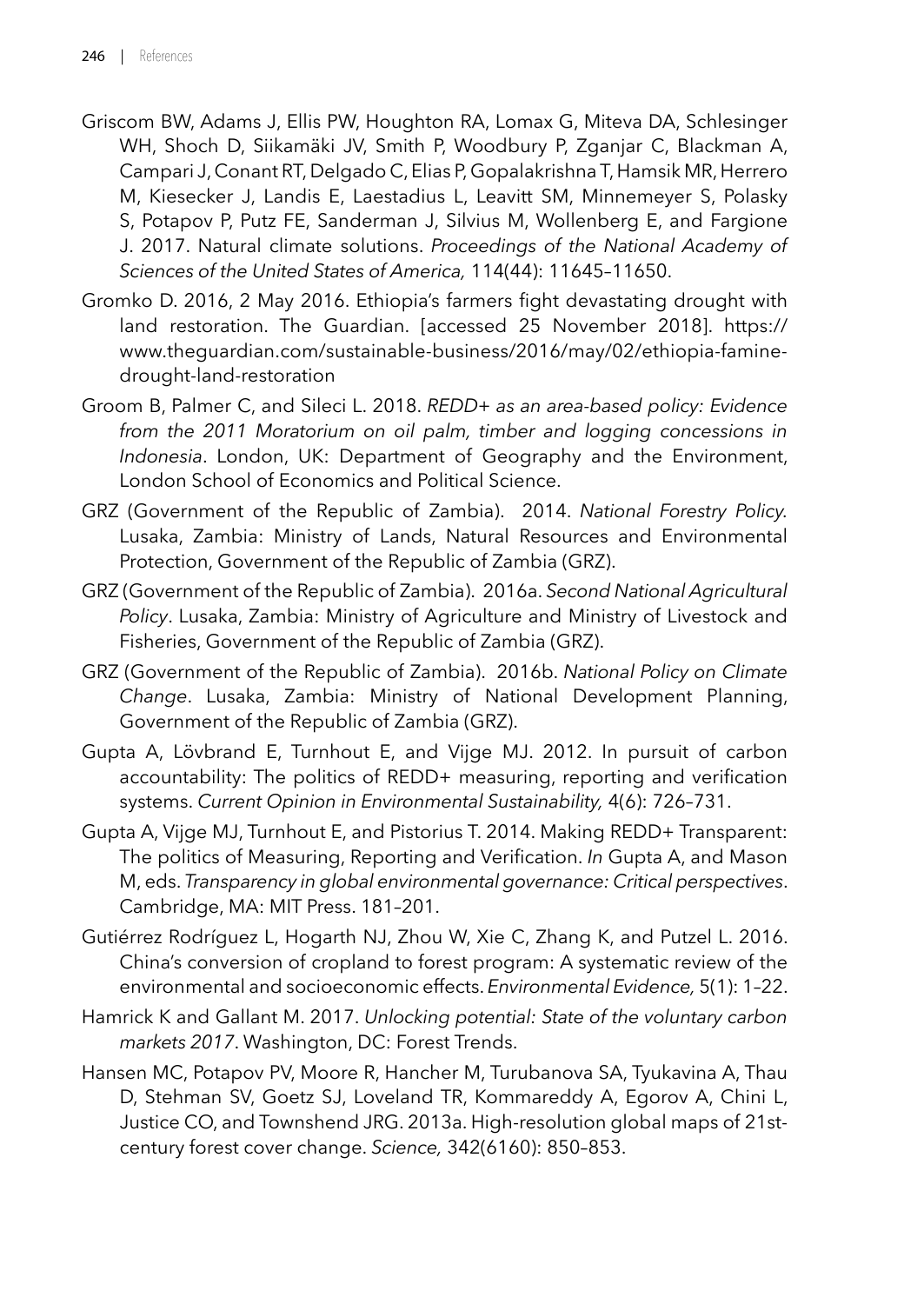Griscom BW, Adams J, Ellis PW, Houghton RA, Lomax G, Miteva DA, Schlesinger WH, Shoch D, Siikamäki JV, Smith P, Woodbury P, Zganjar C, Blackman A, Campari J, Conant RT, Delgado C, Elias P, Gopalakrishna T, Hamsik MR, Herrero M, Kiesecker J, Landis E, Laestadius L, Leavitt SM, Minnemeyer S, Polasky S, Potapov P, Putz FE, Sanderman J, Silvius M, Wollenberg E, and Fargione J. 2017. Natural climate solutions. *Proceedings of the National Academy of Sciences of the United States of America,* 114(44): 11645–11650.

Gromko D. 2016, 2 May 2016. Ethiopia's farmers fight devastating drought with land restoration. The Guardian. [accessed 25 November 2018]. https://www.theguardian.com/sustainable-business/2016/may/02/ethiopia-famine-drought-land-restoration

Groom B, Palmer C, and Sileci L. 2018. *REDD+ as an area-based policy: Evidence from the 2011 Moratorium on oil palm, timber and logging concessions in Indonesia*. London, UK: Department of Geography and the Environment, London School of Economics and Political Science.

GRZ (Government of the Republic of Zambia). 2014. *National Forestry Policy*. Lusaka, Zambia: Ministry of Lands, Natural Resources and Environmental Protection, Government of the Republic of Zambia (GRZ).

GRZ (Government of the Republic of Zambia). 2016a. *Second National Agricultural Policy*. Lusaka, Zambia: Ministry of Agriculture and Ministry of Livestock and Fisheries, Government of the Republic of Zambia (GRZ).

GRZ (Government of the Republic of Zambia). 2016b. *National Policy on Climate Change*. Lusaka, Zambia: Ministry of National Development Planning, Government of the Republic of Zambia (GRZ).

Gupta A, Lövbrand E, Turnhout E, and Vijge MJ. 2012. In pursuit of carbon accountability: The politics of REDD+ measuring, reporting and verification systems. *Current Opinion in Environmental Sustainability,* 4(6): 726–731.

Gupta A, Vijge MJ, Turnhout E, and Pistorius T. 2014. Making REDD+ Transparent: The politics of Measuring, Reporting and Verification. *In* Gupta A, and Mason M, eds. *Transparency in global environmental governance: Critical perspectives*. Cambridge, MA: MIT Press. 181–201.

Gutiérrez Rodríguez L, Hogarth NJ, Zhou W, Xie C, Zhang K, and Putzel L. 2016. China's conversion of cropland to forest program: A systematic review of the environmental and socioeconomic effects. *Environmental Evidence,* 5(1): 1–22.

Hamrick K and Gallant M. 2017. *Unlocking potential: State of the voluntary carbon markets 2017*. Washington, DC: Forest Trends.

Hansen MC, Potapov PV, Moore R, Hancher M, Turubanova SA, Tyukavina A, Thau D, Stehman SV, Goetz SJ, Loveland TR, Kommareddy A, Egorov A, Chini L, Justice CO, and Townshend JRG. 2013a. High-resolution global maps of 21st-century forest cover change. *Science,* 342(6160): 850–853.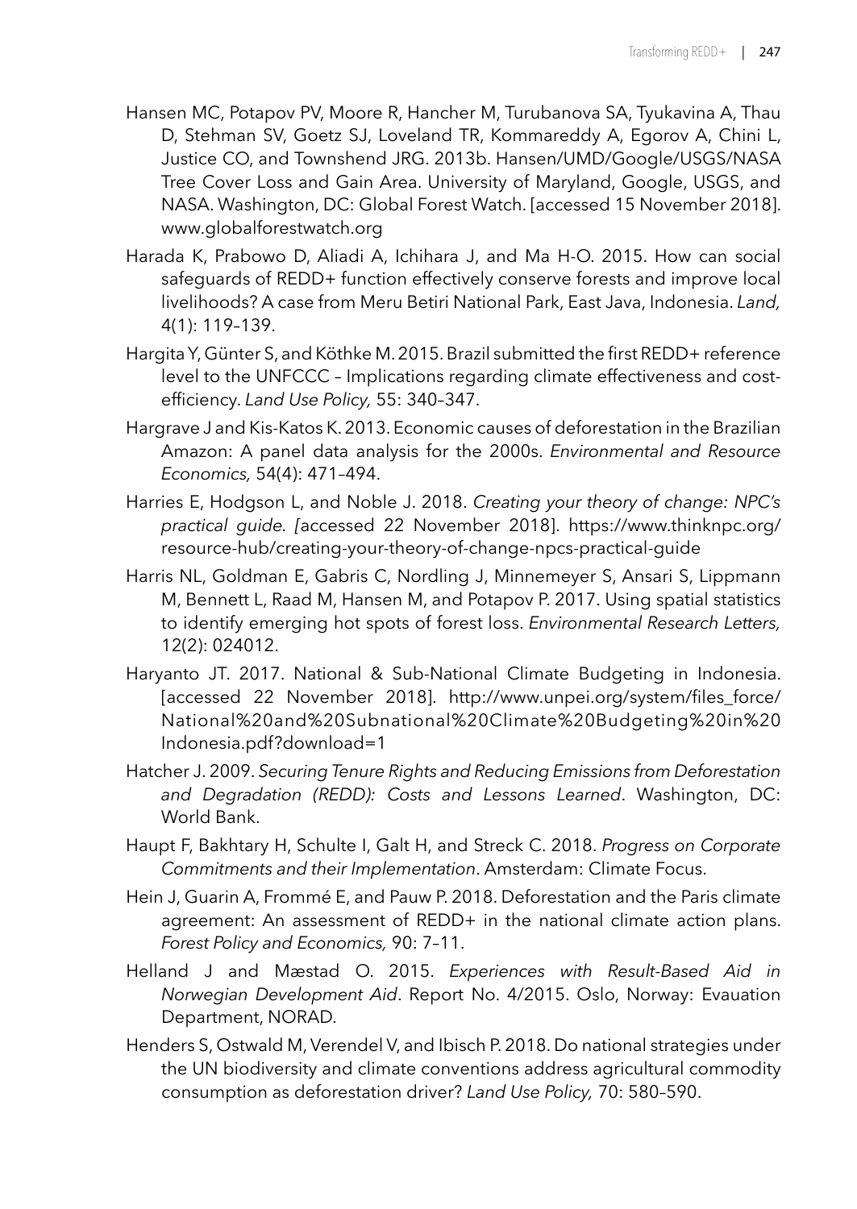Hansen MC, Potapov PV, Moore R, Hancher M, Turubanova SA, Tyukavina A, Thau D, Stehman SV, Goetz SJ, Loveland TR, Kommareddy A, Egorov A, Chini L, Justice CO, and Townshend JRG. 2013b. Hansen/UMD/Google/USGS/NASA Tree Cover Loss and Gain Area. University of Maryland, Google, USGS, and NASA. Washington, DC: Global Forest Watch. [accessed 15 November 2018]. www.globalforestwatch.org

Harada K, Prabowo D, Aliadi A, Ichihara J, and Ma H-O. 2015. How can social safeguards of REDD+ function effectively conserve forests and improve local livelihoods? A case from Meru Betiri National Park, East Java, Indonesia. *Land,* 4(1): 119–139.

Hargita Y, Günter S, and Köthke M. 2015. Brazil submitted the first REDD+ reference level to the UNFCCC – Implications regarding climate effectiveness and cost-efficiency. *Land Use Policy,* 55: 340–347.

Hargrave J and Kis-Katos K. 2013. Economic causes of deforestation in the Brazilian Amazon: A panel data analysis for the 2000s. *Environmental and Resource Economics,* 54(4): 471–494.

Harries E, Hodgson L, and Noble J. 2018. *Creating your theory of change: NPC's practical guide. [*accessed 22 November 2018]. https://www.thinknpc.org/resource-hub/creating-your-theory-of-change-npcs-practical-guide

Harris NL, Goldman E, Gabris C, Nordling J, Minnemeyer S, Ansari S, Lippmann M, Bennett L, Raad M, Hansen M, and Potapov P. 2017. Using spatial statistics to identify emerging hot spots of forest loss. *Environmental Research Letters,* 12(2): 024012.

Haryanto JT. 2017. National & Sub-National Climate Budgeting in Indonesia. [accessed 22 November 2018]. http://www.unpei.org/system/files_force/National%20and%20Subnational%20Climate%20Budgeting%20in%20Indonesia.pdf?download=1

Hatcher J. 2009. *Securing Tenure Rights and Reducing Emissions from Deforestation and Degradation (REDD): Costs and Lessons Learned*. Washington, DC: World Bank.

Haupt F, Bakhtary H, Schulte I, Galt H, and Streck C. 2018. *Progress on Corporate Commitments and their Implementation*. Amsterdam: Climate Focus.

Hein J, Guarin A, Frommé E, and Pauw P. 2018. Deforestation and the Paris climate agreement: An assessment of REDD+ in the national climate action plans. *Forest Policy and Economics,* 90: 7–11.

Helland J and Mæstad O. 2015. *Experiences with Result-Based Aid in Norwegian Development Aid*. Report No. 4/2015. Oslo, Norway: Evauation Department, NORAD.

Henders S, Ostwald M, Verendel V, and Ibisch P. 2018. Do national strategies under the UN biodiversity and climate conventions address agricultural commodity consumption as deforestation driver? *Land Use Policy,* 70: 580–590.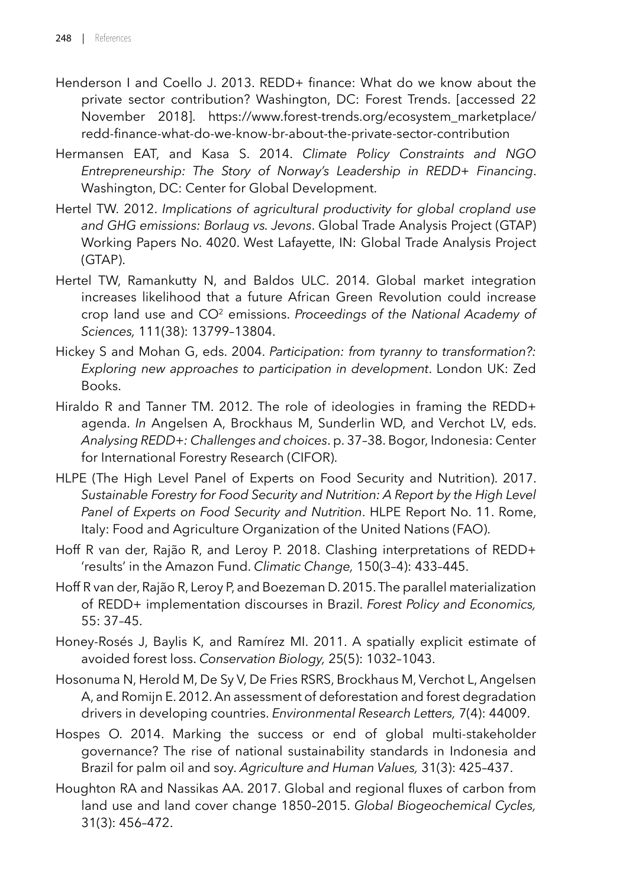Henderson I and Coello J. 2013. REDD+ finance: What do we know about the private sector contribution? Washington, DC: Forest Trends. [accessed 22 November 2018]. https://www.forest-trends.org/ecosystem_marketplace/redd-finance-what-do-we-know-br-about-the-private-sector-contribution

Hermansen EAT, and Kasa S. 2014. *Climate Policy Constraints and NGO Entrepreneurship: The Story of Norway's Leadership in REDD+ Financing*. Washington, DC: Center for Global Development.

Hertel TW. 2012. *Implications of agricultural productivity for global cropland use and GHG emissions: Borlaug vs. Jevons*. Global Trade Analysis Project (GTAP) Working Papers No. 4020. West Lafayette, IN: Global Trade Analysis Project (GTAP).

Hertel TW, Ramankutty N, and Baldos ULC. 2014. Global market integration increases likelihood that a future African Green Revolution could increase crop land use and $CO^2$ emissions. *Proceedings of the National Academy of Sciences,* 111(38): 13799–13804.

Hickey S and Mohan G, eds. 2004. *Participation: from tyranny to transformation?: Exploring new approaches to participation in development*. London UK: Zed Books.

Hiraldo R and Tanner TM. 2012. The role of ideologies in framing the REDD+ agenda. *In* Angelsen A, Brockhaus M, Sunderlin WD, and Verchot LV, eds. *Analysing REDD+: Challenges and choices*. p. 37–38. Bogor, Indonesia: Center for International Forestry Research (CIFOR).

HLPE (The High Level Panel of Experts on Food Security and Nutrition). 2017. *Sustainable Forestry for Food Security and Nutrition: A Report by the High Level Panel of Experts on Food Security and Nutrition*. HLPE Report No. 11. Rome, Italy: Food and Agriculture Organization of the United Nations (FAO).

Hoff R van der, Rajão R, and Leroy P. 2018. Clashing interpretations of REDD+ 'results' in the Amazon Fund. *Climatic Change,* 150(3–4): 433–445.

Hoff R van der, Rajão R, Leroy P, and Boezeman D. 2015. The parallel materialization of REDD+ implementation discourses in Brazil. *Forest Policy and Economics,* 55: 37–45.

Honey-Rosés J, Baylis K, and Ramírez MI. 2011. A spatially explicit estimate of avoided forest loss. *Conservation Biology,* 25(5): 1032–1043.

Hosonuma N, Herold M, De Sy V, De Fries RSRS, Brockhaus M, Verchot L, Angelsen A, and Romijn E. 2012. An assessment of deforestation and forest degradation drivers in developing countries. *Environmental Research Letters,* 7(4): 44009.

Hospes O. 2014. Marking the success or end of global multi-stakeholder governance? The rise of national sustainability standards in Indonesia and Brazil for palm oil and soy. *Agriculture and Human Values,* 31(3): 425–437.

Houghton RA and Nassikas AA. 2017. Global and regional fluxes of carbon from land use and land cover change 1850–2015. *Global Biogeochemical Cycles,* 31(3): 456–472.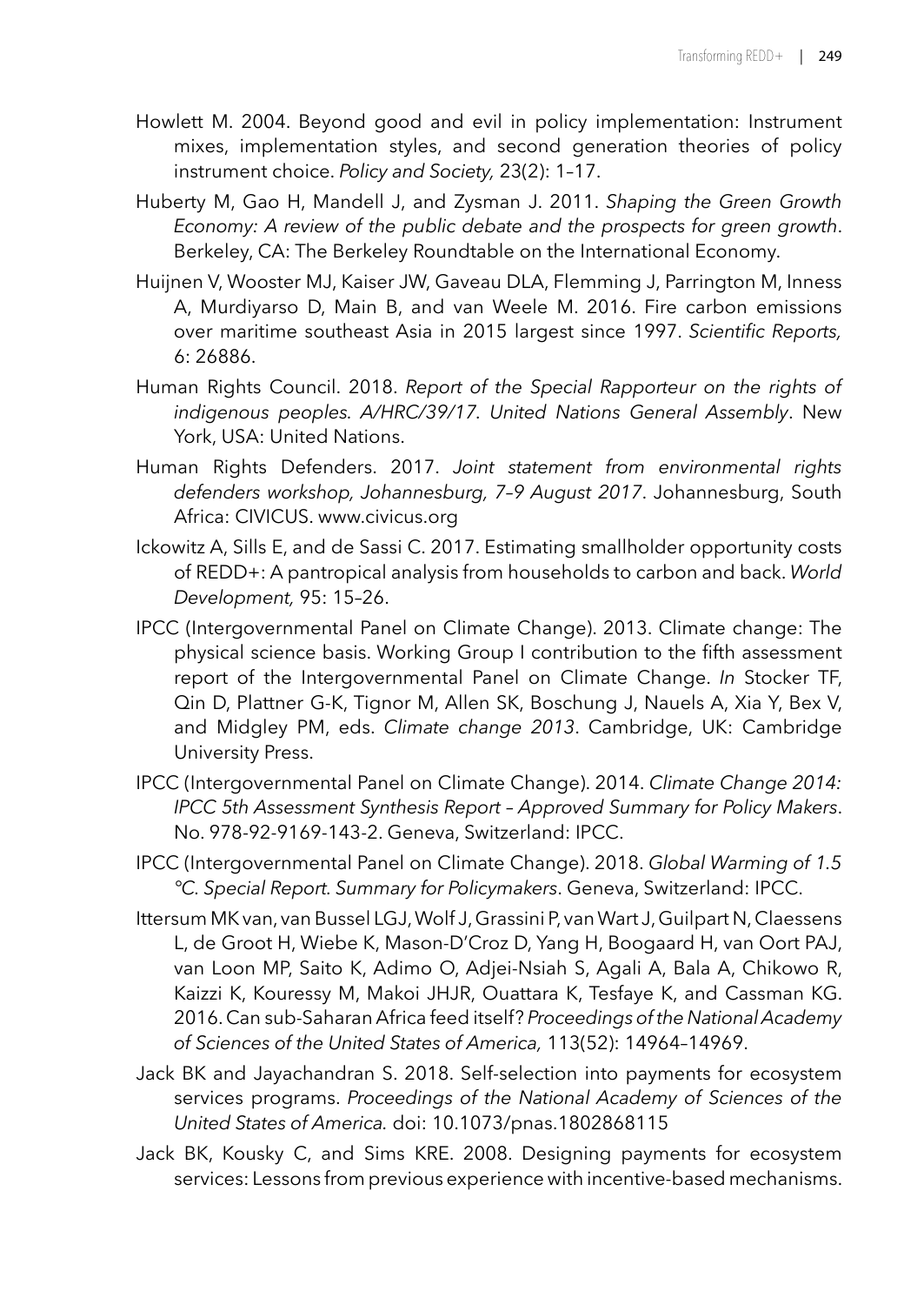Howlett M. 2004. Beyond good and evil in policy implementation: Instrument mixes, implementation styles, and second generation theories of policy instrument choice. *Policy and Society,* 23(2): 1–17.

Huberty M, Gao H, Mandell J, and Zysman J. 2011. *Shaping the Green Growth Economy: A review of the public debate and the prospects for green growth*. Berkeley, CA: The Berkeley Roundtable on the International Economy.

Huijnen V, Wooster MJ, Kaiser JW, Gaveau DLA, Flemming J, Parrington M, Inness A, Murdiyarso D, Main B, and van Weele M. 2016. Fire carbon emissions over maritime southeast Asia in 2015 largest since 1997. *Scientific Reports,* 6: 26886.

Human Rights Council. 2018. *Report of the Special Rapporteur on the rights of indigenous peoples. A/HRC/39/17. United Nations General Assembly*. New York, USA: United Nations.

Human Rights Defenders. 2017. *Joint statement from environmental rights defenders workshop, Johannesburg, 7–9 August 2017*. Johannesburg, South Africa: CIVICUS. www.civicus.org

Ickowitz A, Sills E, and de Sassi C. 2017. Estimating smallholder opportunity costs of REDD+: A pantropical analysis from households to carbon and back. *World Development,* 95: 15–26.

IPCC (Intergovernmental Panel on Climate Change). 2013. Climate change: The physical science basis. Working Group I contribution to the fifth assessment report of the Intergovernmental Panel on Climate Change. *In* Stocker TF, Qin D, Plattner G-K, Tignor M, Allen SK, Boschung J, Nauels A, Xia Y, Bex V, and Midgley PM, eds. *Climate change 2013*. Cambridge, UK: Cambridge University Press.

IPCC (Intergovernmental Panel on Climate Change). 2014. *Climate Change 2014: IPCC 5th Assessment Synthesis Report – Approved Summary for Policy Makers*. No. 978-92-9169-143-2. Geneva, Switzerland: IPCC.

IPCC (Intergovernmental Panel on Climate Change). 2018. *Global Warming of 1.5 °C. Special Report. Summary for Policymakers*. Geneva, Switzerland: IPCC.

Ittersum MK van, van Bussel LGJ, Wolf J, Grassini P, van Wart J, Guilpart N, Claessens L, de Groot H, Wiebe K, Mason-D'Croz D, Yang H, Boogaard H, van Oort PAJ, van Loon MP, Saito K, Adimo O, Adjei-Nsiah S, Agali A, Bala A, Chikowo R, Kaizzi K, Kouressy M, Makoi JHJR, Ouattara K, Tesfaye K, and Cassman KG. 2016. Can sub-Saharan Africa feed itself? *Proceedings of the National Academy of Sciences of the United States of America,* 113(52): 14964–14969.

Jack BK and Jayachandran S. 2018. Self-selection into payments for ecosystem services programs. *Proceedings of the National Academy of Sciences of the United States of America.* doi: 10.1073/pnas.1802868115

Jack BK, Kousky C, and Sims KRE. 2008. Designing payments for ecosystem services: Lessons from previous experience with incentive-based mechanisms.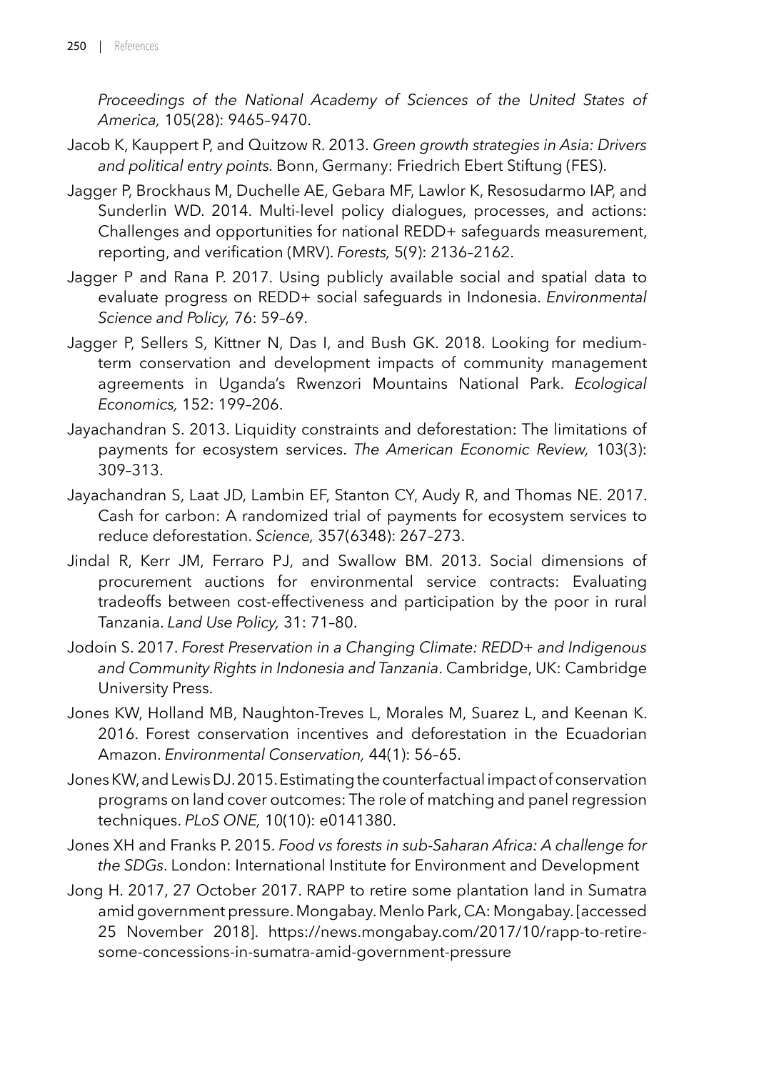*Proceedings of the National Academy of Sciences of the United States of America,* 105(28): 9465–9470.

Jacob K, Kauppert P, and Quitzow R. 2013. *Green growth strategies in Asia: Drivers and political entry points.* Bonn, Germany: Friedrich Ebert Stiftung (FES).

Jagger P, Brockhaus M, Duchelle AE, Gebara MF, Lawlor K, Resosudarmo IAP, and Sunderlin WD. 2014. Multi-level policy dialogues, processes, and actions: Challenges and opportunities for national REDD+ safeguards measurement, reporting, and verification (MRV). *Forests,* 5(9): 2136–2162.

Jagger P and Rana P. 2017. Using publicly available social and spatial data to evaluate progress on REDD+ social safeguards in Indonesia. *Environmental Science and Policy,* 76: 59–69.

Jagger P, Sellers S, Kittner N, Das I, and Bush GK. 2018. Looking for medium-term conservation and development impacts of community management agreements in Uganda's Rwenzori Mountains National Park. *Ecological Economics,* 152: 199–206.

Jayachandran S. 2013. Liquidity constraints and deforestation: The limitations of payments for ecosystem services. *The American Economic Review,* 103(3): 309–313.

Jayachandran S, Laat JD, Lambin EF, Stanton CY, Audy R, and Thomas NE. 2017. Cash for carbon: A randomized trial of payments for ecosystem services to reduce deforestation. *Science,* 357(6348): 267–273.

Jindal R, Kerr JM, Ferraro PJ, and Swallow BM. 2013. Social dimensions of procurement auctions for environmental service contracts: Evaluating tradeoffs between cost-effectiveness and participation by the poor in rural Tanzania. *Land Use Policy,* 31: 71–80.

Jodoin S. 2017. *Forest Preservation in a Changing Climate: REDD+ and Indigenous and Community Rights in Indonesia and Tanzania*. Cambridge, UK: Cambridge University Press.

Jones KW, Holland MB, Naughton-Treves L, Morales M, Suarez L, and Keenan K. 2016. Forest conservation incentives and deforestation in the Ecuadorian Amazon. *Environmental Conservation,* 44(1): 56–65.

Jones KW, and Lewis DJ. 2015. Estimating the counterfactual impact of conservation programs on land cover outcomes: The role of matching and panel regression techniques. *PLoS ONE,* 10(10): e0141380.

Jones XH and Franks P. 2015. *Food vs forests in sub-Saharan Africa: A challenge for the SDGs*. London: International Institute for Environment and Development

Jong H. 2017, 27 October 2017. RAPP to retire some plantation land in Sumatra amid government pressure. Mongabay. Menlo Park, CA: Mongabay. [accessed 25 November 2018]. https://news.mongabay.com/2017/10/rapp-to-retire-some-concessions-in-sumatra-amid-government-pressure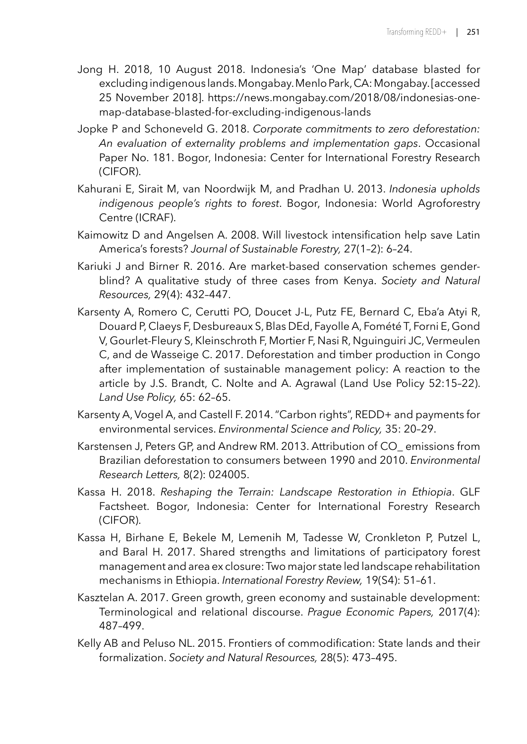Jong H. 2018, 10 August 2018. Indonesia's 'One Map' database blasted for excluding indigenous lands. Mongabay. Menlo Park, CA: Mongabay. [accessed 25 November 2018]. https://news.mongabay.com/2018/08/indonesias-one-map-database-blasted-for-excluding-indigenous-lands

Jopke P and Schoneveld G. 2018. *Corporate commitments to zero deforestation: An evaluation of externality problems and implementation gaps*. Occasional Paper No. 181. Bogor, Indonesia: Center for International Forestry Research (CIFOR).

Kahurani E, Sirait M, van Noordwijk M, and Pradhan U. 2013. *Indonesia upholds indigenous people's rights to forest*. Bogor, Indonesia: World Agroforestry Centre (ICRAF).

Kaimowitz D and Angelsen A. 2008. Will livestock intensification help save Latin America's forests? *Journal of Sustainable Forestry,* 27(1–2): 6–24.

Kariuki J and Birner R. 2016. Are market-based conservation schemes gender-blind? A qualitative study of three cases from Kenya. *Society and Natural Resources,* 29(4): 432–447.

Karsenty A, Romero C, Cerutti PO, Doucet J-L, Putz FE, Bernard C, Eba'a Atyi R, Douard P, Claeys F, Desbureaux S, Blas DEd, Fayolle A, Fomété T, Forni E, Gond V, Gourlet-Fleury S, Kleinschroth F, Mortier F, Nasi R, Nguinguiri JC, Vermeulen C, and de Wasseige C. 2017. Deforestation and timber production in Congo after implementation of sustainable management policy: A reaction to the article by J.S. Brandt, C. Nolte and A. Agrawal (Land Use Policy 52:15–22). *Land Use Policy,* 65: 62–65.

Karsenty A, Vogel A, and Castell F. 2014. "Carbon rights", REDD+ and payments for environmental services. *Environmental Science and Policy,* 35: 20–29.

Karstensen J, Peters GP, and Andrew RM. 2013. Attribution of CO_ emissions from Brazilian deforestation to consumers between 1990 and 2010. *Environmental Research Letters,* 8(2): 024005.

Kassa H. 2018. *Reshaping the Terrain: Landscape Restoration in Ethiopia*. GLF Factsheet. Bogor, Indonesia: Center for International Forestry Research (CIFOR).

Kassa H, Birhane E, Bekele M, Lemenih M, Tadesse W, Cronkleton P, Putzel L, and Baral H. 2017. Shared strengths and limitations of participatory forest management and area ex closure: Two major state led landscape rehabilitation mechanisms in Ethiopia. *International Forestry Review,* 19(S4): 51–61.

Kasztelan A. 2017. Green growth, green economy and sustainable development: Terminological and relational discourse. *Prague Economic Papers,* 2017(4): 487–499.

Kelly AB and Peluso NL. 2015. Frontiers of commodification: State lands and their formalization. *Society and Natural Resources,* 28(5): 473–495.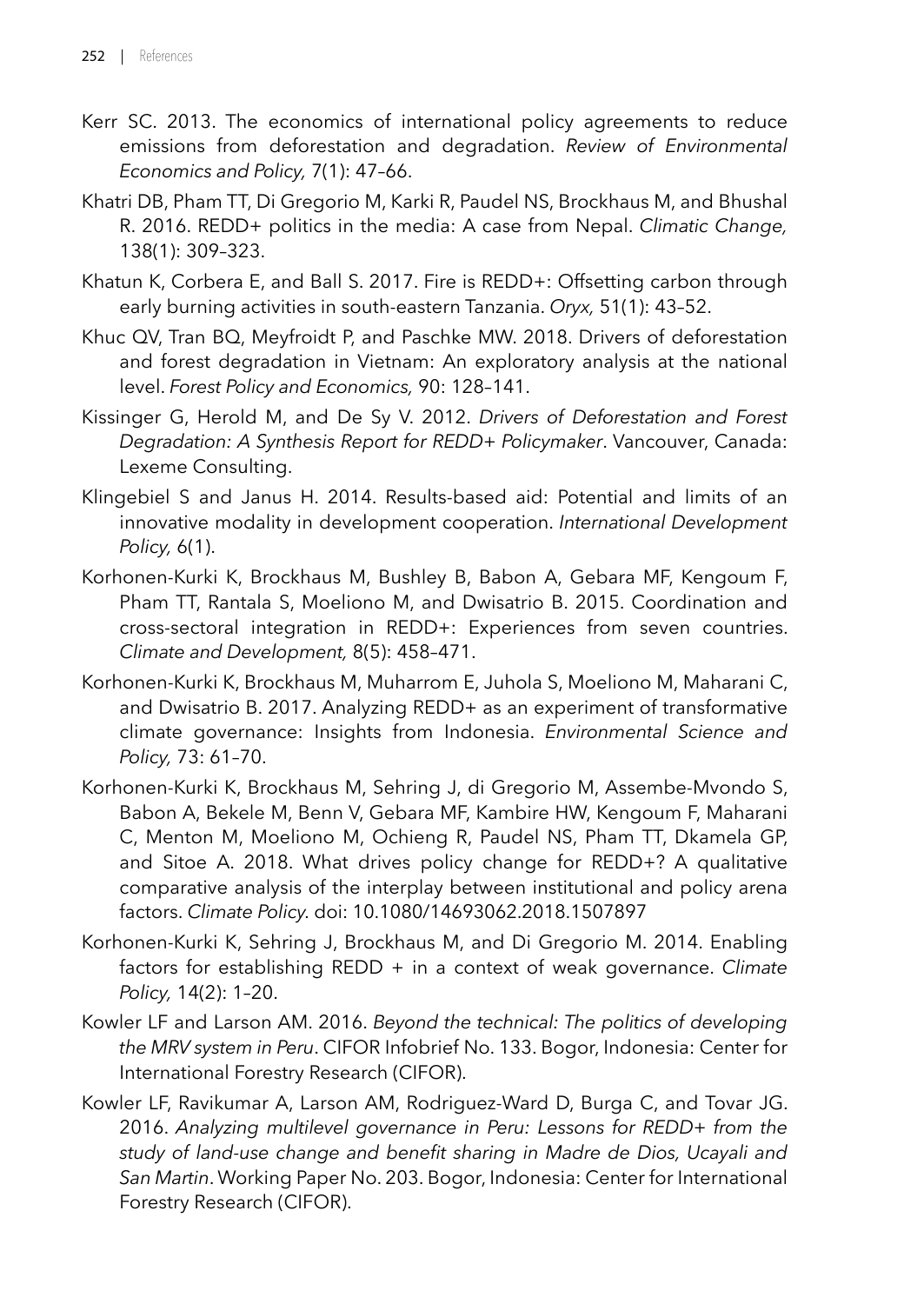Kerr SC. 2013. The economics of international policy agreements to reduce emissions from deforestation and degradation. *Review of Environmental Economics and Policy,* 7(1): 47–66.

Khatri DB, Pham TT, Di Gregorio M, Karki R, Paudel NS, Brockhaus M, and Bhushal R. 2016. REDD+ politics in the media: A case from Nepal. *Climatic Change,* 138(1): 309–323.

Khatun K, Corbera E, and Ball S. 2017. Fire is REDD+: Offsetting carbon through early burning activities in south-eastern Tanzania. *Oryx,* 51(1): 43–52.

Khuc QV, Tran BQ, Meyfroidt P, and Paschke MW. 2018. Drivers of deforestation and forest degradation in Vietnam: An exploratory analysis at the national level. *Forest Policy and Economics,* 90: 128–141.

Kissinger G, Herold M, and De Sy V. 2012. *Drivers of Deforestation and Forest Degradation: A Synthesis Report for REDD+ Policymaker*. Vancouver, Canada: Lexeme Consulting.

Klingebiel S and Janus H. 2014. Results-based aid: Potential and limits of an innovative modality in development cooperation. *International Development Policy,* 6(1).

Korhonen-Kurki K, Brockhaus M, Bushley B, Babon A, Gebara MF, Kengoum F, Pham TT, Rantala S, Moeliono M, and Dwisatrio B. 2015. Coordination and cross-sectoral integration in REDD+: Experiences from seven countries. *Climate and Development,* 8(5): 458–471.

Korhonen-Kurki K, Brockhaus M, Muharrom E, Juhola S, Moeliono M, Maharani C, and Dwisatrio B. 2017. Analyzing REDD+ as an experiment of transformative climate governance: Insights from Indonesia. *Environmental Science and Policy,* 73: 61–70.

Korhonen-Kurki K, Brockhaus M, Sehring J, di Gregorio M, Assembe-Mvondo S, Babon A, Bekele M, Benn V, Gebara MF, Kambire HW, Kengoum F, Maharani C, Menton M, Moeliono M, Ochieng R, Paudel NS, Pham TT, Dkamela GP, and Sitoe A. 2018. What drives policy change for REDD+? A qualitative comparative analysis of the interplay between institutional and policy arena factors. *Climate Policy*. doi: 10.1080/14693062.2018.1507897

Korhonen-Kurki K, Sehring J, Brockhaus M, and Di Gregorio M. 2014. Enabling factors for establishing REDD + in a context of weak governance. *Climate Policy,* 14(2): 1–20.

Kowler LF and Larson AM. 2016. *Beyond the technical: The politics of developing the MRV system in Peru*. CIFOR Infobrief No. 133. Bogor, Indonesia: Center for International Forestry Research (CIFOR).

Kowler LF, Ravikumar A, Larson AM, Rodriguez-Ward D, Burga C, and Tovar JG. 2016. *Analyzing multilevel governance in Peru: Lessons for REDD+ from the study of land-use change and benefit sharing in Madre de Dios, Ucayali and San Martin*. Working Paper No. 203. Bogor, Indonesia: Center for International Forestry Research (CIFOR).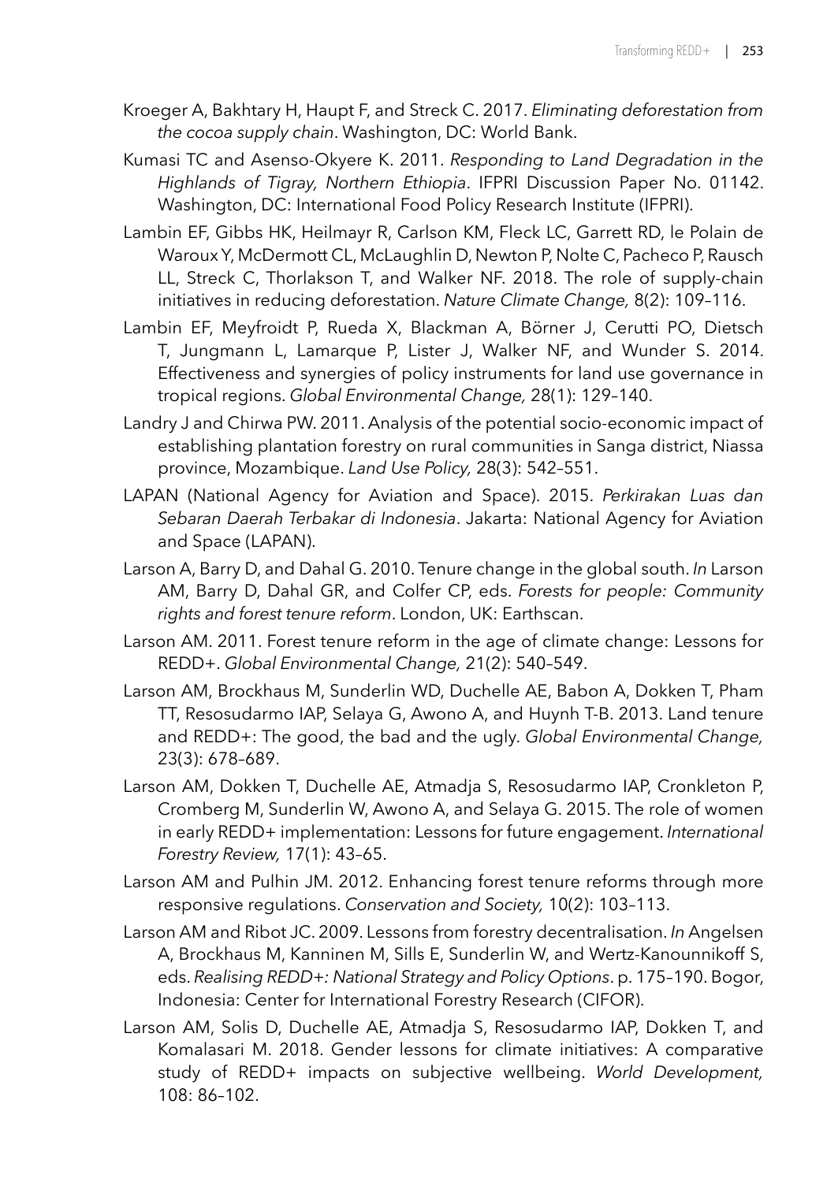Kroeger A, Bakhtary H, Haupt F, and Streck C. 2017. *Eliminating deforestation from the cocoa supply chain*. Washington, DC: World Bank.

Kumasi TC and Asenso-Okyere K. 2011. *Responding to Land Degradation in the Highlands of Tigray, Northern Ethiopia*. IFPRI Discussion Paper No. 01142. Washington, DC: International Food Policy Research Institute (IFPRI).

Lambin EF, Gibbs HK, Heilmayr R, Carlson KM, Fleck LC, Garrett RD, le Polain de Waroux Y, McDermott CL, McLaughlin D, Newton P, Nolte C, Pacheco P, Rausch LL, Streck C, Thorlakson T, and Walker NF. 2018. The role of supply-chain initiatives in reducing deforestation. *Nature Climate Change,* 8(2): 109–116.

Lambin EF, Meyfroidt P, Rueda X, Blackman A, Börner J, Cerutti PO, Dietsch T, Jungmann L, Lamarque P, Lister J, Walker NF, and Wunder S. 2014. Effectiveness and synergies of policy instruments for land use governance in tropical regions. *Global Environmental Change,* 28(1): 129–140.

Landry J and Chirwa PW. 2011. Analysis of the potential socio-economic impact of establishing plantation forestry on rural communities in Sanga district, Niassa province, Mozambique. *Land Use Policy,* 28(3): 542–551.

LAPAN (National Agency for Aviation and Space). 2015. *Perkirakan Luas dan Sebaran Daerah Terbakar di Indonesia*. Jakarta: National Agency for Aviation and Space (LAPAN).

Larson A, Barry D, and Dahal G. 2010. Tenure change in the global south. *In* Larson AM, Barry D, Dahal GR, and Colfer CP, eds. *Forests for people: Community rights and forest tenure reform*. London, UK: Earthscan.

Larson AM. 2011. Forest tenure reform in the age of climate change: Lessons for REDD+. *Global Environmental Change,* 21(2): 540–549.

Larson AM, Brockhaus M, Sunderlin WD, Duchelle AE, Babon A, Dokken T, Pham TT, Resosudarmo IAP, Selaya G, Awono A, and Huynh T-B. 2013. Land tenure and REDD+: The good, the bad and the ugly. *Global Environmental Change,* 23(3): 678–689.

Larson AM, Dokken T, Duchelle AE, Atmadja S, Resosudarmo IAP, Cronkleton P, Cromberg M, Sunderlin W, Awono A, and Selaya G. 2015. The role of women in early REDD+ implementation: Lessons for future engagement. *International Forestry Review,* 17(1): 43–65.

Larson AM and Pulhin JM. 2012. Enhancing forest tenure reforms through more responsive regulations. *Conservation and Society,* 10(2): 103–113.

Larson AM and Ribot JC. 2009. Lessons from forestry decentralisation. *In* Angelsen A, Brockhaus M, Kanninen M, Sills E, Sunderlin W, and Wertz-Kanounnikoff S, eds. *Realising REDD+: National Strategy and Policy Options*. p. 175–190. Bogor, Indonesia: Center for International Forestry Research (CIFOR).

Larson AM, Solis D, Duchelle AE, Atmadja S, Resosudarmo IAP, Dokken T, and Komalasari M. 2018. Gender lessons for climate initiatives: A comparative study of REDD+ impacts on subjective wellbeing. *World Development,* 108: 86–102.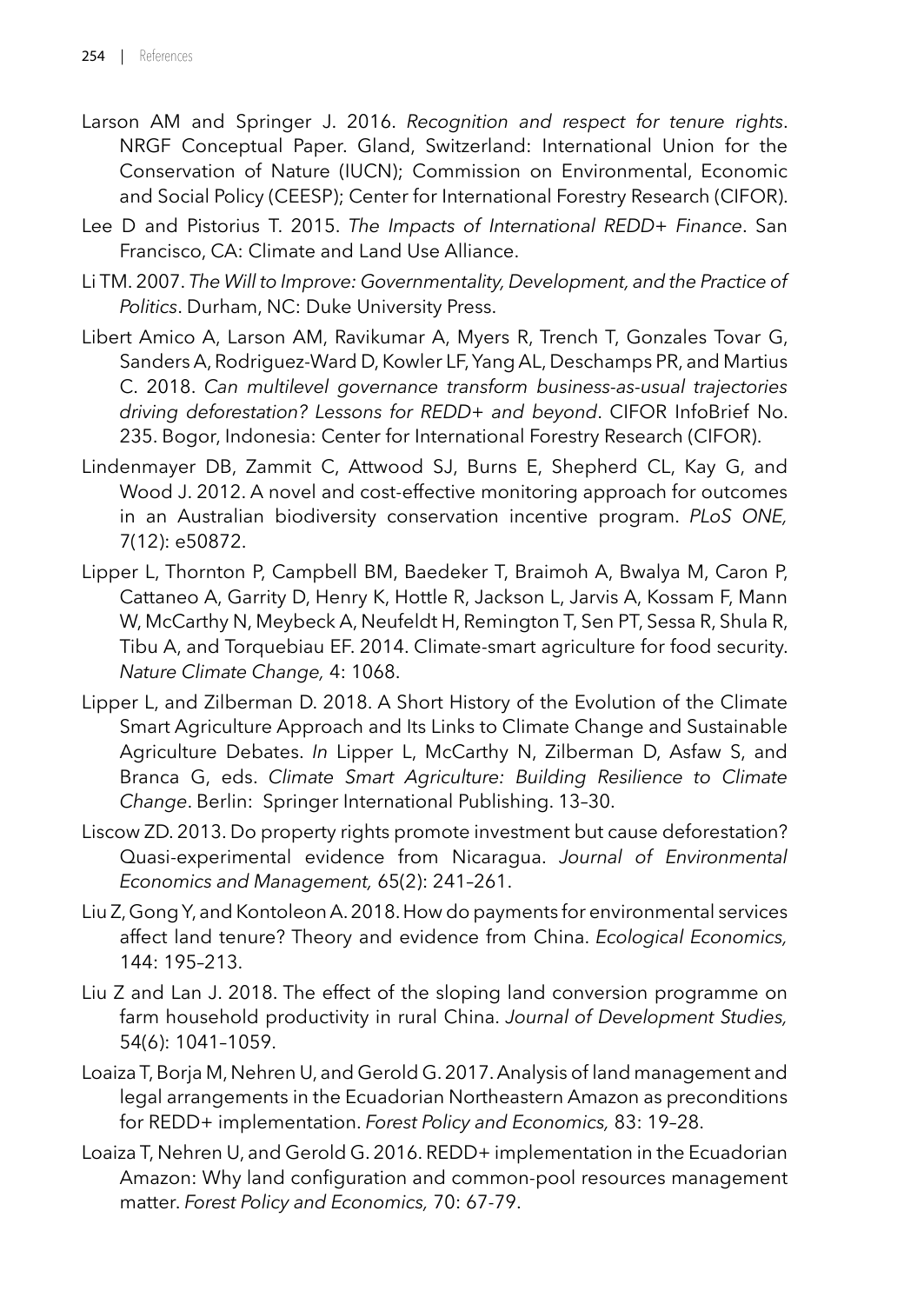Larson AM and Springer J. 2016. *Recognition and respect for tenure rights*. NRGF Conceptual Paper. Gland, Switzerland: International Union for the Conservation of Nature (IUCN); Commission on Environmental, Economic and Social Policy (CEESP); Center for International Forestry Research (CIFOR).

Lee D and Pistorius T. 2015. *The Impacts of International REDD+ Finance*. San Francisco, CA: Climate and Land Use Alliance.

Li TM. 2007. *The Will to Improve: Governmentality, Development, and the Practice of Politics*. Durham, NC: Duke University Press.

Libert Amico A, Larson AM, Ravikumar A, Myers R, Trench T, Gonzales Tovar G, Sanders A, Rodriguez-Ward D, Kowler LF, Yang AL, Deschamps PR, and Martius C. 2018. *Can multilevel governance transform business-as-usual trajectories driving deforestation? Lessons for REDD+ and beyond*. CIFOR InfoBrief No. 235. Bogor, Indonesia: Center for International Forestry Research (CIFOR).

Lindenmayer DB, Zammit C, Attwood SJ, Burns E, Shepherd CL, Kay G, and Wood J. 2012. A novel and cost-effective monitoring approach for outcomes in an Australian biodiversity conservation incentive program. *PLoS ONE,* 7(12): e50872.

Lipper L, Thornton P, Campbell BM, Baedeker T, Braimoh A, Bwalya M, Caron P, Cattaneo A, Garrity D, Henry K, Hottle R, Jackson L, Jarvis A, Kossam F, Mann W, McCarthy N, Meybeck A, Neufeldt H, Remington T, Sen PT, Sessa R, Shula R, Tibu A, and Torquebiau EF. 2014. Climate-smart agriculture for food security. *Nature Climate Change,* 4: 1068.

Lipper L, and Zilberman D. 2018. A Short History of the Evolution of the Climate Smart Agriculture Approach and Its Links to Climate Change and Sustainable Agriculture Debates. *In* Lipper L, McCarthy N, Zilberman D, Asfaw S, and Branca G, eds. *Climate Smart Agriculture: Building Resilience to Climate Change*. Berlin: Springer International Publishing. 13–30.

Liscow ZD. 2013. Do property rights promote investment but cause deforestation? Quasi-experimental evidence from Nicaragua. *Journal of Environmental Economics and Management,* 65(2): 241–261.

Liu Z, Gong Y, and Kontoleon A. 2018. How do payments for environmental services affect land tenure? Theory and evidence from China. *Ecological Economics,* 144: 195–213.

Liu Z and Lan J. 2018. The effect of the sloping land conversion programme on farm household productivity in rural China. *Journal of Development Studies,* 54(6): 1041–1059.

Loaiza T, Borja M, Nehren U, and Gerold G. 2017. Analysis of land management and legal arrangements in the Ecuadorian Northeastern Amazon as preconditions for REDD+ implementation. *Forest Policy and Economics,* 83: 19–28.

Loaiza T, Nehren U, and Gerold G. 2016. REDD+ implementation in the Ecuadorian Amazon: Why land configuration and common-pool resources management matter. *Forest Policy and Economics,* 70: 67-79.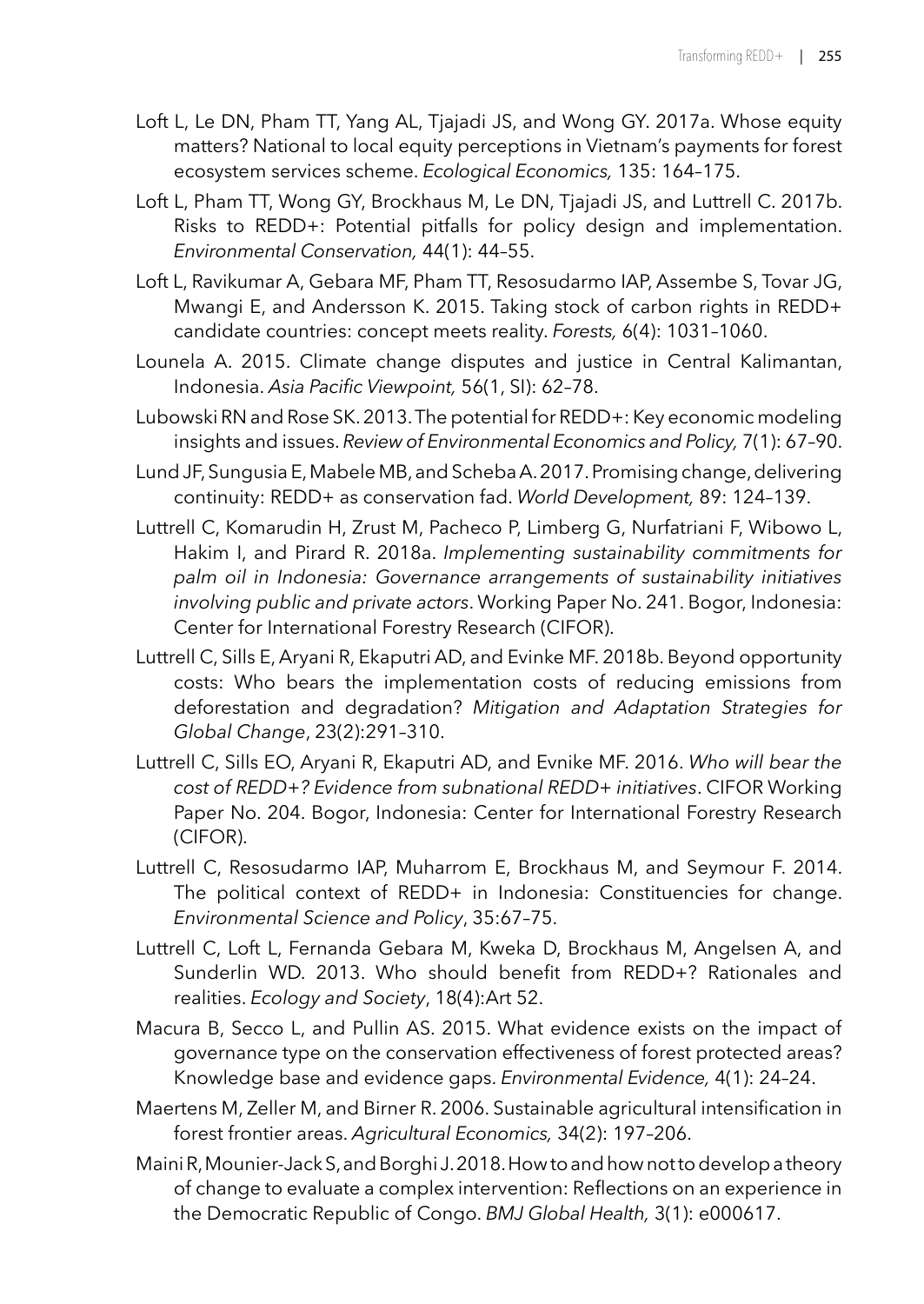Loft L, Le DN, Pham TT, Yang AL, Tjajadi JS, and Wong GY. 2017a. Whose equity matters? National to local equity perceptions in Vietnam's payments for forest ecosystem services scheme. *Ecological Economics,* 135: 164–175.

Loft L, Pham TT, Wong GY, Brockhaus M, Le DN, Tjajadi JS, and Luttrell C. 2017b. Risks to REDD+: Potential pitfalls for policy design and implementation. *Environmental Conservation,* 44(1): 44–55.

Loft L, Ravikumar A, Gebara MF, Pham TT, Resosudarmo IAP, Assembe S, Tovar JG, Mwangi E, and Andersson K. 2015. Taking stock of carbon rights in REDD+ candidate countries: concept meets reality. *Forests,* 6(4): 1031–1060.

Lounela A. 2015. Climate change disputes and justice in Central Kalimantan, Indonesia. *Asia Pacific Viewpoint,* 56(1, SI): 62–78.

Lubowski RN and Rose SK. 2013. The potential for REDD+: Key economic modeling insights and issues. *Review of Environmental Economics and Policy,* 7(1): 67–90.

Lund JF, Sungusia E, Mabele MB, and Scheba A. 2017. Promising change, delivering continuity: REDD+ as conservation fad. *World Development,* 89: 124–139.

Luttrell C, Komarudin H, Zrust M, Pacheco P, Limberg G, Nurfatriani F, Wibowo L, Hakim I, and Pirard R. 2018a. *Implementing sustainability commitments for palm oil in Indonesia: Governance arrangements of sustainability initiatives involving public and private actors*. Working Paper No. 241. Bogor, Indonesia: Center for International Forestry Research (CIFOR).

Luttrell C, Sills E, Aryani R, Ekaputri AD, and Evinke MF. 2018b. Beyond opportunity costs: Who bears the implementation costs of reducing emissions from deforestation and degradation? *Mitigation and Adaptation Strategies for Global Change*, 23(2):291–310.

Luttrell C, Sills EO, Aryani R, Ekaputri AD, and Evnike MF. 2016. *Who will bear the cost of REDD+? Evidence from subnational REDD+ initiatives*. CIFOR Working Paper No. 204. Bogor, Indonesia: Center for International Forestry Research (CIFOR).

Luttrell C, Resosudarmo IAP, Muharrom E, Brockhaus M, and Seymour F. 2014. The political context of REDD+ in Indonesia: Constituencies for change. *Environmental Science and Policy*, 35:67–75.

Luttrell C, Loft L, Fernanda Gebara M, Kweka D, Brockhaus M, Angelsen A, and Sunderlin WD. 2013. Who should benefit from REDD+? Rationales and realities. *Ecology and Society*, 18(4):Art 52.

Macura B, Secco L, and Pullin AS. 2015. What evidence exists on the impact of governance type on the conservation effectiveness of forest protected areas? Knowledge base and evidence gaps. *Environmental Evidence,* 4(1): 24–24.

Maertens M, Zeller M, and Birner R. 2006. Sustainable agricultural intensification in forest frontier areas. *Agricultural Economics,* 34(2): 197–206.

Maini R, Mounier-Jack S, and Borghi J. 2018. How to and how not to develop a theory of change to evaluate a complex intervention: Reflections on an experience in the Democratic Republic of Congo. *BMJ Global Health,* 3(1): e000617.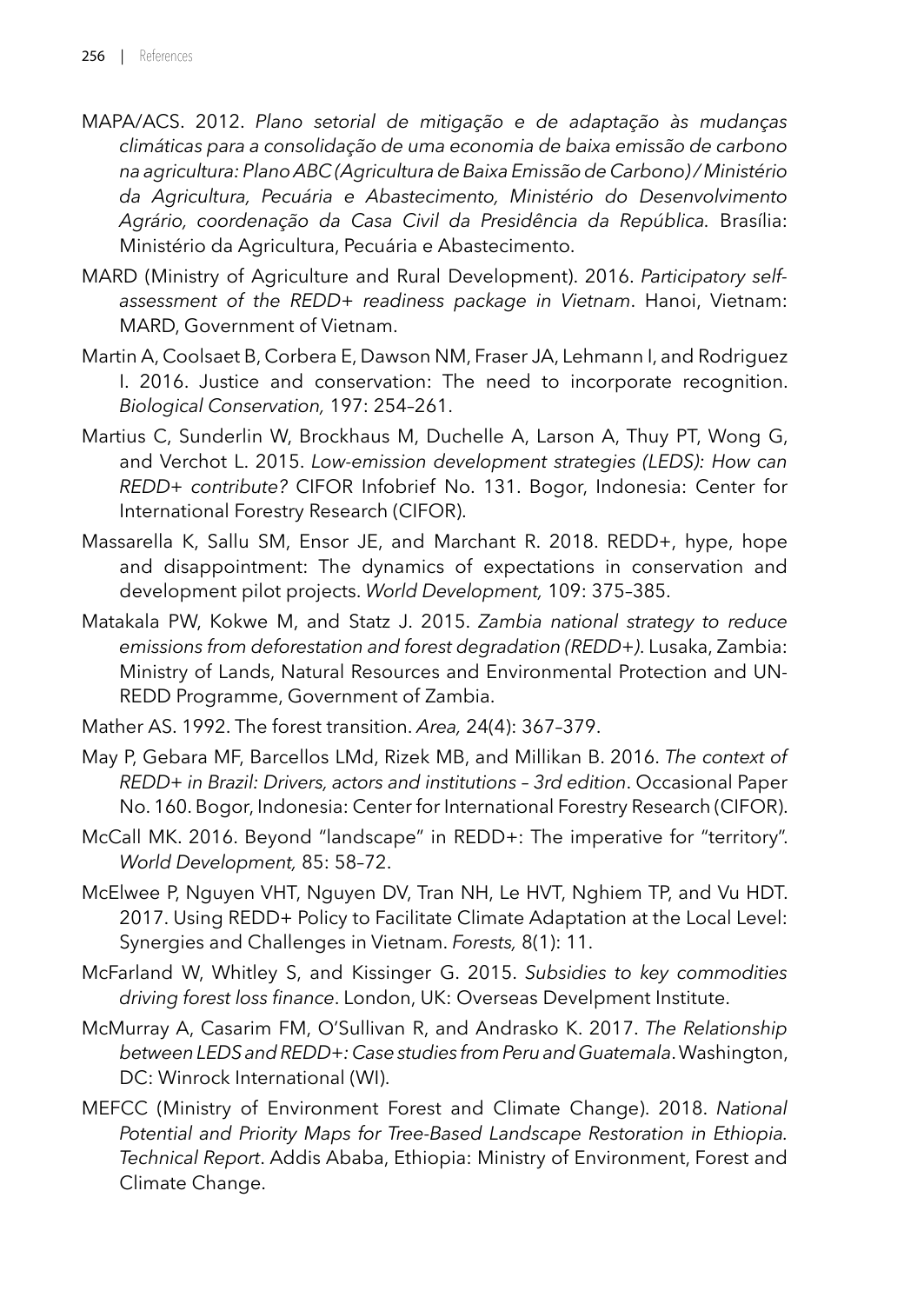MAPA/ACS. 2012. *Plano setorial de mitigação e de adaptação às mudanças climáticas para a consolidação de uma economia de baixa emissão de carbono na agricultura: Plano ABC (Agricultura de Baixa Emissão de Carbono) / Ministério da Agricultura, Pecuária e Abastecimento, Ministério do Desenvolvimento Agrário, coordenação da Casa Civil da Presidência da República*. Brasília: Ministério da Agricultura, Pecuária e Abastecimento.

MARD (Ministry of Agriculture and Rural Development). 2016. *Participatory self-assessment of the REDD+ readiness package in Vietnam*. Hanoi, Vietnam: MARD, Government of Vietnam.

Martin A, Coolsaet B, Corbera E, Dawson NM, Fraser JA, Lehmann I, and Rodriguez I. 2016. Justice and conservation: The need to incorporate recognition. *Biological Conservation,* 197: 254–261.

Martius C, Sunderlin W, Brockhaus M, Duchelle A, Larson A, Thuy PT, Wong G, and Verchot L. 2015. *Low-emission development strategies (LEDS): How can REDD+ contribute?* CIFOR Infobrief No. 131. Bogor, Indonesia: Center for International Forestry Research (CIFOR).

Massarella K, Sallu SM, Ensor JE, and Marchant R. 2018. REDD+, hype, hope and disappointment: The dynamics of expectations in conservation and development pilot projects. *World Development,* 109: 375–385.

Matakala PW, Kokwe M, and Statz J. 2015. *Zambia national strategy to reduce emissions from deforestation and forest degradation (REDD+)*. Lusaka, Zambia: Ministry of Lands, Natural Resources and Environmental Protection and UN-REDD Programme, Government of Zambia.

Mather AS. 1992. The forest transition. *Area,* 24(4): 367–379.

May P, Gebara MF, Barcellos LMd, Rizek MB, and Millikan B. 2016. *The context of REDD+ in Brazil: Drivers, actors and institutions – 3rd edition*. Occasional Paper No. 160. Bogor, Indonesia: Center for International Forestry Research (CIFOR).

McCall MK. 2016. Beyond "landscape" in REDD+: The imperative for "territory". *World Development,* 85: 58–72.

McElwee P, Nguyen VHT, Nguyen DV, Tran NH, Le HVT, Nghiem TP, and Vu HDT. 2017. Using REDD+ Policy to Facilitate Climate Adaptation at the Local Level: Synergies and Challenges in Vietnam. *Forests,* 8(1): 11.

McFarland W, Whitley S, and Kissinger G. 2015. *Subsidies to key commodities driving forest loss finance*. London, UK: Overseas Develpment Institute.

McMurray A, Casarim FM, O'Sullivan R, and Andrasko K. 2017. *The Relationship between LEDS and REDD+: Case studies from Peru and Guatemala*. Washington, DC: Winrock International (WI).

MEFCC (Ministry of Environment Forest and Climate Change). 2018. *National Potential and Priority Maps for Tree-Based Landscape Restoration in Ethiopia. Technical Report*. Addis Ababa, Ethiopia: Ministry of Environment, Forest and Climate Change.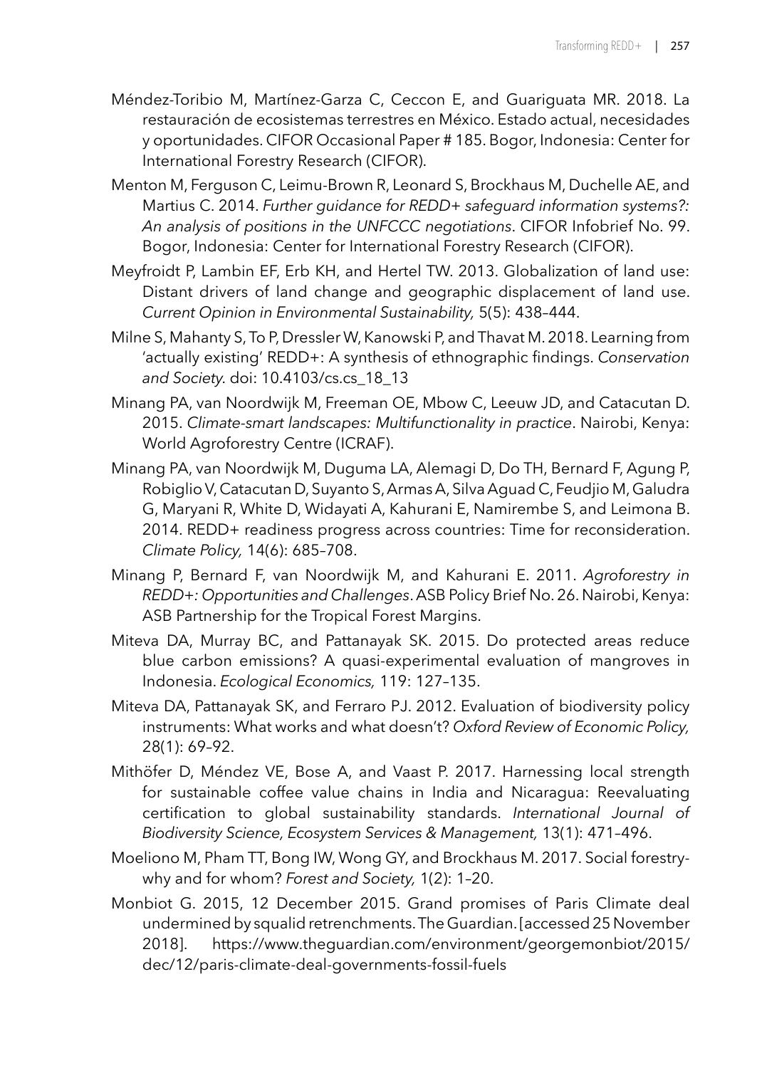Méndez-Toribio M, Martínez-Garza C, Ceccon E, and Guariguata MR. 2018. La restauración de ecosistemas terrestres en México. Estado actual, necesidades y oportunidades. CIFOR Occasional Paper # 185. Bogor, Indonesia: Center for International Forestry Research (CIFOR).

Menton M, Ferguson C, Leimu-Brown R, Leonard S, Brockhaus M, Duchelle AE, and Martius C. 2014. *Further guidance for REDD+ safeguard information systems?: An analysis of positions in the UNFCCC negotiations*. CIFOR Infobrief No. 99. Bogor, Indonesia: Center for International Forestry Research (CIFOR).

Meyfroidt P, Lambin EF, Erb KH, and Hertel TW. 2013. Globalization of land use: Distant drivers of land change and geographic displacement of land use. *Current Opinion in Environmental Sustainability,* 5(5): 438–444.

Milne S, Mahanty S, To P, Dressler W, Kanowski P, and Thavat M. 2018. Learning from 'actually existing' REDD+: A synthesis of ethnographic findings. *Conservation and Society*. doi: 10.4103/cs.cs_18_13

Minang PA, van Noordwijk M, Freeman OE, Mbow C, Leeuw JD, and Catacutan D. 2015. *Climate-smart landscapes: Multifunctionality in practice*. Nairobi, Kenya: World Agroforestry Centre (ICRAF).

Minang PA, van Noordwijk M, Duguma LA, Alemagi D, Do TH, Bernard F, Agung P, Robiglio V, Catacutan D, Suyanto S, Armas A, Silva Aguad C, Feudjio M, Galudra G, Maryani R, White D, Widayati A, Kahurani E, Namirembe S, and Leimona B. 2014. REDD+ readiness progress across countries: Time for reconsideration. *Climate Policy,* 14(6): 685–708.

Minang P, Bernard F, van Noordwijk M, and Kahurani E. 2011. *Agroforestry in REDD+: Opportunities and Challenges*. ASB Policy Brief No. 26. Nairobi, Kenya: ASB Partnership for the Tropical Forest Margins.

Miteva DA, Murray BC, and Pattanayak SK. 2015. Do protected areas reduce blue carbon emissions? A quasi-experimental evaluation of mangroves in Indonesia. *Ecological Economics,* 119: 127–135.

Miteva DA, Pattanayak SK, and Ferraro PJ. 2012. Evaluation of biodiversity policy instruments: What works and what doesn't? *Oxford Review of Economic Policy,* 28(1): 69–92.

Mithöfer D, Méndez VE, Bose A, and Vaast P. 2017. Harnessing local strength for sustainable coffee value chains in India and Nicaragua: Reevaluating certification to global sustainability standards. *International Journal of Biodiversity Science, Ecosystem Services & Management,* 13(1): 471–496.

Moeliono M, Pham TT, Bong IW, Wong GY, and Brockhaus M. 2017. Social forestry-why and for whom? *Forest and Society,* 1(2): 1–20.

Monbiot G. 2015, 12 December 2015. Grand promises of Paris Climate deal undermined by squalid retrenchments. The Guardian. [accessed 25 November 2018]. https://www.theguardian.com/environment/georgemonbiot/2015/dec/12/paris-climate-deal-governments-fossil-fuels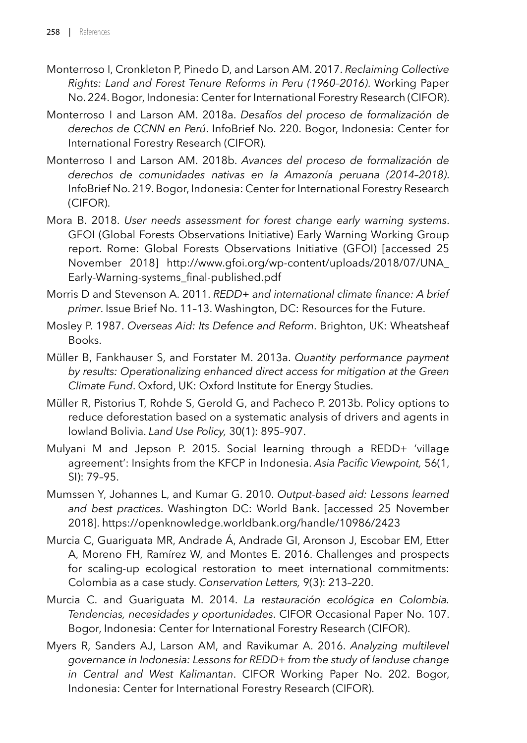Monterroso I, Cronkleton P, Pinedo D, and Larson AM. 2017. *Reclaiming Collective Rights: Land and Forest Tenure Reforms in Peru (1960–2016)*. Working Paper No. 224. Bogor, Indonesia: Center for International Forestry Research (CIFOR).

Monterroso I and Larson AM. 2018a. *Desafíos del proceso de formalización de derechos de CCNN en Perú*. InfoBrief No. 220. Bogor, Indonesia: Center for International Forestry Research (CIFOR).

Monterroso I and Larson AM. 2018b. *Avances del proceso de formalización de derechos de comunidades nativas en la Amazonía peruana (2014–2018)*. InfoBrief No. 219. Bogor, Indonesia: Center for International Forestry Research (CIFOR).

Mora B. 2018. *User needs assessment for forest change early warning systems*. GFOI (Global Forests Observations Initiative) Early Warning Working Group report. Rome: Global Forests Observations Initiative (GFOI) [accessed 25 November 2018] http://www.gfoi.org/wp-content/uploads/2018/07/UNA_Early-Warning-systems_final-published.pdf

Morris D and Stevenson A. 2011. *REDD+ and international climate finance: A brief primer*. Issue Brief No. 11–13. Washington, DC: Resources for the Future.

Mosley P. 1987. *Overseas Aid: Its Defence and Reform*. Brighton, UK: Wheatsheaf Books.

Müller B, Fankhauser S, and Forstater M. 2013a. *Quantity performance payment by results: Operationalizing enhanced direct access for mitigation at the Green Climate Fund*. Oxford, UK: Oxford Institute for Energy Studies.

Müller R, Pistorius T, Rohde S, Gerold G, and Pacheco P. 2013b. Policy options to reduce deforestation based on a systematic analysis of drivers and agents in lowland Bolivia. *Land Use Policy,* 30(1): 895–907.

Mulyani M and Jepson P. 2015. Social learning through a REDD+ 'village agreement': Insights from the KFCP in Indonesia. *Asia Pacific Viewpoint,* 56(1, SI): 79–95.

Mumssen Y, Johannes L, and Kumar G. 2010. *Output-based aid: Lessons learned and best practices*. Washington DC: World Bank. [accessed 25 November 2018]. https://openknowledge.worldbank.org/handle/10986/2423

Murcia C, Guariguata MR, Andrade Á, Andrade GI, Aronson J, Escobar EM, Etter A, Moreno FH, Ramírez W, and Montes E. 2016. Challenges and prospects for scaling-up ecological restoration to meet international commitments: Colombia as a case study. *Conservation Letters,* 9(3): 213–220.

Murcia C. and Guariguata M. 2014. *La restauración ecológica en Colombia. Tendencias, necesidades y oportunidades*. CIFOR Occasional Paper No. 107. Bogor, Indonesia: Center for International Forestry Research (CIFOR).

Myers R, Sanders AJ, Larson AM, and Ravikumar A. 2016. *Analyzing multilevel governance in Indonesia: Lessons for REDD+ from the study of landuse change in Central and West Kalimantan*. CIFOR Working Paper No. 202. Bogor, Indonesia: Center for International Forestry Research (CIFOR).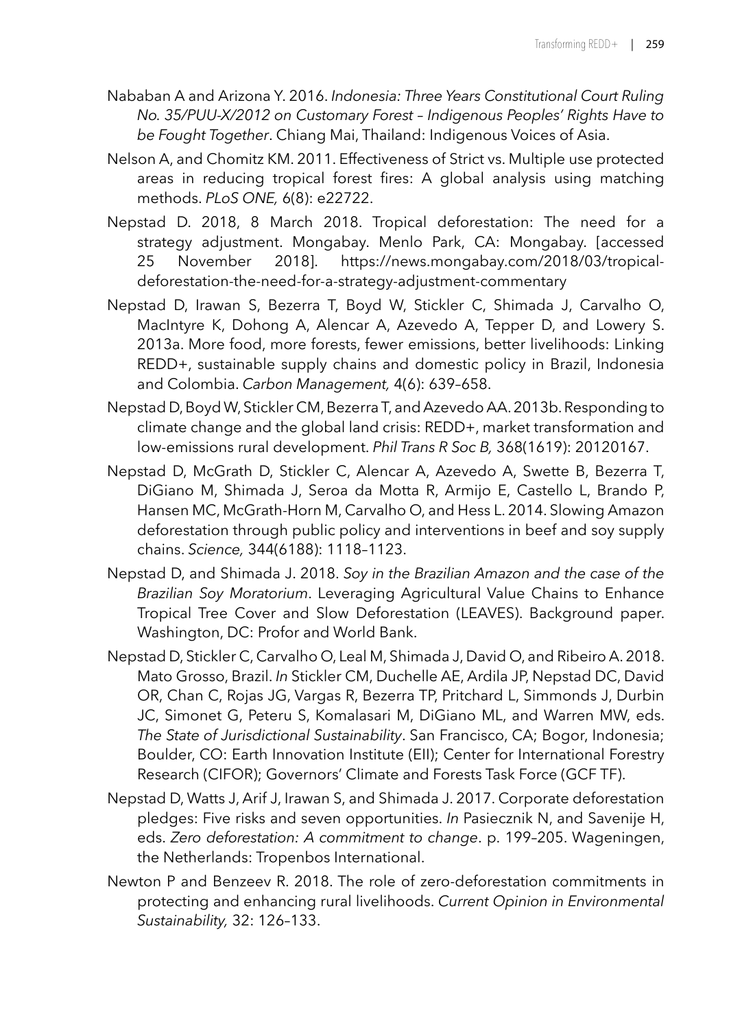Nababan A and Arizona Y. 2016. *Indonesia: Three Years Constitutional Court Ruling No. 35/PUU-X/2012 on Customary Forest – Indigenous Peoples' Rights Have to be Fought Together*. Chiang Mai, Thailand: Indigenous Voices of Asia.

Nelson A, and Chomitz KM. 2011. Effectiveness of Strict vs. Multiple use protected areas in reducing tropical forest fires: A global analysis using matching methods. *PLoS ONE,* 6(8): e22722.

Nepstad D. 2018, 8 March 2018. Tropical deforestation: The need for a strategy adjustment. Mongabay. Menlo Park, CA: Mongabay. [accessed 25 November 2018]. https://news.mongabay.com/2018/03/tropical-deforestation-the-need-for-a-strategy-adjustment-commentary

Nepstad D, Irawan S, Bezerra T, Boyd W, Stickler C, Shimada J, Carvalho O, MacIntyre K, Dohong A, Alencar A, Azevedo A, Tepper D, and Lowery S. 2013a. More food, more forests, fewer emissions, better livelihoods: Linking REDD+, sustainable supply chains and domestic policy in Brazil, Indonesia and Colombia. *Carbon Management,* 4(6): 639–658.

Nepstad D, Boyd W, Stickler CM, Bezerra T, and Azevedo AA. 2013b. Responding to climate change and the global land crisis: REDD+, market transformation and low-emissions rural development. *Phil Trans R Soc B,* 368(1619): 20120167.

Nepstad D, McGrath D, Stickler C, Alencar A, Azevedo A, Swette B, Bezerra T, DiGiano M, Shimada J, Seroa da Motta R, Armijo E, Castello L, Brando P, Hansen MC, McGrath-Horn M, Carvalho O, and Hess L. 2014. Slowing Amazon deforestation through public policy and interventions in beef and soy supply chains. *Science,* 344(6188): 1118–1123.

Nepstad D, and Shimada J. 2018. *Soy in the Brazilian Amazon and the case of the Brazilian Soy Moratorium*. Leveraging Agricultural Value Chains to Enhance Tropical Tree Cover and Slow Deforestation (LEAVES). Background paper. Washington, DC: Profor and World Bank.

Nepstad D, Stickler C, Carvalho O, Leal M, Shimada J, David O, and Ribeiro A. 2018. Mato Grosso, Brazil. *In* Stickler CM, Duchelle AE, Ardila JP, Nepstad DC, David OR, Chan C, Rojas JG, Vargas R, Bezerra TP, Pritchard L, Simmonds J, Durbin JC, Simonet G, Peteru S, Komalasari M, DiGiano ML, and Warren MW, eds. *The State of Jurisdictional Sustainability*. San Francisco, CA; Bogor, Indonesia; Boulder, CO: Earth Innovation Institute (EII); Center for International Forestry Research (CIFOR); Governors' Climate and Forests Task Force (GCF TF).

Nepstad D, Watts J, Arif J, Irawan S, and Shimada J. 2017. Corporate deforestation pledges: Five risks and seven opportunities. *In* Pasiecznik N, and Savenije H, eds. *Zero deforestation: A commitment to change*. p. 199–205. Wageningen, the Netherlands: Tropenbos International.

Newton P and Benzeev R. 2018. The role of zero-deforestation commitments in protecting and enhancing rural livelihoods. *Current Opinion in Environmental Sustainability,* 32: 126–133.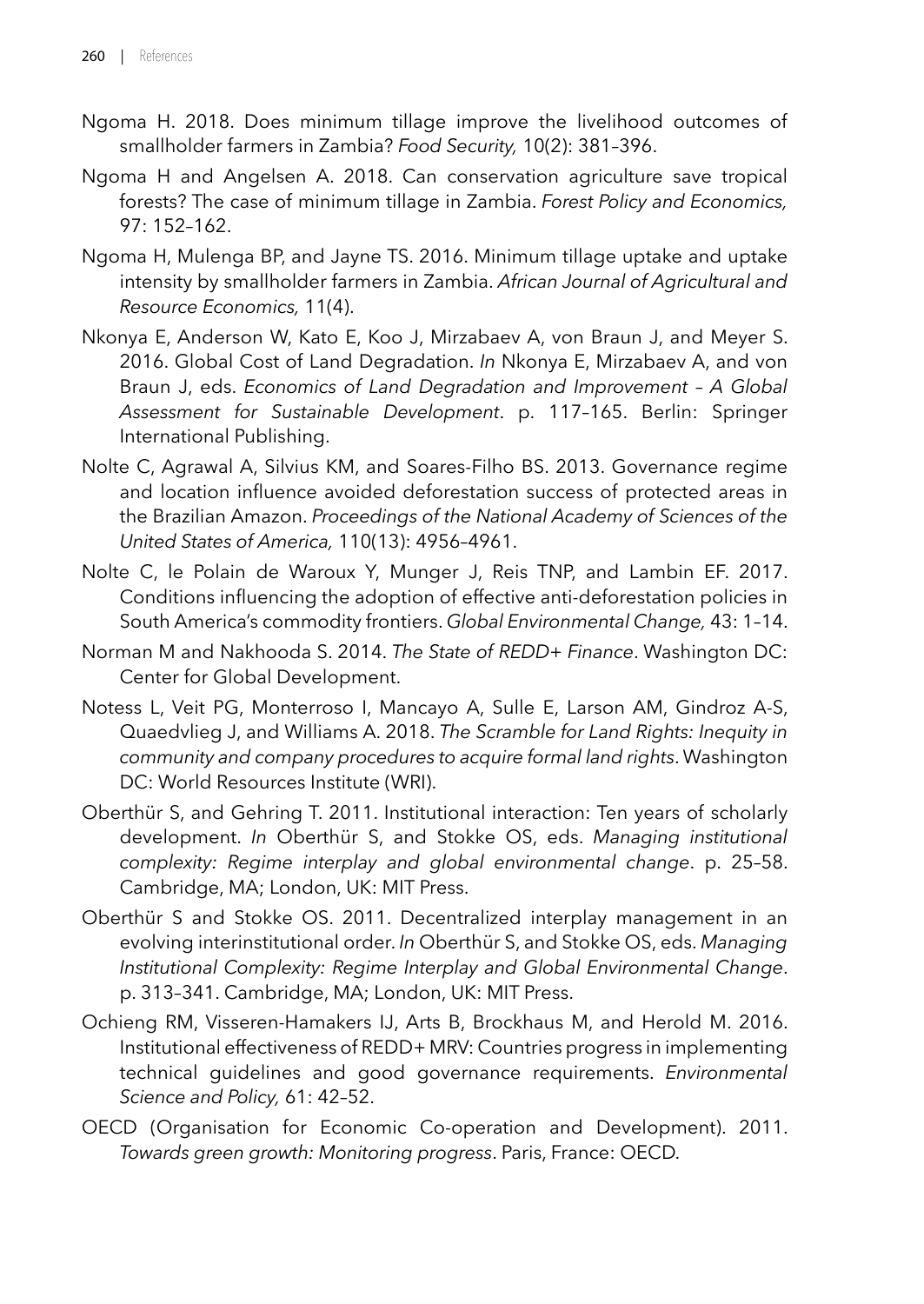Ngoma H. 2018. Does minimum tillage improve the livelihood outcomes of smallholder farmers in Zambia? *Food Security,* 10(2): 381–396.

Ngoma H and Angelsen A. 2018. Can conservation agriculture save tropical forests? The case of minimum tillage in Zambia. *Forest Policy and Economics,* 97: 152–162.

Ngoma H, Mulenga BP, and Jayne TS. 2016. Minimum tillage uptake and uptake intensity by smallholder farmers in Zambia. *African Journal of Agricultural and Resource Economics,* 11(4).

Nkonya E, Anderson W, Kato E, Koo J, Mirzabaev A, von Braun J, and Meyer S. 2016. Global Cost of Land Degradation. *In* Nkonya E, Mirzabaev A, and von Braun J, eds. *Economics of Land Degradation and Improvement – A Global Assessment for Sustainable Development*. p. 117–165. Berlin: Springer International Publishing.

Nolte C, Agrawal A, Silvius KM, and Soares-Filho BS. 2013. Governance regime and location influence avoided deforestation success of protected areas in the Brazilian Amazon. *Proceedings of the National Academy of Sciences of the United States of America,* 110(13): 4956–4961.

Nolte C, le Polain de Waroux Y, Munger J, Reis TNP, and Lambin EF. 2017. Conditions influencing the adoption of effective anti-deforestation policies in South America's commodity frontiers. *Global Environmental Change,* 43: 1–14.

Norman M and Nakhooda S. 2014. *The State of REDD+ Finance*. Washington DC: Center for Global Development.

Notess L, Veit PG, Monterroso I, Mancayo A, Sulle E, Larson AM, Gindroz A-S, Quaedvlieg J, and Williams A. 2018. *The Scramble for Land Rights: Inequity in community and company procedures to acquire formal land rights*. Washington DC: World Resources Institute (WRI).

Oberthür S, and Gehring T. 2011. Institutional interaction: Ten years of scholarly development. *In* Oberthür S, and Stokke OS, eds. *Managing institutional complexity: Regime interplay and global environmental change*. p. 25–58. Cambridge, MA; London, UK: MIT Press.

Oberthür S and Stokke OS. 2011. Decentralized interplay management in an evolving interinstitutional order. *In* Oberthür S, and Stokke OS, eds. *Managing Institutional Complexity: Regime Interplay and Global Environmental Change*. p. 313–341. Cambridge, MA; London, UK: MIT Press.

Ochieng RM, Visseren-Hamakers IJ, Arts B, Brockhaus M, and Herold M. 2016. Institutional effectiveness of REDD+ MRV: Countries progress in implementing technical guidelines and good governance requirements. *Environmental Science and Policy,* 61: 42–52.

OECD (Organisation for Economic Co-operation and Development). 2011. *Towards green growth: Monitoring progress*. Paris, France: OECD.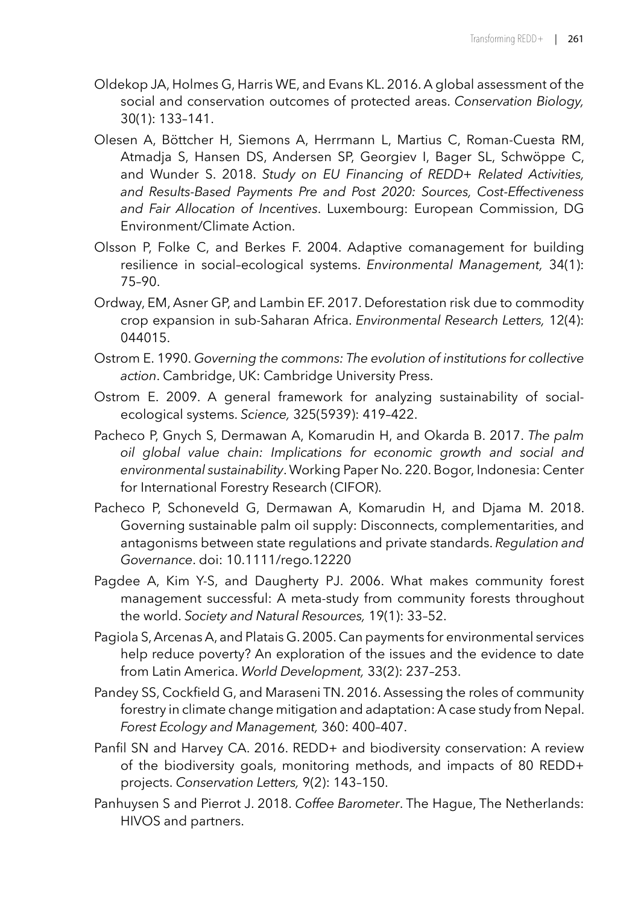Oldekop JA, Holmes G, Harris WE, and Evans KL. 2016. A global assessment of the social and conservation outcomes of protected areas. *Conservation Biology,* 30(1): 133–141.

Olesen A, Böttcher H, Siemons A, Herrmann L, Martius C, Roman-Cuesta RM, Atmadja S, Hansen DS, Andersen SP, Georgiev I, Bager SL, Schwöppe C, and Wunder S. 2018. *Study on EU Financing of REDD+ Related Activities, and Results-Based Payments Pre and Post 2020: Sources, Cost-Effectiveness and Fair Allocation of Incentives*. Luxembourg: European Commission, DG Environment/Climate Action.

Olsson P, Folke C, and Berkes F. 2004. Adaptive comanagement for building resilience in social–ecological systems. *Environmental Management,* 34(1): 75–90.

Ordway, EM, Asner GP, and Lambin EF. 2017. Deforestation risk due to commodity crop expansion in sub-Saharan Africa. *Environmental Research Letters,* 12(4): 044015.

Ostrom E. 1990. *Governing the commons: The evolution of institutions for collective action*. Cambridge, UK: Cambridge University Press.

Ostrom E. 2009. A general framework for analyzing sustainability of social-ecological systems. *Science,* 325(5939): 419–422.

Pacheco P, Gnych S, Dermawan A, Komarudin H, and Okarda B. 2017. *The palm oil global value chain: Implications for economic growth and social and environmental sustainability*. Working Paper No. 220. Bogor, Indonesia: Center for International Forestry Research (CIFOR).

Pacheco P, Schoneveld G, Dermawan A, Komarudin H, and Djama M. 2018. Governing sustainable palm oil supply: Disconnects, complementarities, and antagonisms between state regulations and private standards. *Regulation and Governance*. doi: 10.1111/rego.12220

Pagdee A, Kim Y-S, and Daugherty PJ. 2006. What makes community forest management successful: A meta-study from community forests throughout the world. *Society and Natural Resources,* 19(1): 33–52.

Pagiola S, Arcenas A, and Platais G. 2005. Can payments for environmental services help reduce poverty? An exploration of the issues and the evidence to date from Latin America. *World Development,* 33(2): 237–253.

Pandey SS, Cockfield G, and Maraseni TN. 2016. Assessing the roles of community forestry in climate change mitigation and adaptation: A case study from Nepal. *Forest Ecology and Management,* 360: 400–407.

Panfil SN and Harvey CA. 2016. REDD+ and biodiversity conservation: A review of the biodiversity goals, monitoring methods, and impacts of 80 REDD+ projects. *Conservation Letters,* 9(2): 143–150.

Panhuysen S and Pierrot J. 2018. *Coffee Barometer*. The Hague, The Netherlands: HIVOS and partners.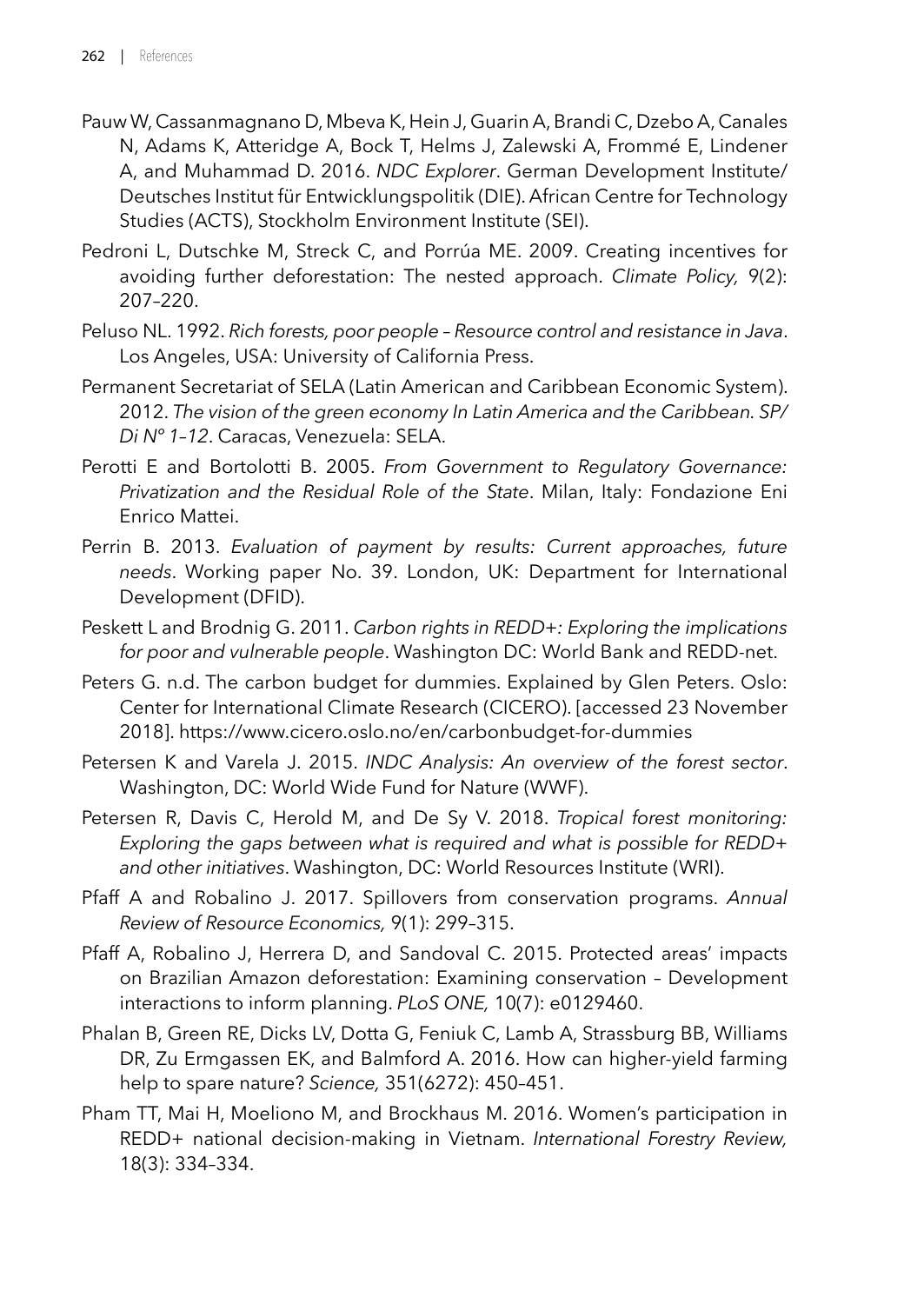Pauw W, Cassanmagnano D, Mbeva K, Hein J, Guarin A, Brandi C, Dzebo A, Canales N, Adams K, Atteridge A, Bock T, Helms J, Zalewski A, Frommé E, Lindener A, and Muhammad D. 2016. *NDC Explorer*. German Development Institute/ Deutsches Institut für Entwicklungspolitik (DIE). African Centre for Technology Studies (ACTS), Stockholm Environment Institute (SEI).

Pedroni L, Dutschke M, Streck C, and Porrúa ME. 2009. Creating incentives for avoiding further deforestation: The nested approach. *Climate Policy,* 9(2): 207–220.

Peluso NL. 1992. *Rich forests, poor people – Resource control and resistance in Java*. Los Angeles, USA: University of California Press.

Permanent Secretariat of SELA (Latin American and Caribbean Economic System). 2012. *The vision of the green economy In Latin America and the Caribbean. SP/ Di Nº 1–12*. Caracas, Venezuela: SELA.

Perotti E and Bortolotti B. 2005. *From Government to Regulatory Governance: Privatization and the Residual Role of the State*. Milan, Italy: Fondazione Eni Enrico Mattei.

Perrin B. 2013. *Evaluation of payment by results: Current approaches, future needs*. Working paper No. 39. London, UK: Department for International Development (DFID).

Peskett L and Brodnig G. 2011. *Carbon rights in REDD+: Exploring the implications for poor and vulnerable people*. Washington DC: World Bank and REDD-net.

Peters G. n.d. The carbon budget for dummies. Explained by Glen Peters. Oslo: Center for International Climate Research (CICERO). [accessed 23 November 2018]. https://www.cicero.oslo.no/en/carbonbudget-for-dummies

Petersen K and Varela J. 2015. *INDC Analysis: An overview of the forest sector*. Washington, DC: World Wide Fund for Nature (WWF).

Petersen R, Davis C, Herold M, and De Sy V. 2018. *Tropical forest monitoring: Exploring the gaps between what is required and what is possible for REDD+ and other initiatives*. Washington, DC: World Resources Institute (WRI).

Pfaff A and Robalino J. 2017. Spillovers from conservation programs. *Annual Review of Resource Economics,* 9(1): 299–315.

Pfaff A, Robalino J, Herrera D, and Sandoval C. 2015. Protected areas' impacts on Brazilian Amazon deforestation: Examining conservation – Development interactions to inform planning. *PLoS ONE,* 10(7): e0129460.

Phalan B, Green RE, Dicks LV, Dotta G, Feniuk C, Lamb A, Strassburg BB, Williams DR, Zu Ermgassen EK, and Balmford A. 2016. How can higher-yield farming help to spare nature? *Science,* 351(6272): 450–451.

Pham TT, Mai H, Moeliono M, and Brockhaus M. 2016. Women's participation in REDD+ national decision-making in Vietnam. *International Forestry Review,* 18(3): 334–334.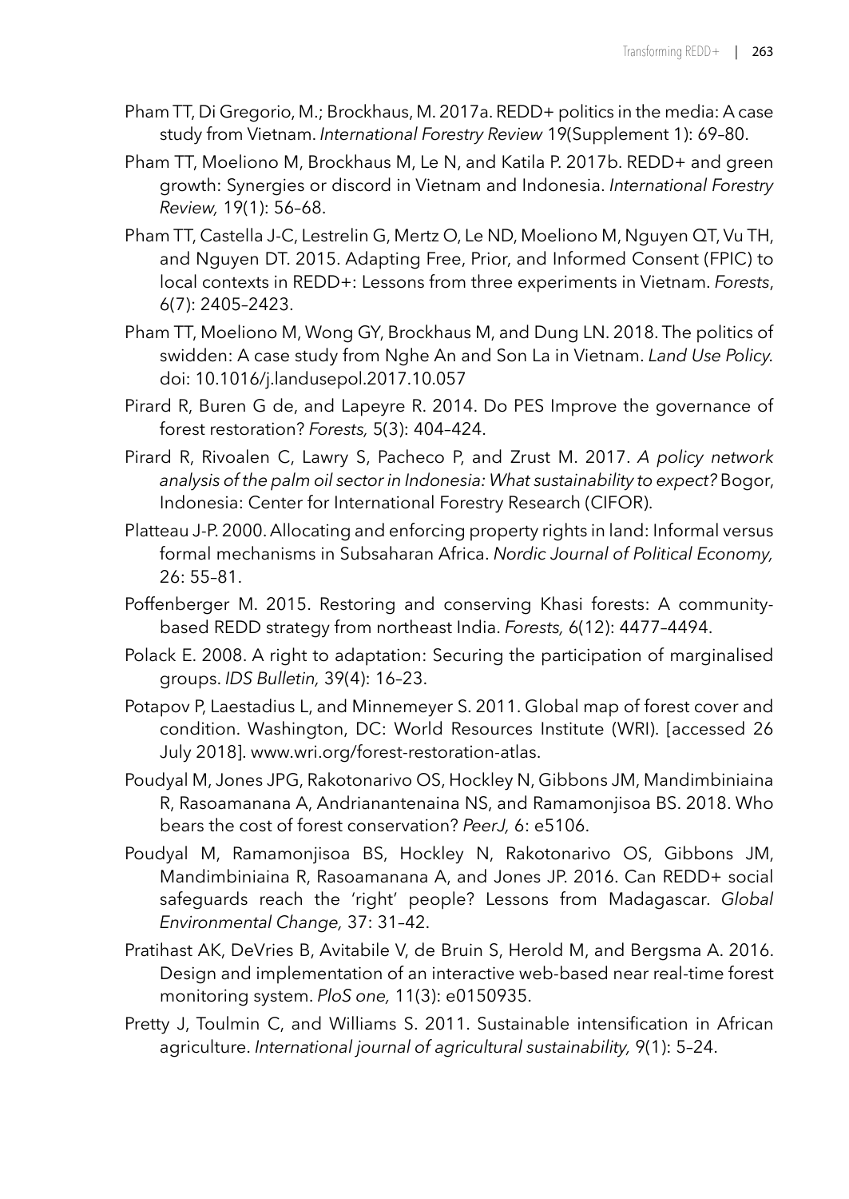Pham TT, Di Gregorio, M.; Brockhaus, M. 2017a. REDD+ politics in the media: A case study from Vietnam. *International Forestry Review* 19(Supplement 1): 69–80.

Pham TT, Moeliono M, Brockhaus M, Le N, and Katila P. 2017b. REDD+ and green growth: Synergies or discord in Vietnam and Indonesia. *International Forestry Review,* 19(1): 56–68.

Pham TT, Castella J-C, Lestrelin G, Mertz O, Le ND, Moeliono M, Nguyen QT, Vu TH, and Nguyen DT. 2015. Adapting Free, Prior, and Informed Consent (FPIC) to local contexts in REDD+: Lessons from three experiments in Vietnam. *Forests*, 6(7): 2405–2423.

Pham TT, Moeliono M, Wong GY, Brockhaus M, and Dung LN. 2018. The politics of swidden: A case study from Nghe An and Son La in Vietnam. *Land Use Policy*. doi: 10.1016/j.landusepol.2017.10.057

Pirard R, Buren G de, and Lapeyre R. 2014. Do PES Improve the governance of forest restoration? *Forests,* 5(3): 404–424.

Pirard R, Rivoalen C, Lawry S, Pacheco P, and Zrust M. 2017. *A policy network analysis of the palm oil sector in Indonesia: What sustainability to expect?* Bogor, Indonesia: Center for International Forestry Research (CIFOR).

Platteau J-P. 2000. Allocating and enforcing property rights in land: Informal versus formal mechanisms in Subsaharan Africa. *Nordic Journal of Political Economy,* 26: 55–81.

Poffenberger M. 2015. Restoring and conserving Khasi forests: A community-based REDD strategy from northeast India. *Forests,* 6(12): 4477–4494.

Polack E. 2008. A right to adaptation: Securing the participation of marginalised groups. *IDS Bulletin,* 39(4): 16–23.

Potapov P, Laestadius L, and Minnemeyer S. 2011. Global map of forest cover and condition. Washington, DC: World Resources Institute (WRI). [accessed 26 July 2018]. www.wri.org/forest-restoration-atlas.

Poudyal M, Jones JPG, Rakotonarivo OS, Hockley N, Gibbons JM, Mandimbiniaina R, Rasoamanana A, Andrianantenaina NS, and Ramamonjisoa BS. 2018. Who bears the cost of forest conservation? *PeerJ,* 6: e5106.

Poudyal M, Ramamonjisoa BS, Hockley N, Rakotonarivo OS, Gibbons JM, Mandimbiniaina R, Rasoamanana A, and Jones JP. 2016. Can REDD+ social safeguards reach the 'right' people? Lessons from Madagascar. *Global Environmental Change,* 37: 31–42.

Pratihast AK, DeVries B, Avitabile V, de Bruin S, Herold M, and Bergsma A. 2016. Design and implementation of an interactive web-based near real-time forest monitoring system. *PloS one,* 11(3): e0150935.

Pretty J, Toulmin C, and Williams S. 2011. Sustainable intensification in African agriculture. *International journal of agricultural sustainability,* 9(1): 5–24.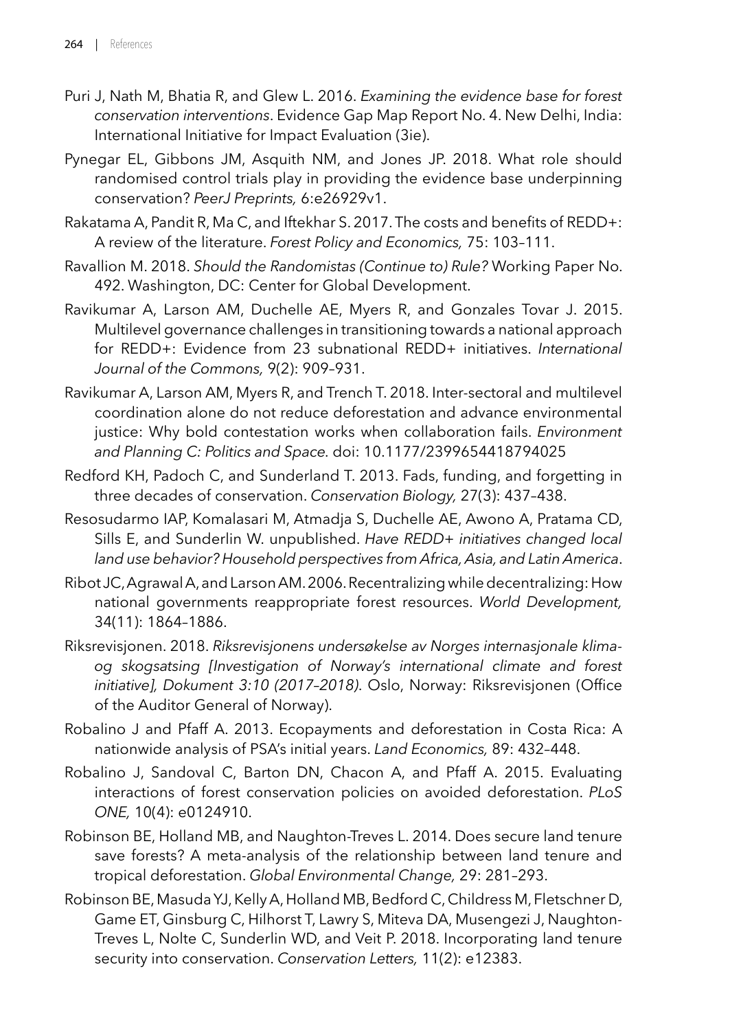Puri J, Nath M, Bhatia R, and Glew L. 2016. *Examining the evidence base for forest conservation interventions*. Evidence Gap Map Report No. 4. New Delhi, India: International Initiative for Impact Evaluation (3ie).

Pynegar EL, Gibbons JM, Asquith NM, and Jones JP. 2018. What role should randomised control trials play in providing the evidence base underpinning conservation? *PeerJ Preprints,* 6:e26929v1.

Rakatama A, Pandit R, Ma C, and Iftekhar S. 2017. The costs and benefits of REDD+: A review of the literature. *Forest Policy and Economics,* 75: 103–111.

Ravallion M. 2018. *Should the Randomistas (Continue to) Rule?* Working Paper No. 492. Washington, DC: Center for Global Development.

Ravikumar A, Larson AM, Duchelle AE, Myers R, and Gonzales Tovar J. 2015. Multilevel governance challenges in transitioning towards a national approach for REDD+: Evidence from 23 subnational REDD+ initiatives. *International Journal of the Commons,* 9(2): 909–931.

Ravikumar A, Larson AM, Myers R, and Trench T. 2018. Inter-sectoral and multilevel coordination alone do not reduce deforestation and advance environmental justice: Why bold contestation works when collaboration fails. *Environment and Planning C: Politics and Space.* doi: 10.1177/2399654418794025

Redford KH, Padoch C, and Sunderland T. 2013. Fads, funding, and forgetting in three decades of conservation. *Conservation Biology,* 27(3): 437–438.

Resosudarmo IAP, Komalasari M, Atmadja S, Duchelle AE, Awono A, Pratama CD, Sills E, and Sunderlin W. unpublished. *Have REDD+ initiatives changed local land use behavior? Household perspectives from Africa, Asia, and Latin America*.

Ribot JC, Agrawal A, and Larson AM. 2006. Recentralizing while decentralizing: How national governments reappropriate forest resources. *World Development,* 34(11): 1864–1886.

Riksrevisjonen. 2018. *Riksrevisjonens undersøkelse av Norges internasjonale klima- og skogsatsing [Investigation of Norway's international climate and forest initiative], Dokument 3:10 (2017–2018)*. Oslo, Norway: Riksrevisjonen (Office of the Auditor General of Norway).

Robalino J and Pfaff A. 2013. Ecopayments and deforestation in Costa Rica: A nationwide analysis of PSA's initial years. *Land Economics,* 89: 432–448.

Robalino J, Sandoval C, Barton DN, Chacon A, and Pfaff A. 2015. Evaluating interactions of forest conservation policies on avoided deforestation. *PLoS ONE,* 10(4): e0124910.

Robinson BE, Holland MB, and Naughton-Treves L. 2014. Does secure land tenure save forests? A meta-analysis of the relationship between land tenure and tropical deforestation. *Global Environmental Change,* 29: 281–293.

Robinson BE, Masuda YJ, Kelly A, Holland MB, Bedford C, Childress M, Fletschner D, Game ET, Ginsburg C, Hilhorst T, Lawry S, Miteva DA, Musengezi J, Naughton-Treves L, Nolte C, Sunderlin WD, and Veit P. 2018. Incorporating land tenure security into conservation. *Conservation Letters,* 11(2): e12383.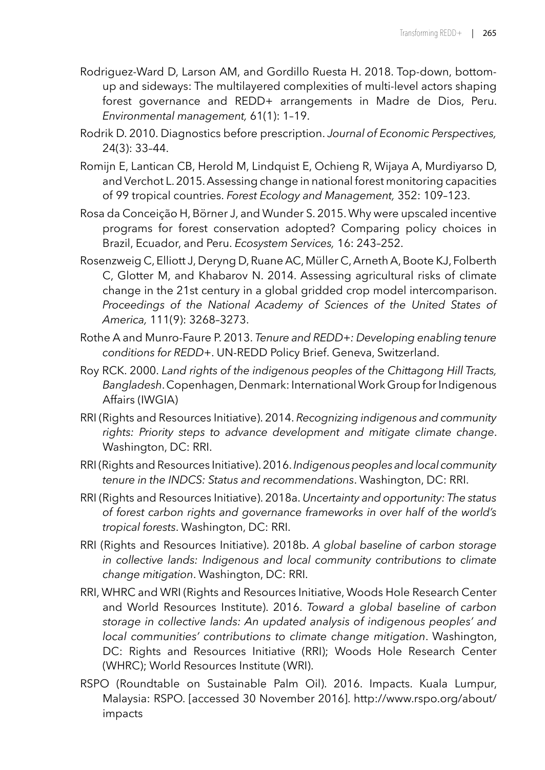Rodriguez-Ward D, Larson AM, and Gordillo Ruesta H. 2018. Top-down, bottom-up and sideways: The multilayered complexities of multi-level actors shaping forest governance and REDD+ arrangements in Madre de Dios, Peru. *Environmental management,* 61(1): 1–19.

Rodrik D. 2010. Diagnostics before prescription. *Journal of Economic Perspectives,* 24(3): 33–44.

Romijn E, Lantican CB, Herold M, Lindquist E, Ochieng R, Wijaya A, Murdiyarso D, and Verchot L. 2015. Assessing change in national forest monitoring capacities of 99 tropical countries. *Forest Ecology and Management,* 352: 109–123.

Rosa da Conceição H, Börner J, and Wunder S. 2015. Why were upscaled incentive programs for forest conservation adopted? Comparing policy choices in Brazil, Ecuador, and Peru. *Ecosystem Services,* 16: 243–252.

Rosenzweig C, Elliott J, Deryng D, Ruane AC, Müller C, Arneth A, Boote KJ, Folberth C, Glotter M, and Khabarov N. 2014. Assessing agricultural risks of climate change in the 21st century in a global gridded crop model intercomparison. *Proceedings of the National Academy of Sciences of the United States of America,* 111(9): 3268–3273.

Rothe A and Munro-Faure P. 2013. *Tenure and REDD+: Developing enabling tenure conditions for REDD+*. UN-REDD Policy Brief. Geneva, Switzerland.

Roy RCK. 2000. *Land rights of the indigenous peoples of the Chittagong Hill Tracts, Bangladesh*. Copenhagen, Denmark: International Work Group for Indigenous Affairs (IWGIA)

RRI (Rights and Resources Initiative). 2014. *Recognizing indigenous and community rights: Priority steps to advance development and mitigate climate change*. Washington, DC: RRI.

RRI (Rights and Resources Initiative). 2016. *Indigenous peoples and local community tenure in the INDCS: Status and recommendations*. Washington, DC: RRI.

RRI (Rights and Resources Initiative). 2018a. *Uncertainty and opportunity: The status of forest carbon rights and governance frameworks in over half of the world's tropical forests*. Washington, DC: RRI.

RRI (Rights and Resources Initiative). 2018b. *A global baseline of carbon storage in collective lands: Indigenous and local community contributions to climate change mitigation*. Washington, DC: RRI.

RRI, WHRC and WRI (Rights and Resources Initiative, Woods Hole Research Center and World Resources Institute). 2016. *Toward a global baseline of carbon storage in collective lands: An updated analysis of indigenous peoples' and local communities' contributions to climate change mitigation*. Washington, DC: Rights and Resources Initiative (RRI); Woods Hole Research Center (WHRC); World Resources Institute (WRI).

RSPO (Roundtable on Sustainable Palm Oil). 2016. Impacts. Kuala Lumpur, Malaysia: RSPO. [accessed 30 November 2016]. http://www.rspo.org/about/impacts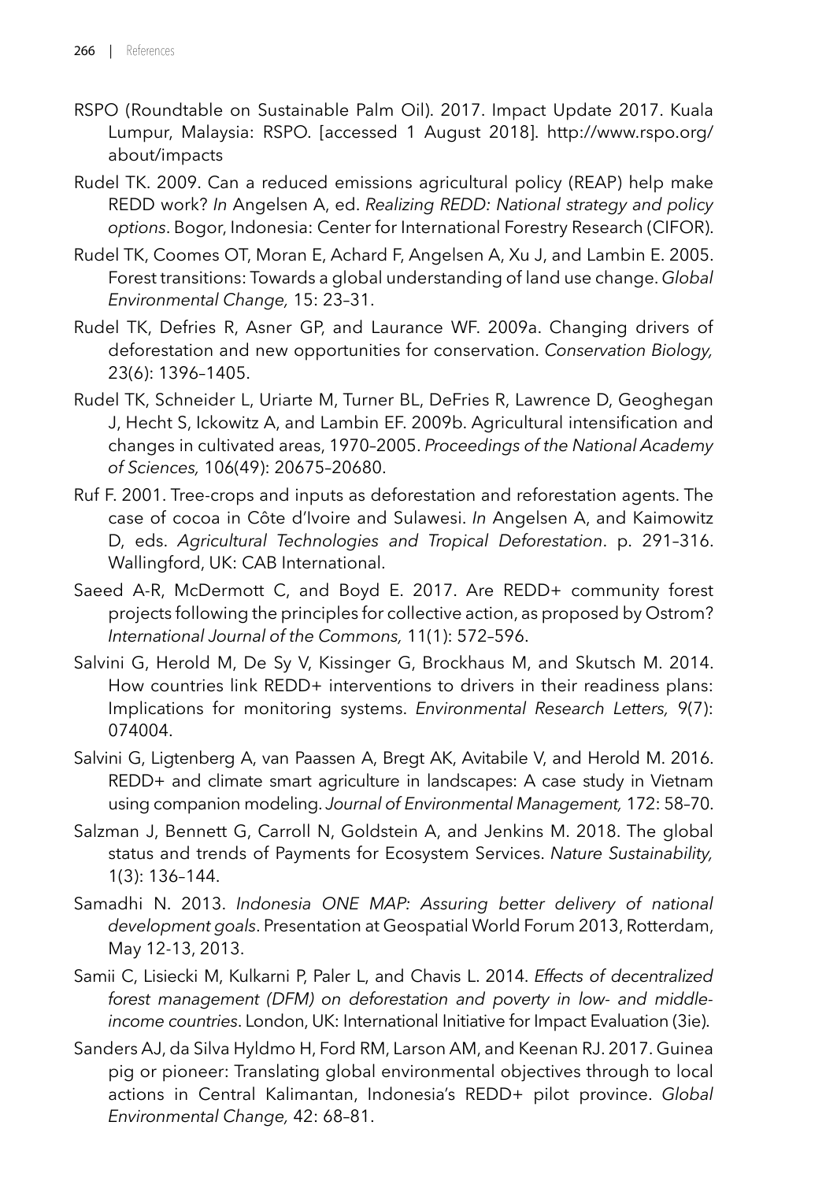RSPO (Roundtable on Sustainable Palm Oil). 2017. Impact Update 2017. Kuala Lumpur, Malaysia: RSPO. [accessed 1 August 2018]. http://www.rspo.org/about/impacts

Rudel TK. 2009. Can a reduced emissions agricultural policy (REAP) help make REDD work? *In* Angelsen A, ed. *Realizing REDD: National strategy and policy options*. Bogor, Indonesia: Center for International Forestry Research (CIFOR).

Rudel TK, Coomes OT, Moran E, Achard F, Angelsen A, Xu J, and Lambin E. 2005. Forest transitions: Towards a global understanding of land use change. *Global Environmental Change,* 15: 23–31.

Rudel TK, Defries R, Asner GP, and Laurance WF. 2009a. Changing drivers of deforestation and new opportunities for conservation. *Conservation Biology,* 23(6): 1396–1405.

Rudel TK, Schneider L, Uriarte M, Turner BL, DeFries R, Lawrence D, Geoghegan J, Hecht S, Ickowitz A, and Lambin EF. 2009b. Agricultural intensification and changes in cultivated areas, 1970–2005. *Proceedings of the National Academy of Sciences,* 106(49): 20675–20680.

Ruf F. 2001. Tree-crops and inputs as deforestation and reforestation agents. The case of cocoa in Côte d'Ivoire and Sulawesi. *In* Angelsen A, and Kaimowitz D, eds. *Agricultural Technologies and Tropical Deforestation*. p. 291–316. Wallingford, UK: CAB International.

Saeed A-R, McDermott C, and Boyd E. 2017. Are REDD+ community forest projects following the principles for collective action, as proposed by Ostrom? *International Journal of the Commons,* 11(1): 572–596.

Salvini G, Herold M, De Sy V, Kissinger G, Brockhaus M, and Skutsch M. 2014. How countries link REDD+ interventions to drivers in their readiness plans: Implications for monitoring systems. *Environmental Research Letters,* 9(7): 074004.

Salvini G, Ligtenberg A, van Paassen A, Bregt AK, Avitabile V, and Herold M. 2016. REDD+ and climate smart agriculture in landscapes: A case study in Vietnam using companion modeling. *Journal of Environmental Management,* 172: 58–70.

Salzman J, Bennett G, Carroll N, Goldstein A, and Jenkins M. 2018. The global status and trends of Payments for Ecosystem Services. *Nature Sustainability,* 1(3): 136–144.

Samadhi N. 2013. *Indonesia ONE MAP: Assuring better delivery of national development goals*. Presentation at Geospatial World Forum 2013, Rotterdam, May 12-13, 2013.

Samii C, Lisiecki M, Kulkarni P, Paler L, and Chavis L. 2014. *Effects of decentralized forest management (DFM) on deforestation and poverty in low- and middle-income countries*. London, UK: International Initiative for Impact Evaluation (3ie).

Sanders AJ, da Silva Hyldmo H, Ford RM, Larson AM, and Keenan RJ. 2017. Guinea pig or pioneer: Translating global environmental objectives through to local actions in Central Kalimantan, Indonesia's REDD+ pilot province. *Global Environmental Change,* 42: 68–81.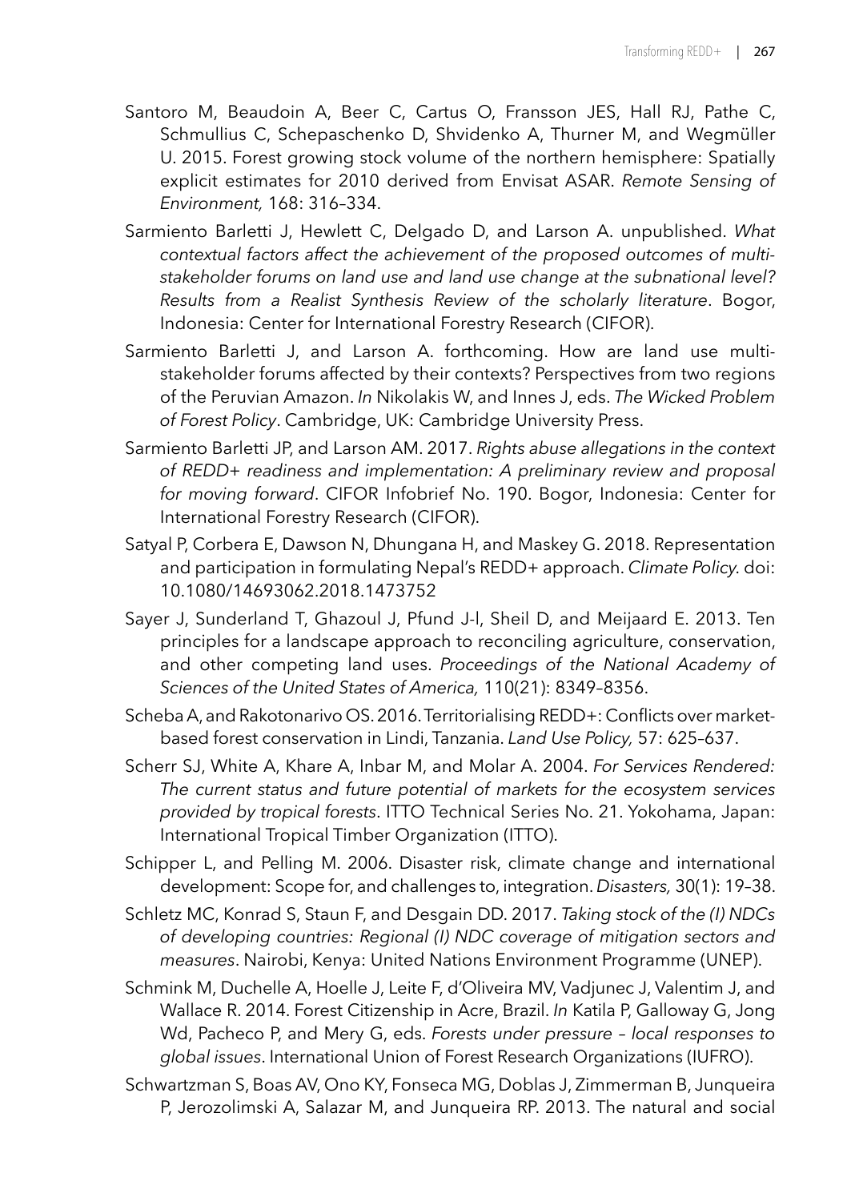Santoro M, Beaudoin A, Beer C, Cartus O, Fransson JES, Hall RJ, Pathe C, Schmullius C, Schepaschenko D, Shvidenko A, Thurner M, and Wegmüller U. 2015. Forest growing stock volume of the northern hemisphere: Spatially explicit estimates for 2010 derived from Envisat ASAR. *Remote Sensing of Environment,* 168: 316–334.

Sarmiento Barletti J, Hewlett C, Delgado D, and Larson A. unpublished. *What contextual factors affect the achievement of the proposed outcomes of multi-stakeholder forums on land use and land use change at the subnational level? Results from a Realist Synthesis Review of the scholarly literature*. Bogor, Indonesia: Center for International Forestry Research (CIFOR).

Sarmiento Barletti J, and Larson A. forthcoming. How are land use multi-stakeholder forums affected by their contexts? Perspectives from two regions of the Peruvian Amazon. *In* Nikolakis W, and Innes J, eds. *The Wicked Problem of Forest Policy*. Cambridge, UK: Cambridge University Press.

Sarmiento Barletti JP, and Larson AM. 2017. *Rights abuse allegations in the context of REDD+ readiness and implementation: A preliminary review and proposal for moving forward*. CIFOR Infobrief No. 190. Bogor, Indonesia: Center for International Forestry Research (CIFOR).

Satyal P, Corbera E, Dawson N, Dhungana H, and Maskey G. 2018. Representation and participation in formulating Nepal's REDD+ approach. *Climate Policy*. doi: 10.1080/14693062.2018.1473752

Sayer J, Sunderland T, Ghazoul J, Pfund J-l, Sheil D, and Meijaard E. 2013. Ten principles for a landscape approach to reconciling agriculture, conservation, and other competing land uses. *Proceedings of the National Academy of Sciences of the United States of America,* 110(21): 8349–8356.

Scheba A, and Rakotonarivo OS. 2016. Territorialising REDD+: Conflicts over market-based forest conservation in Lindi, Tanzania. *Land Use Policy,* 57: 625–637.

Scherr SJ, White A, Khare A, Inbar M, and Molar A. 2004. *For Services Rendered: The current status and future potential of markets for the ecosystem services provided by tropical forests*. ITTO Technical Series No. 21. Yokohama, Japan: International Tropical Timber Organization (ITTO).

Schipper L, and Pelling M. 2006. Disaster risk, climate change and international development: Scope for, and challenges to, integration. *Disasters,* 30(1): 19–38.

Schletz MC, Konrad S, Staun F, and Desgain DD. 2017. *Taking stock of the (I) NDCs of developing countries: Regional (I) NDC coverage of mitigation sectors and measures*. Nairobi, Kenya: United Nations Environment Programme (UNEP).

Schmink M, Duchelle A, Hoelle J, Leite F, d'Oliveira MV, Vadjunec J, Valentim J, and Wallace R. 2014. Forest Citizenship in Acre, Brazil. *In* Katila P, Galloway G, Jong Wd, Pacheco P, and Mery G, eds. *Forests under pressure – local responses to global issues*. International Union of Forest Research Organizations (IUFRO).

Schwartzman S, Boas AV, Ono KY, Fonseca MG, Doblas J, Zimmerman B, Junqueira P, Jerozolimski A, Salazar M, and Junqueira RP. 2013. The natural and social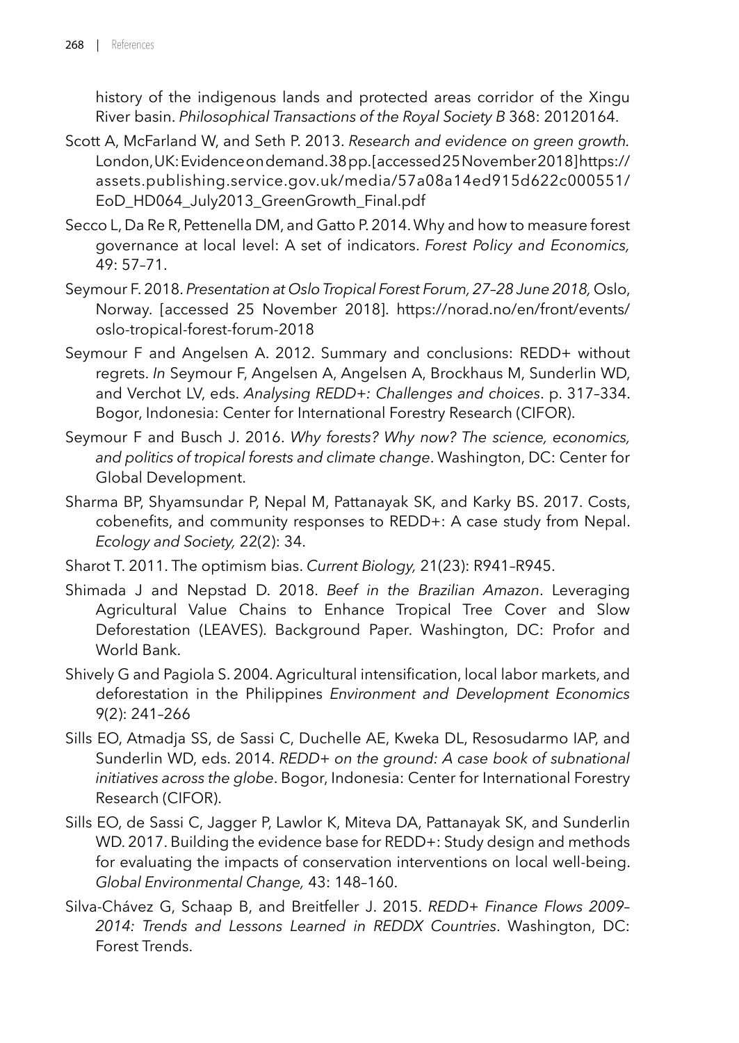history of the indigenous lands and protected areas corridor of the Xingu River basin. *Philosophical Transactions of the Royal Society B* 368: 20120164.

Scott A, McFarland W, and Seth P. 2013. *Research and evidence on green growth*. London, UK: Evidence on demand. 38 pp. [accessed 25 November 2018] https://assets.publishing.service.gov.uk/media/57a08a14ed915d622c000551/EoD_HD064_July2013_GreenGrowth_Final.pdf

Secco L, Da Re R, Pettenella DM, and Gatto P. 2014. Why and how to measure forest governance at local level: A set of indicators. *Forest Policy and Economics,* 49: 57–71.

Seymour F. 2018. *Presentation at Oslo Tropical Forest Forum, 27–28 June 2018,* Oslo, Norway. [accessed 25 November 2018]. https://norad.no/en/front/events/oslo-tropical-forest-forum-2018

Seymour F and Angelsen A. 2012. Summary and conclusions: REDD+ without regrets. *In* Seymour F, Angelsen A, Angelsen A, Brockhaus M, Sunderlin WD, and Verchot LV, eds. *Analysing REDD+: Challenges and choices*. p. 317–334. Bogor, Indonesia: Center for International Forestry Research (CIFOR).

Seymour F and Busch J. 2016. *Why forests? Why now? The science, economics, and politics of tropical forests and climate change*. Washington, DC: Center for Global Development.

Sharma BP, Shyamsundar P, Nepal M, Pattanayak SK, and Karky BS. 2017. Costs, cobenefits, and community responses to REDD+: A case study from Nepal. *Ecology and Society,* 22(2): 34.

Sharot T. 2011. The optimism bias. *Current Biology,* 21(23): R941–R945.

Shimada J and Nepstad D. 2018. *Beef in the Brazilian Amazon*. Leveraging Agricultural Value Chains to Enhance Tropical Tree Cover and Slow Deforestation (LEAVES). Background Paper. Washington, DC: Profor and World Bank.

Shively G and Pagiola S. 2004. Agricultural intensification, local labor markets, and deforestation in the Philippines *Environment and Development Economics* 9(2): 241–266

Sills EO, Atmadja SS, de Sassi C, Duchelle AE, Kweka DL, Resosudarmo IAP, and Sunderlin WD, eds. 2014. *REDD+ on the ground: A case book of subnational initiatives across the globe*. Bogor, Indonesia: Center for International Forestry Research (CIFOR).

Sills EO, de Sassi C, Jagger P, Lawlor K, Miteva DA, Pattanayak SK, and Sunderlin WD. 2017. Building the evidence base for REDD+: Study design and methods for evaluating the impacts of conservation interventions on local well-being. *Global Environmental Change,* 43: 148–160.

Silva-Chávez G, Schaap B, and Breitfeller J. 2015. *REDD+ Finance Flows 2009–2014: Trends and Lessons Learned in REDDX Countries*. Washington, DC: Forest Trends.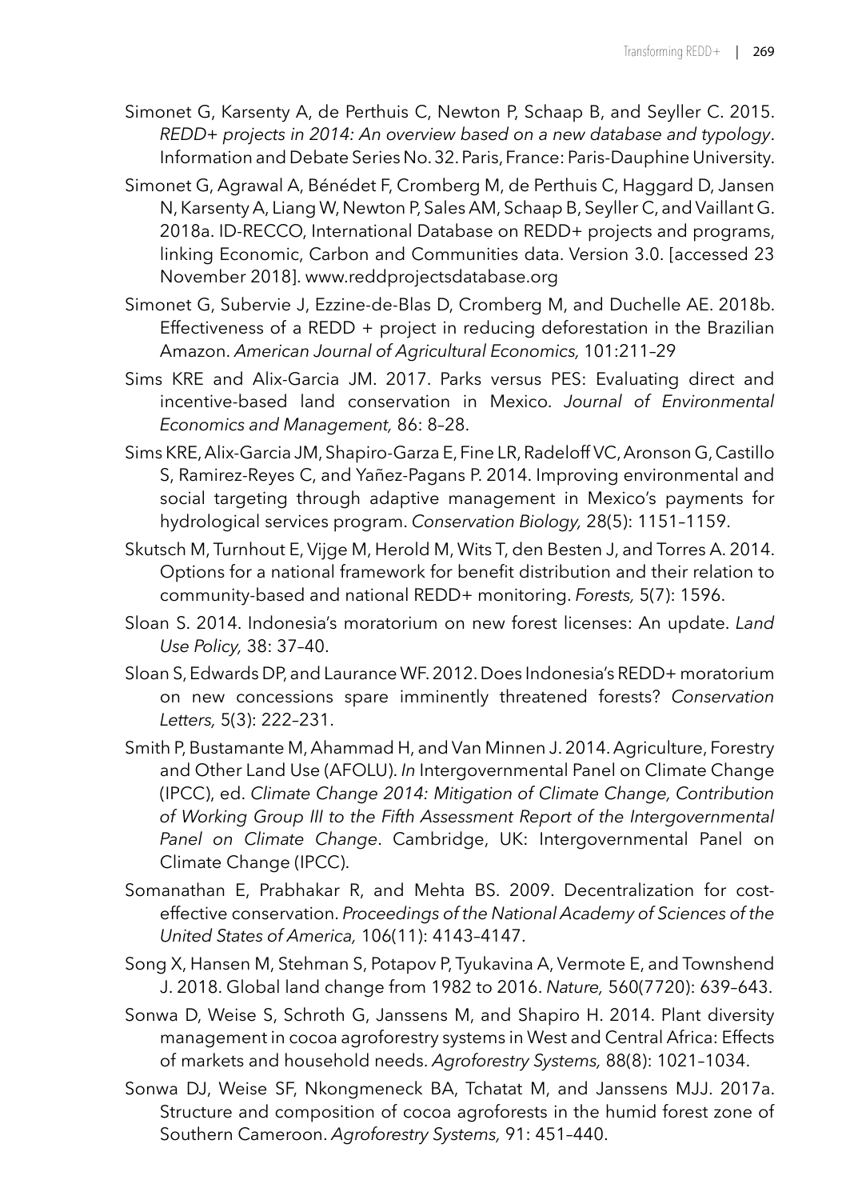Simonet G, Karsenty A, de Perthuis C, Newton P, Schaap B, and Seyller C. 2015. *REDD+ projects in 2014: An overview based on a new database and typology*. Information and Debate Series No. 32. Paris, France: Paris-Dauphine University.

Simonet G, Agrawal A, Bénédet F, Cromberg M, de Perthuis C, Haggard D, Jansen N, Karsenty A, Liang W, Newton P, Sales AM, Schaap B, Seyller C, and Vaillant G. 2018a. ID-RECCO, International Database on REDD+ projects and programs, linking Economic, Carbon and Communities data. Version 3.0. [accessed 23 November 2018]. www.reddprojectsdatabase.org

Simonet G, Subervie J, Ezzine-de-Blas D, Cromberg M, and Duchelle AE. 2018b. Effectiveness of a REDD + project in reducing deforestation in the Brazilian Amazon. *American Journal of Agricultural Economics,* 101:211–29

Sims KRE and Alix-Garcia JM. 2017. Parks versus PES: Evaluating direct and incentive-based land conservation in Mexico. *Journal of Environmental Economics and Management,* 86: 8–28.

Sims KRE, Alix-Garcia JM, Shapiro-Garza E, Fine LR, Radeloff VC, Aronson G, Castillo S, Ramirez-Reyes C, and Yañez-Pagans P. 2014. Improving environmental and social targeting through adaptive management in Mexico's payments for hydrological services program. *Conservation Biology,* 28(5): 1151–1159.

Skutsch M, Turnhout E, Vijge M, Herold M, Wits T, den Besten J, and Torres A. 2014. Options for a national framework for benefit distribution and their relation to community-based and national REDD+ monitoring. *Forests,* 5(7): 1596.

Sloan S. 2014. Indonesia's moratorium on new forest licenses: An update. *Land Use Policy,* 38: 37–40.

Sloan S, Edwards DP, and Laurance WF. 2012. Does Indonesia's REDD+ moratorium on new concessions spare imminently threatened forests? *Conservation Letters,* 5(3): 222–231.

Smith P, Bustamante M, Ahammad H, and Van Minnen J. 2014. Agriculture, Forestry and Other Land Use (AFOLU). *In* Intergovernmental Panel on Climate Change (IPCC), ed. *Climate Change 2014: Mitigation of Climate Change, Contribution of Working Group III to the Fifth Assessment Report of the Intergovernmental Panel on Climate Change*. Cambridge, UK: Intergovernmental Panel on Climate Change (IPCC).

Somanathan E, Prabhakar R, and Mehta BS. 2009. Decentralization for cost-effective conservation. *Proceedings of the National Academy of Sciences of the United States of America,* 106(11): 4143–4147.

Song X, Hansen M, Stehman S, Potapov P, Tyukavina A, Vermote E, and Townshend J. 2018. Global land change from 1982 to 2016. *Nature,* 560(7720): 639–643.

Sonwa D, Weise S, Schroth G, Janssens M, and Shapiro H. 2014. Plant diversity management in cocoa agroforestry systems in West and Central Africa: Effects of markets and household needs. *Agroforestry Systems,* 88(8): 1021–1034.

Sonwa DJ, Weise SF, Nkongmeneck BA, Tchatat M, and Janssens MJJ. 2017a. Structure and composition of cocoa agroforests in the humid forest zone of Southern Cameroon. *Agroforestry Systems,* 91: 451–440.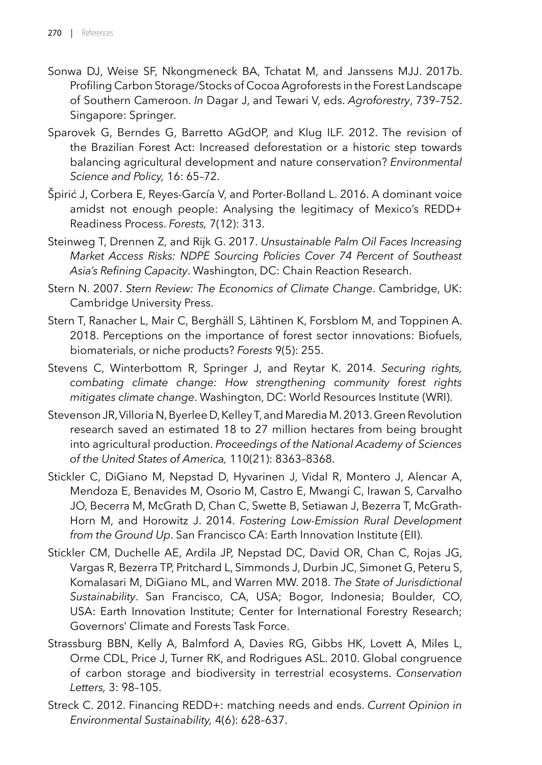Sonwa DJ, Weise SF, Nkongmeneck BA, Tchatat M, and Janssens MJJ. 2017b. Profiling Carbon Storage/Stocks of Cocoa Agroforests in the Forest Landscape of Southern Cameroon. *In* Dagar J, and Tewari V, eds. *Agroforestry*, 739–752. Singapore: Springer.

Sparovek G, Berndes G, Barretto AGdOP, and Klug ILF. 2012. The revision of the Brazilian Forest Act: Increased deforestation or a historic step towards balancing agricultural development and nature conservation? *Environmental Science and Policy,* 16: 65–72.

Špirić J, Corbera E, Reyes-García V, and Porter-Bolland L. 2016. A dominant voice amidst not enough people: Analysing the legitimacy of Mexico's REDD+ Readiness Process. *Forests,* 7(12): 313.

Steinweg T, Drennen Z, and Rijk G. 2017. *Unsustainable Palm Oil Faces Increasing Market Access Risks: NDPE Sourcing Policies Cover 74 Percent of Southeast Asia's Refining Capacity*. Washington, DC: Chain Reaction Research.

Stern N. 2007. *Stern Review: The Economics of Climate Change*. Cambridge, UK: Cambridge University Press.

Stern T, Ranacher L, Mair C, Berghäll S, Lähtinen K, Forsblom M, and Toppinen A. 2018. Perceptions on the importance of forest sector innovations: Biofuels, biomaterials, or niche products? *Forests* 9(5): 255.

Stevens C, Winterbottom R, Springer J, and Reytar K. 2014. *Securing rights, combating climate change: How strengthening community forest rights mitigates climate change*. Washington, DC: World Resources Institute (WRI).

Stevenson JR, Villoria N, Byerlee D, Kelley T, and Maredia M. 2013. Green Revolution research saved an estimated 18 to 27 million hectares from being brought into agricultural production. *Proceedings of the National Academy of Sciences of the United States of America,* 110(21): 8363–8368.

Stickler C, DiGiano M, Nepstad D, Hyvarinen J, Vidal R, Montero J, Alencar A, Mendoza E, Benavides M, Osorio M, Castro E, Mwangi C, Irawan S, Carvalho JO, Becerra M, McGrath D, Chan C, Swette B, Setiawan J, Bezerra T, McGrath-Horn M, and Horowitz J. 2014. *Fostering Low-Emission Rural Development from the Ground Up*. San Francisco CA: Earth Innovation Institute (EII).

Stickler CM, Duchelle AE, Ardila JP, Nepstad DC, David OR, Chan C, Rojas JG, Vargas R, Bezerra TP, Pritchard L, Simmonds J, Durbin JC, Simonet G, Peteru S, Komalasari M, DiGiano ML, and Warren MW. 2018. *The State of Jurisdictional Sustainability*. San Francisco, CA, USA; Bogor, Indonesia; Boulder, CO, USA: Earth Innovation Institute; Center for International Forestry Research; Governors' Climate and Forests Task Force.

Strassburg BBN, Kelly A, Balmford A, Davies RG, Gibbs HK, Lovett A, Miles L, Orme CDL, Price J, Turner RK, and Rodrigues ASL. 2010. Global congruence of carbon storage and biodiversity in terrestrial ecosystems. *Conservation Letters,* 3: 98–105.

Streck C. 2012. Financing REDD+: matching needs and ends. *Current Opinion in Environmental Sustainability,* 4(6): 628–637.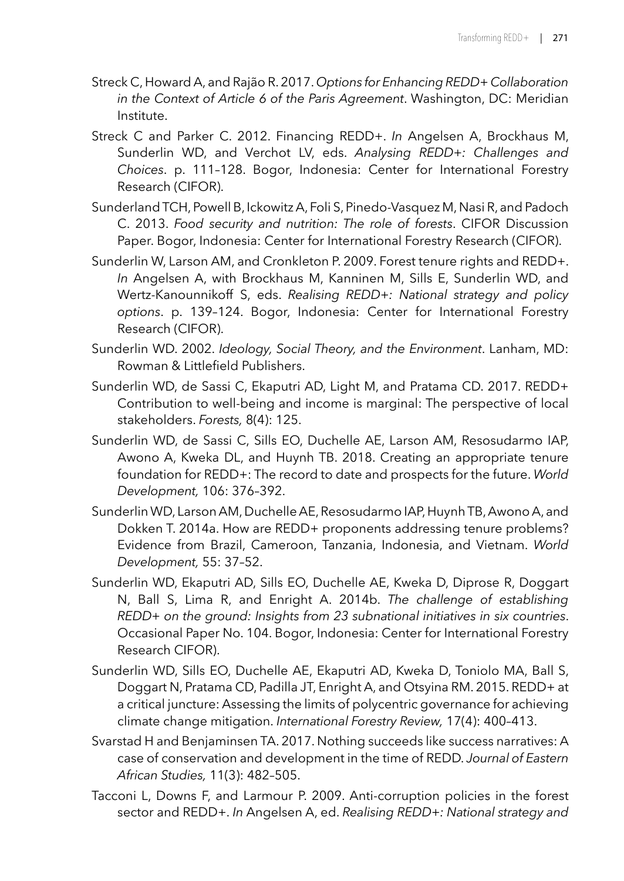Streck C, Howard A, and Rajão R. 2017. *Options for Enhancing REDD+ Collaboration in the Context of Article 6 of the Paris Agreement*. Washington, DC: Meridian Institute.

Streck C and Parker C. 2012. Financing REDD+. *In* Angelsen A, Brockhaus M, Sunderlin WD, and Verchot LV, eds. *Analysing REDD+: Challenges and Choices*. p. 111–128. Bogor, Indonesia: Center for International Forestry Research (CIFOR).

Sunderland TCH, Powell B, Ickowitz A, Foli S, Pinedo-Vasquez M, Nasi R, and Padoch C. 2013. *Food security and nutrition: The role of forests*. CIFOR Discussion Paper. Bogor, Indonesia: Center for International Forestry Research (CIFOR).

Sunderlin W, Larson AM, and Cronkleton P. 2009. Forest tenure rights and REDD+. *In* Angelsen A, with Brockhaus M, Kanninen M, Sills E, Sunderlin WD, and Wertz-Kanounnikoff S, eds. *Realising REDD+: National strategy and policy options*. p. 139–124. Bogor, Indonesia: Center for International Forestry Research (CIFOR).

Sunderlin WD. 2002. *Ideology, Social Theory, and the Environment*. Lanham, MD: Rowman & Littlefield Publishers.

Sunderlin WD, de Sassi C, Ekaputri AD, Light M, and Pratama CD. 2017. REDD+ Contribution to well-being and income is marginal: The perspective of local stakeholders. *Forests,* 8(4): 125.

Sunderlin WD, de Sassi C, Sills EO, Duchelle AE, Larson AM, Resosudarmo IAP, Awono A, Kweka DL, and Huynh TB. 2018. Creating an appropriate tenure foundation for REDD+: The record to date and prospects for the future. *World Development,* 106: 376–392.

Sunderlin WD, Larson AM, Duchelle AE, Resosudarmo IAP, Huynh TB, Awono A, and Dokken T. 2014a. How are REDD+ proponents addressing tenure problems? Evidence from Brazil, Cameroon, Tanzania, Indonesia, and Vietnam. *World Development,* 55: 37–52.

Sunderlin WD, Ekaputri AD, Sills EO, Duchelle AE, Kweka D, Diprose R, Doggart N, Ball S, Lima R, and Enright A. 2014b. *The challenge of establishing REDD+ on the ground: Insights from 23 subnational initiatives in six countries*. Occasional Paper No. 104. Bogor, Indonesia: Center for International Forestry Research CIFOR).

Sunderlin WD, Sills EO, Duchelle AE, Ekaputri AD, Kweka D, Toniolo MA, Ball S, Doggart N, Pratama CD, Padilla JT, Enright A, and Otsyina RM. 2015. REDD+ at a critical juncture: Assessing the limits of polycentric governance for achieving climate change mitigation. *International Forestry Review,* 17(4): 400–413.

Svarstad H and Benjaminsen TA. 2017. Nothing succeeds like success narratives: A case of conservation and development in the time of REDD. *Journal of Eastern African Studies,* 11(3): 482–505.

Tacconi L, Downs F, and Larmour P. 2009. Anti-corruption policies in the forest sector and REDD+. *In* Angelsen A, ed. *Realising REDD+: National strategy and*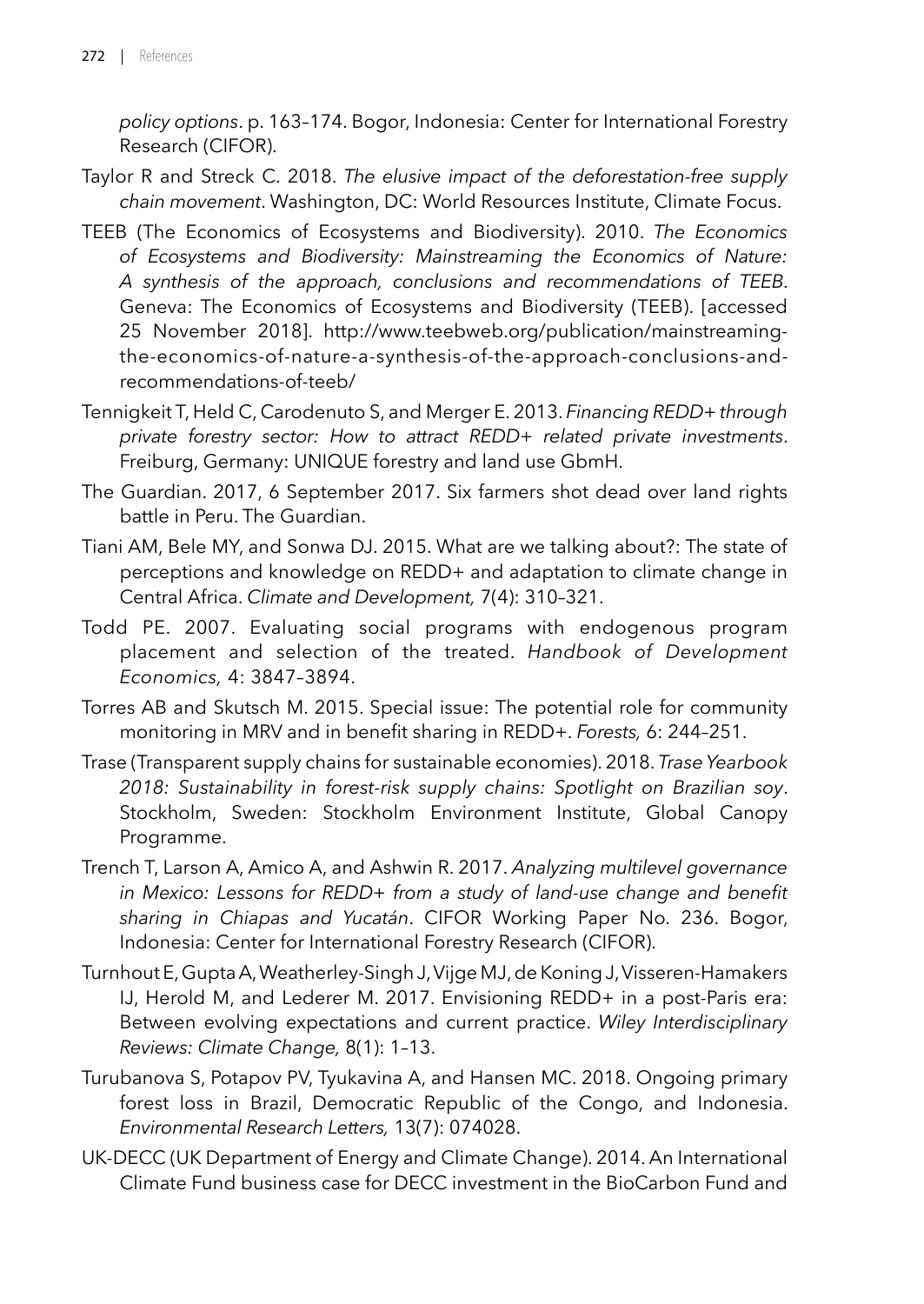*policy options*. p. 163–174. Bogor, Indonesia: Center for International Forestry Research (CIFOR).

Taylor R and Streck C. 2018. *The elusive impact of the deforestation-free supply chain movement*. Washington, DC: World Resources Institute, Climate Focus.

TEEB (The Economics of Ecosystems and Biodiversity). 2010. *The Economics of Ecosystems and Biodiversity: Mainstreaming the Economics of Nature: A synthesis of the approach, conclusions and recommendations of TEEB*. Geneva: The Economics of Ecosystems and Biodiversity (TEEB). [accessed 25 November 2018]. http://www.teebweb.org/publication/mainstreaming-the-economics-of-nature-a-synthesis-of-the-approach-conclusions-and-recommendations-of-teeb/

Tennigkeit T, Held C, Carodenuto S, and Merger E. 2013. *Financing REDD+ through private forestry sector: How to attract REDD+ related private investments*. Freiburg, Germany: UNIQUE forestry and land use GbmH.

The Guardian. 2017, 6 September 2017. Six farmers shot dead over land rights battle in Peru. The Guardian.

Tiani AM, Bele MY, and Sonwa DJ. 2015. What are we talking about?: The state of perceptions and knowledge on REDD+ and adaptation to climate change in Central Africa. *Climate and Development,* 7(4): 310–321.

Todd PE. 2007. Evaluating social programs with endogenous program placement and selection of the treated. *Handbook of Development Economics,* 4: 3847–3894.

Torres AB and Skutsch M. 2015. Special issue: The potential role for community monitoring in MRV and in benefit sharing in REDD+. *Forests,* 6: 244–251.

Trase (Transparent supply chains for sustainable economies). 2018. *Trase Yearbook 2018: Sustainability in forest-risk supply chains: Spotlight on Brazilian soy*. Stockholm, Sweden: Stockholm Environment Institute, Global Canopy Programme.

Trench T, Larson A, Amico A, and Ashwin R. 2017. *Analyzing multilevel governance in Mexico: Lessons for REDD+ from a study of land-use change and benefit sharing in Chiapas and Yucatán*. CIFOR Working Paper No. 236. Bogor, Indonesia: Center for International Forestry Research (CIFOR).

Turnhout E, Gupta A, Weatherley-Singh J, Vijge MJ, de Koning J, Visseren-Hamakers IJ, Herold M, and Lederer M. 2017. Envisioning REDD+ in a post-Paris era: Between evolving expectations and current practice. *Wiley Interdisciplinary Reviews: Climate Change,* 8(1): 1–13.

Turubanova S, Potapov PV, Tyukavina A, and Hansen MC. 2018. Ongoing primary forest loss in Brazil, Democratic Republic of the Congo, and Indonesia. *Environmental Research Letters,* 13(7): 074028.

UK-DECC (UK Department of Energy and Climate Change). 2014. An International Climate Fund business case for DECC investment in the BioCarbon Fund and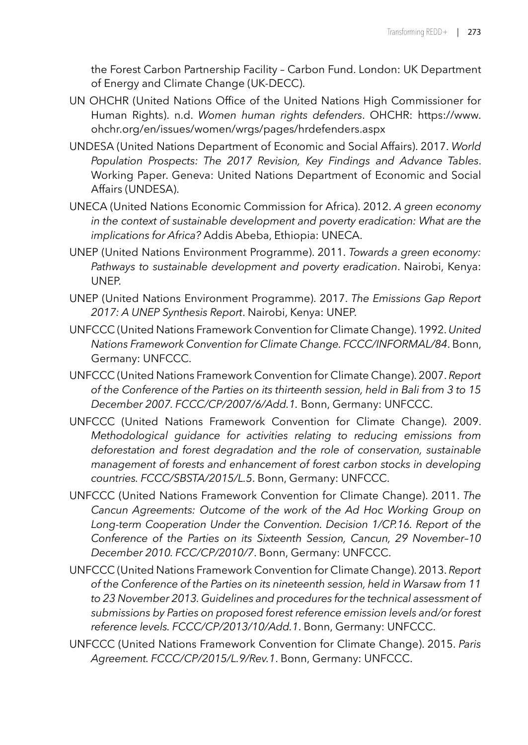the Forest Carbon Partnership Facility – Carbon Fund. London: UK Department of Energy and Climate Change (UK-DECC).

UN OHCHR (United Nations Office of the United Nations High Commissioner for Human Rights). n.d. *Women human rights defenders*. OHCHR: https://www.ohchr.org/en/issues/women/wrgs/pages/hrdefenders.aspx

UNDESA (United Nations Department of Economic and Social Affairs). 2017. *World Population Prospects: The 2017 Revision, Key Findings and Advance Tables*. Working Paper. Geneva: United Nations Department of Economic and Social Affairs (UNDESA).

UNECA (United Nations Economic Commission for Africa). 2012. *A green economy in the context of sustainable development and poverty eradication: What are the implications for Africa?* Addis Abeba, Ethiopia: UNECA.

UNEP (United Nations Environment Programme). 2011. *Towards a green economy: Pathways to sustainable development and poverty eradication*. Nairobi, Kenya: UNEP.

UNEP (United Nations Environment Programme). 2017. *The Emissions Gap Report 2017: A UNEP Synthesis Report*. Nairobi, Kenya: UNEP.

UNFCCC (United Nations Framework Convention for Climate Change). 1992. *United Nations Framework Convention for Climate Change. FCCC/INFORMAL/84*. Bonn, Germany: UNFCCC.

UNFCCC (United Nations Framework Convention for Climate Change). 2007. *Report of the Conference of the Parties on its thirteenth session, held in Bali from 3 to 15 December 2007. FCCC/CP/2007/6/Add.1.* Bonn, Germany: UNFCCC.

UNFCCC (United Nations Framework Convention for Climate Change). 2009. *Methodological guidance for activities relating to reducing emissions from deforestation and forest degradation and the role of conservation, sustainable management of forests and enhancement of forest carbon stocks in developing countries. FCCC/SBSTA/2015/L.5*. Bonn, Germany: UNFCCC.

UNFCCC (United Nations Framework Convention for Climate Change). 2011. *The Cancun Agreements: Outcome of the work of the Ad Hoc Working Group on Long-term Cooperation Under the Convention. Decision 1/CP.16. Report of the Conference of the Parties on its Sixteenth Session, Cancun, 29 November–10 December 2010. FCC/CP/2010/7*. Bonn, Germany: UNFCCC.

UNFCCC (United Nations Framework Convention for Climate Change). 2013. *Report of the Conference of the Parties on its nineteenth session, held in Warsaw from 11 to 23 November 2013. Guidelines and procedures for the technical assessment of submissions by Parties on proposed forest reference emission levels and/or forest reference levels. FCCC/CP/2013/10/Add.1.* Bonn, Germany: UNFCCC.

UNFCCC (United Nations Framework Convention for Climate Change). 2015. *Paris Agreement. FCCC/CP/2015/L.9/Rev.1*. Bonn, Germany: UNFCCC.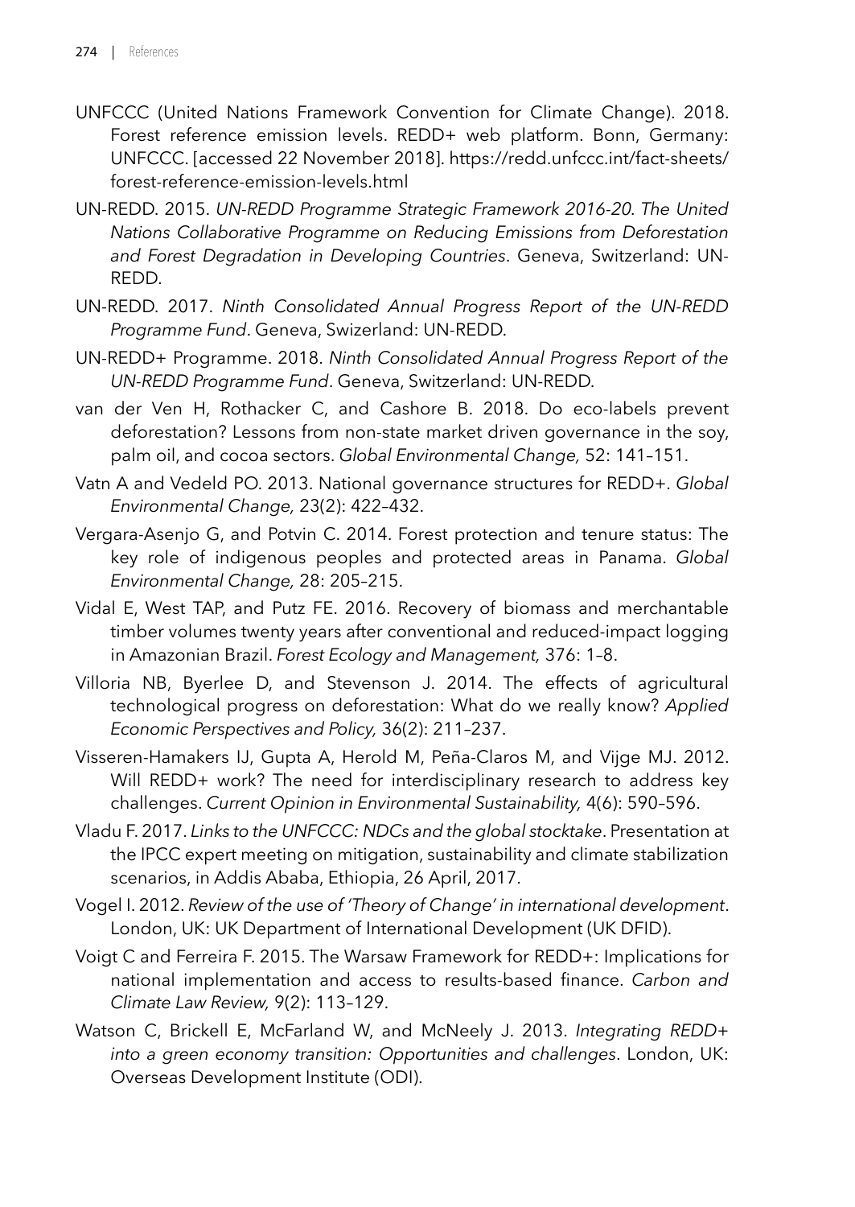UNFCCC (United Nations Framework Convention for Climate Change). 2018. Forest reference emission levels. REDD+ web platform. Bonn, Germany: UNFCCC. [accessed 22 November 2018]. https://redd.unfccc.int/fact-sheets/forest-reference-emission-levels.html

UN-REDD. 2015. *UN-REDD Programme Strategic Framework 2016-20. The United Nations Collaborative Programme on Reducing Emissions from Deforestation and Forest Degradation in Developing Countries*. Geneva, Switzerland: UN-REDD.

UN-REDD. 2017. *Ninth Consolidated Annual Progress Report of the UN-REDD Programme Fund*. Geneva, Swizerland: UN-REDD.

UN-REDD+ Programme. 2018. *Ninth Consolidated Annual Progress Report of the UN-REDD Programme Fund*. Geneva, Switzerland: UN-REDD.

van der Ven H, Rothacker C, and Cashore B. 2018. Do eco-labels prevent deforestation? Lessons from non-state market driven governance in the soy, palm oil, and cocoa sectors. *Global Environmental Change,* 52: 141–151.

Vatn A and Vedeld PO. 2013. National governance structures for REDD+. *Global Environmental Change,* 23(2): 422–432.

Vergara-Asenjo G, and Potvin C. 2014. Forest protection and tenure status: The key role of indigenous peoples and protected areas in Panama. *Global Environmental Change,* 28: 205–215.

Vidal E, West TAP, and Putz FE. 2016. Recovery of biomass and merchantable timber volumes twenty years after conventional and reduced-impact logging in Amazonian Brazil. *Forest Ecology and Management,* 376: 1–8.

Villoria NB, Byerlee D, and Stevenson J. 2014. The effects of agricultural technological progress on deforestation: What do we really know? *Applied Economic Perspectives and Policy,* 36(2): 211–237.

Visseren-Hamakers IJ, Gupta A, Herold M, Peña-Claros M, and Vijge MJ. 2012. Will REDD+ work? The need for interdisciplinary research to address key challenges. *Current Opinion in Environmental Sustainability,* 4(6): 590–596.

Vladu F. 2017. *Links to the UNFCCC: NDCs and the global stocktake*. Presentation at the IPCC expert meeting on mitigation, sustainability and climate stabilization scenarios, in Addis Ababa, Ethiopia, 26 April, 2017.

Vogel I. 2012. *Review of the use of 'Theory of Change' in international development*. London, UK: UK Department of International Development (UK DFID).

Voigt C and Ferreira F. 2015. The Warsaw Framework for REDD+: Implications for national implementation and access to results-based finance. *Carbon and Climate Law Review,* 9(2): 113–129.

Watson C, Brickell E, McFarland W, and McNeely J. 2013. *Integrating REDD+ into a green economy transition: Opportunities and challenges*. London, UK: Overseas Development Institute (ODI).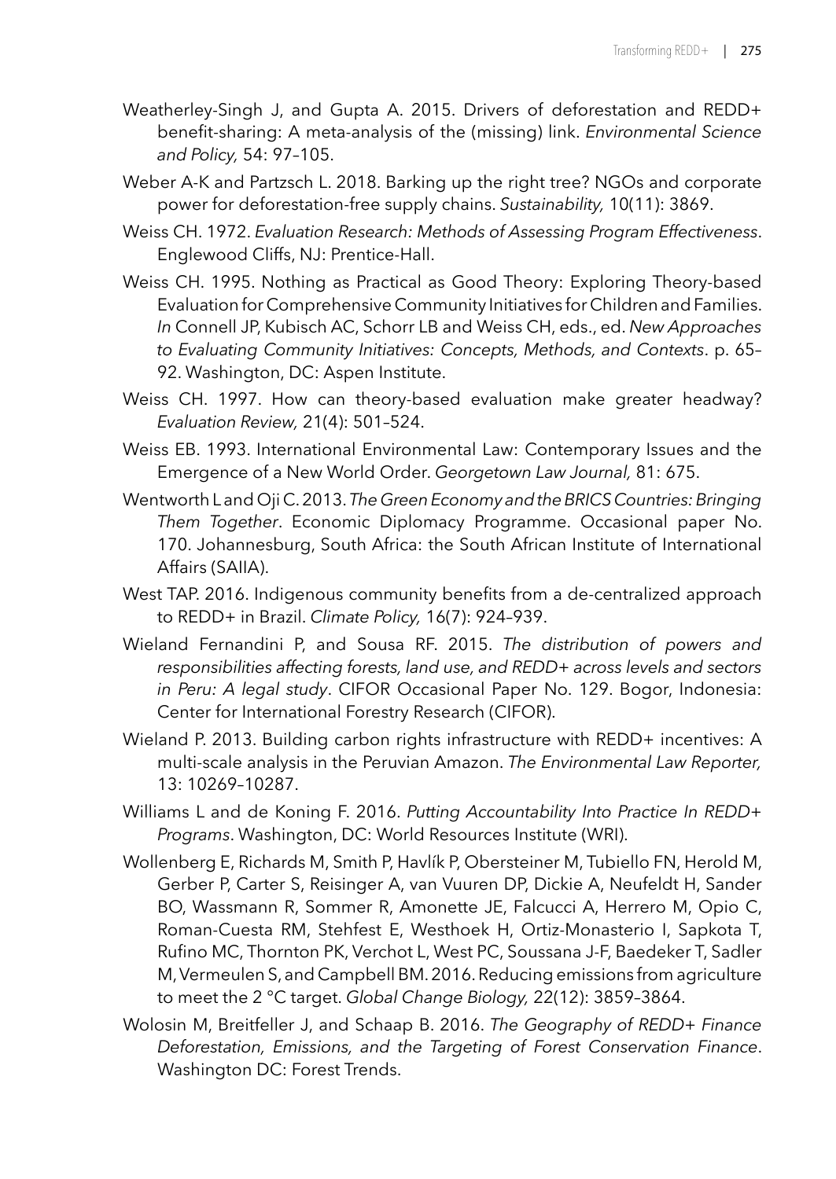Weatherley-Singh J, and Gupta A. 2015. Drivers of deforestation and REDD+ benefit-sharing: A meta-analysis of the (missing) link. *Environmental Science and Policy,* 54: 97–105.

Weber A-K and Partzsch L. 2018. Barking up the right tree? NGOs and corporate power for deforestation-free supply chains. *Sustainability,* 10(11): 3869.

Weiss CH. 1972. *Evaluation Research: Methods of Assessing Program Effectiveness*. Englewood Cliffs, NJ: Prentice-Hall.

Weiss CH. 1995. Nothing as Practical as Good Theory: Exploring Theory-based Evaluation for Comprehensive Community Initiatives for Children and Families. *In* Connell JP, Kubisch AC, Schorr LB and Weiss CH, eds., ed. *New Approaches to Evaluating Community Initiatives: Concepts, Methods, and Contexts*. p. 65–92. Washington, DC: Aspen Institute.

Weiss CH. 1997. How can theory-based evaluation make greater headway? *Evaluation Review,* 21(4): 501–524.

Weiss EB. 1993. International Environmental Law: Contemporary Issues and the Emergence of a New World Order. *Georgetown Law Journal,* 81: 675.

Wentworth L and Oji C. 2013. *The Green Economy and the BRICS Countries: Bringing Them Together*. Economic Diplomacy Programme. Occasional paper No. 170. Johannesburg, South Africa: the South African Institute of International Affairs (SAIIA).

West TAP. 2016. Indigenous community benefits from a de-centralized approach to REDD+ in Brazil. *Climate Policy,* 16(7): 924–939.

Wieland Fernandini P, and Sousa RF. 2015. *The distribution of powers and responsibilities affecting forests, land use, and REDD+ across levels and sectors in Peru: A legal study*. CIFOR Occasional Paper No. 129. Bogor, Indonesia: Center for International Forestry Research (CIFOR).

Wieland P. 2013. Building carbon rights infrastructure with REDD+ incentives: A multi-scale analysis in the Peruvian Amazon. *The Environmental Law Reporter,* 13: 10269–10287.

Williams L and de Koning F. 2016. *Putting Accountability Into Practice In REDD+ Programs*. Washington, DC: World Resources Institute (WRI).

Wollenberg E, Richards M, Smith P, Havlík P, Obersteiner M, Tubiello FN, Herold M, Gerber P, Carter S, Reisinger A, van Vuuren DP, Dickie A, Neufeldt H, Sander BO, Wassmann R, Sommer R, Amonette JE, Falcucci A, Herrero M, Opio C, Roman-Cuesta RM, Stehfest E, Westhoek H, Ortiz-Monasterio I, Sapkota T, Rufino MC, Thornton PK, Verchot L, West PC, Soussana J-F, Baedeker T, Sadler M, Vermeulen S, and Campbell BM. 2016. Reducing emissions from agriculture to meet the 2 °C target. *Global Change Biology,* 22(12): 3859–3864.

Wolosin M, Breitfeller J, and Schaap B. 2016. *The Geography of REDD+ Finance Deforestation, Emissions, and the Targeting of Forest Conservation Finance*. Washington DC: Forest Trends.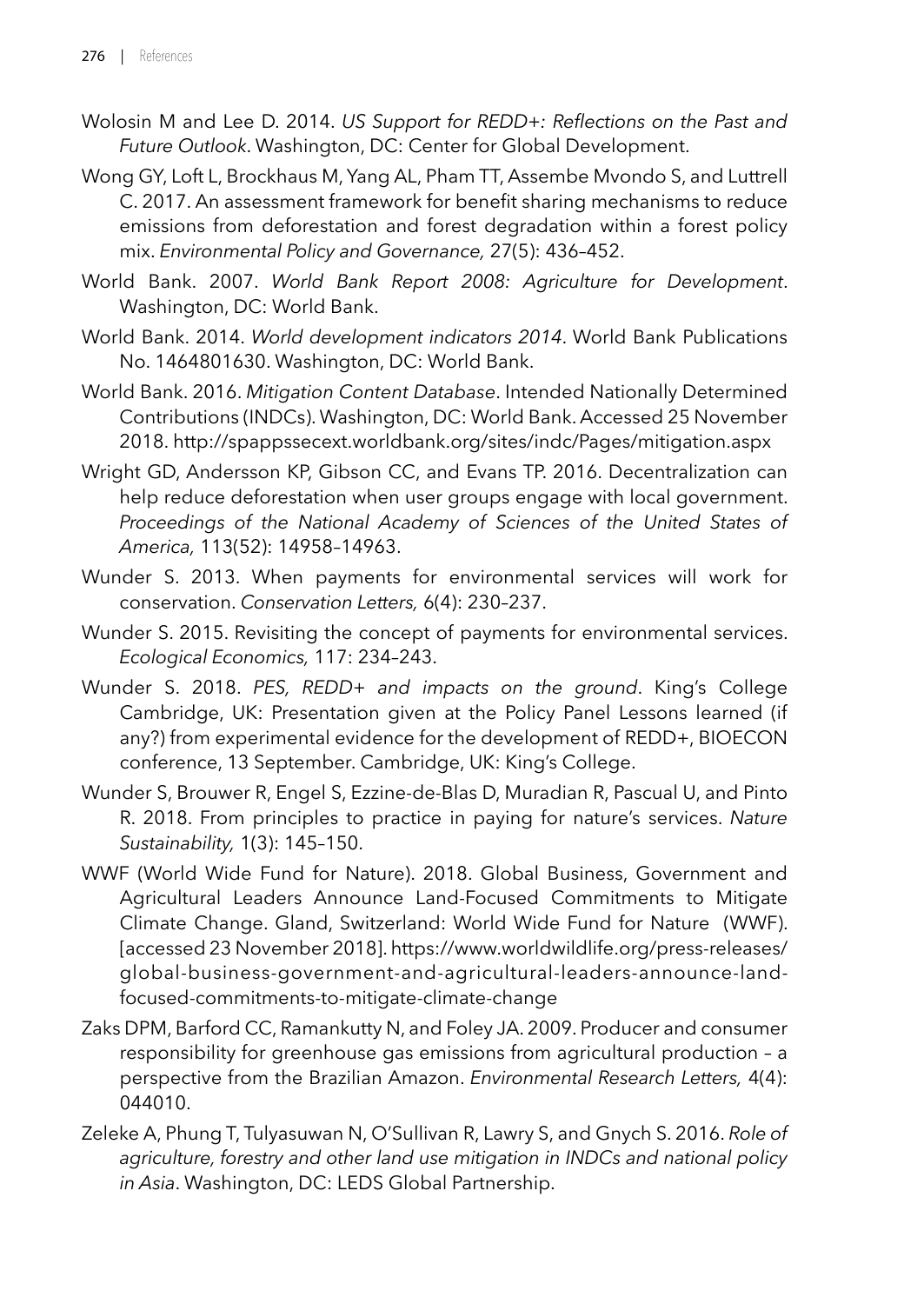Wolosin M and Lee D. 2014. *US Support for REDD+: Reflections on the Past and Future Outlook*. Washington, DC: Center for Global Development.

Wong GY, Loft L, Brockhaus M, Yang AL, Pham TT, Assembe Mvondo S, and Luttrell C. 2017. An assessment framework for benefit sharing mechanisms to reduce emissions from deforestation and forest degradation within a forest policy mix. *Environmental Policy and Governance,* 27(5): 436–452.

World Bank. 2007. *World Bank Report 2008: Agriculture for Development*. Washington, DC: World Bank.

World Bank. 2014. *World development indicators 2014*. World Bank Publications No. 1464801630. Washington, DC: World Bank.

World Bank. 2016. *Mitigation Content Database*. Intended Nationally Determined Contributions (INDCs). Washington, DC: World Bank. Accessed 25 November 2018. http://spappssecext.worldbank.org/sites/indc/Pages/mitigation.aspx

Wright GD, Andersson KP, Gibson CC, and Evans TP. 2016. Decentralization can help reduce deforestation when user groups engage with local government. *Proceedings of the National Academy of Sciences of the United States of America,* 113(52): 14958–14963.

Wunder S. 2013. When payments for environmental services will work for conservation. *Conservation Letters,* 6(4): 230–237.

Wunder S. 2015. Revisiting the concept of payments for environmental services. *Ecological Economics,* 117: 234–243.

Wunder S. 2018. *PES, REDD+ and impacts on the ground*. King's College Cambridge, UK: Presentation given at the Policy Panel Lessons learned (if any?) from experimental evidence for the development of REDD+, BIOECON conference, 13 September. Cambridge, UK: King's College.

Wunder S, Brouwer R, Engel S, Ezzine-de-Blas D, Muradian R, Pascual U, and Pinto R. 2018. From principles to practice in paying for nature's services. *Nature Sustainability,* 1(3): 145–150.

WWF (World Wide Fund for Nature). 2018. Global Business, Government and Agricultural Leaders Announce Land-Focused Commitments to Mitigate Climate Change. Gland, Switzerland: World Wide Fund for Nature (WWF). [accessed 23 November 2018]. https://www.worldwildlife.org/press-releases/global-business-government-and-agricultural-leaders-announce-land-focused-commitments-to-mitigate-climate-change

Zaks DPM, Barford CC, Ramankutty N, and Foley JA. 2009. Producer and consumer responsibility for greenhouse gas emissions from agricultural production – a perspective from the Brazilian Amazon. *Environmental Research Letters,* 4(4): 044010.

Zeleke A, Phung T, Tulyasuwan N, O'Sullivan R, Lawry S, and Gnych S. 2016. *Role of agriculture, forestry and other land use mitigation in INDCs and national policy in Asia*. Washington, DC: LEDS Global Partnership.